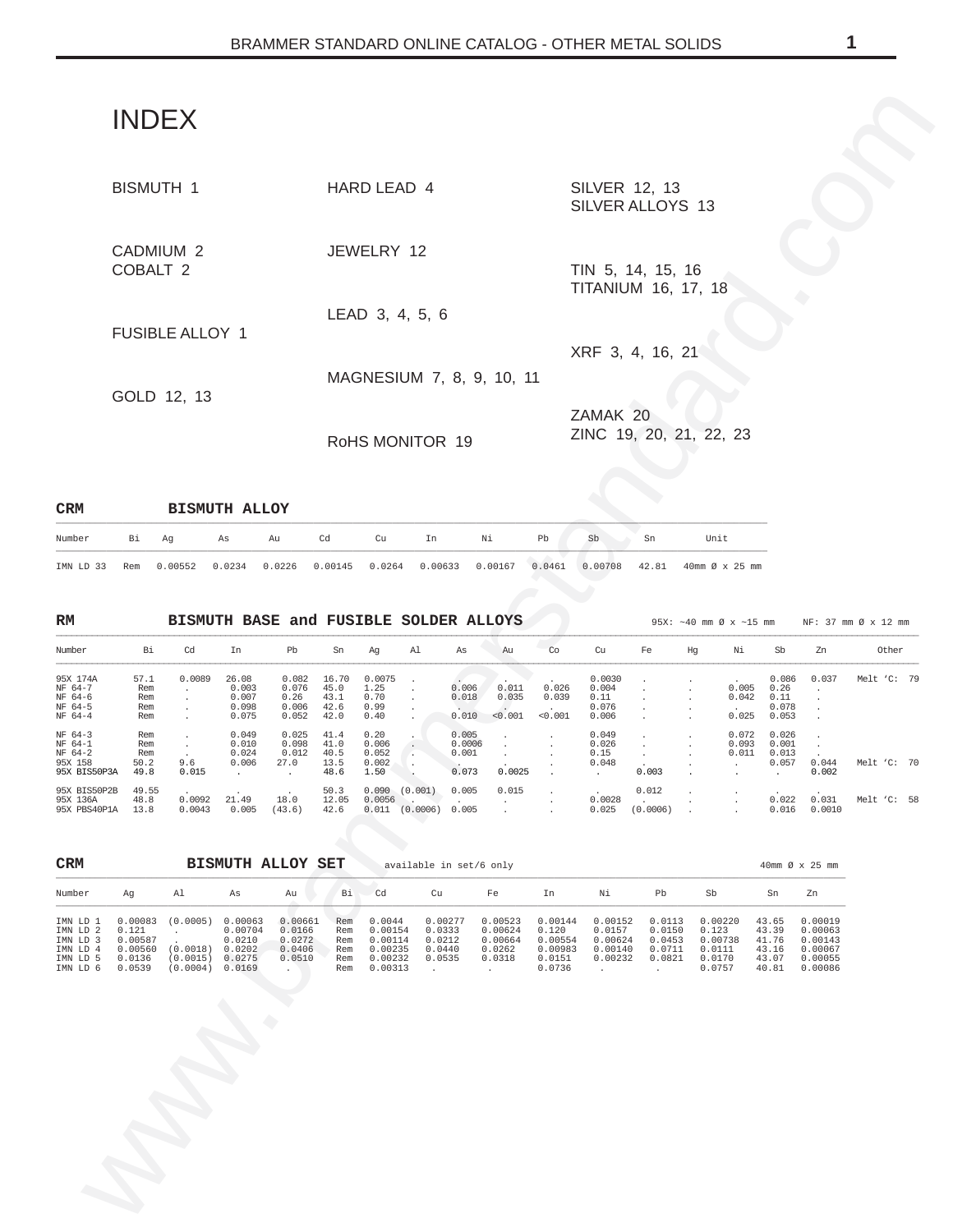# INDEX

BISMUTH 1

CADMIUM 2
COBALT 2

FUSIBLE ALLOY 1

GOLD 12, 13

HARD LEAD 4

JEWELRY 12

LEAD 3, 4, 5, 6

MAGNESIUM 7, 8, 9, 10, 11

RoHS MONITOR 19

SILVER 12, 13
SILVER ALLOYS 13

TIN 5, 14, 15, 16
TITANIUM 16, 17, 18

XRF 3, 4, 16, 21

ZAMAK 20
ZINC 19, 20, 21, 22, 23

## CRM BISMUTH ALLOY

| Number | Bi | Ag | As | Au | Cd | Cu | In | Ni | Pb | Sb | Sn | Unit |
|---|---|---|---|---|---|---|---|---|---|---|---|---|
| IMN LD 33 | Rem | 0.00552 | 0.0234 | 0.0226 | 0.00145 | 0.0264 | 0.00633 | 0.00167 | 0.0461 | 0.00708 | 42.81 | 40mm Ø x 25 mm |

## RM BISMUTH BASE and FUSIBLE SOLDER ALLOYS

95X: ~40 mm Ø x ~15 mm NF: 37 mm Ø x 12 mm

| Number | Bi | Cd | In | Pb | Sn | Ag | Al | As | Au | Co | Cu | Fe | Hg | Ni | Sb | Zn | Other |
|---|---|---|---|---|---|---|---|---|---|---|---|---|---|---|---|---|---|
| 95X 174A | 57.1 | 0.0089 | 26.08 | 0.082 | 16.70 | 0.0075 | . | . | . | . | 0.0030 | . | . | . | 0.086 | 0.037 | Melt ‘C: 79 |
| NF 64-7 | Rem | . | 0.003 | 0.076 | 45.0 | 1.25 | . | 0.006 | 0.011 | 0.026 | 0.004 | . | . | 0.005 | 0.26 | . | |
| NF 64-6 | Rem | . | 0.007 | 0.26 | 43.1 | 0.70 | . | 0.018 | 0.035 | 0.039 | 0.11 | . | . | 0.042 | 0.11 | . | |
| NF 64-5 | Rem | . | 0.098 | 0.006 | 42.6 | 0.99 | . | . | . | . | 0.076 | . | . | . | 0.078 | . | |
| NF 64-4 | Rem | . | 0.075 | 0.052 | 42.0 | 0.40 | . | 0.010 | <0.001 | <0.001 | 0.006 | . | . | 0.025 | 0.053 | . | |
| NF 64-3 | Rem | . | 0.049 | 0.025 | 41.4 | 0.20 | . | 0.005 | . | . | 0.049 | . | . | 0.072 | 0.026 | . | |
| NF 64-1 | Rem | . | 0.010 | 0.098 | 41.0 | 0.006 | . | 0.0006 | . | . | 0.026 | . | . | 0.093 | 0.001 | . | |
| NF 64-2 | Rem | . | 0.024 | 0.012 | 40.5 | 0.052 | . | 0.001 | . | . | 0.15 | . | . | 0.011 | 0.013 | . | |
| 95X 158 | 50.2 | 9.6 | 0.006 | 27.0 | 13.5 | 0.002 | . | . | . | . | 0.048 | . | . | . | 0.057 | 0.044 | Melt ‘C: 70 |
| 95X BIS50P3A | 49.8 | 0.015 | . | . | 48.6 | 1.50 | . | 0.073 | 0.0025 | . | . | 0.003 | . | . | . | 0.002 | |
| 95X BIS50P2B | 49.55 | . | . | . | 50.3 | 0.090 | (0.001) | 0.005 | 0.015 | . | . | 0.012 | . | . | . | . | |
| 95X 136A | 48.8 | 0.0092 | 21.49 | 18.0 | 12.05 | 0.0056 | . | . | . | . | 0.0028 | . | . | . | 0.022 | 0.031 | Melt ‘C: 58 |
| 95X PBS40P1A | 13.8 | 0.0043 | 0.005 | (43.6) | 42.6 | 0.011 | (0.0006) | 0.005 | . | . | 0.025 | (0.0006) | . | . | 0.016 | 0.0010 | |

## CRM BISMUTH ALLOY SET

available in set/6 only 40mm Ø x 25 mm

| Number | Ag | Al | As | Au | Bi | Cd | Cu | Fe | In | Ni | Pb | Sb | Sn | Zn |
|---|---|---|---|---|---|---|---|---|---|---|---|---|---|---|
| IMN LD 1 | 0.00083 | (0.0005) | 0.00063 | 0.00661 | Rem | 0.0044 | 0.00277 | 0.00523 | 0.00144 | 0.00152 | 0.0113 | 0.00220 | 43.65 | 0.00019 |
| IMN LD 2 | 0.121 | . | 0.00704 | 0.0166 | Rem | 0.00154 | 0.0333 | 0.00624 | 0.120 | 0.0157 | 0.0150 | 0.123 | 43.39 | 0.00063 |
| IMN LD 3 | 0.00587 | . | 0.0210 | 0.0272 | Rem | 0.00114 | 0.0212 | 0.00664 | 0.00554 | 0.00624 | 0.0453 | 0.00738 | 41.76 | 0.00143 |
| IMN LD 4 | 0.00560 | (0.0018) | 0.0202 | 0.0406 | Rem | 0.00235 | 0.0440 | 0.0262 | 0.00983 | 0.00140 | 0.0711 | 0.0111 | 43.16 | 0.00067 |
| IMN LD 5 | 0.0136 | (0.0015) | 0.0275 | 0.0510 | Rem | 0.00232 | 0.0535 | 0.0318 | 0.0151 | 0.00232 | 0.0821 | 0.0170 | 43.07 | 0.00055 |
| IMN LD 6 | 0.0539 | (0.0004) | 0.0169 | . | Rem | 0.00313 | . | . | 0.0736 | . | . | 0.0757 | 40.81 | 0.00086 |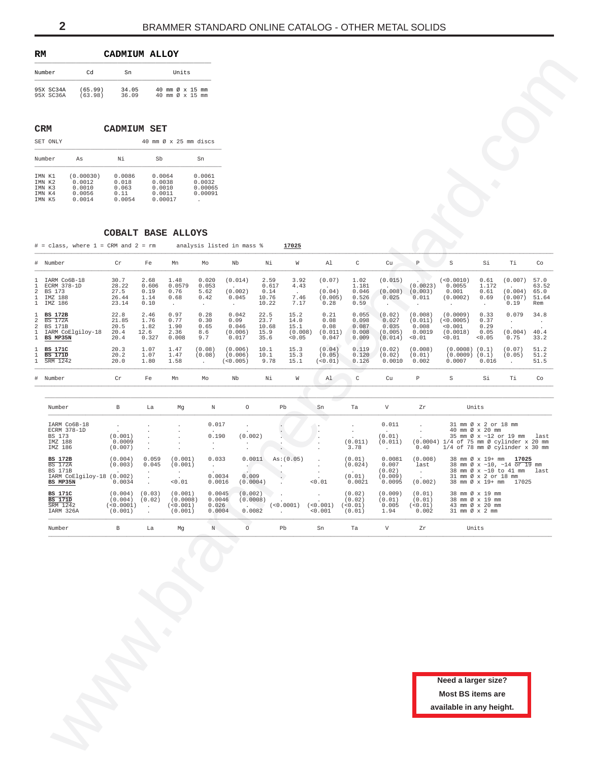## RM CADMIUM ALLOY

| Number | Cd | Sn | Units |
|---|---|---|---|
| 95X SC34A | (65.99) | 34.05 | 40 mm Ø x 15 mm |
| 95X SC36A | (63.98) | 36.09 | 40 mm Ø x 15 mm |

## CRM CADMIUM SET

SET ONLY — 40 mm Ø x 25 mm discs

| Number | As | Ni | Sb | Sn |
|---|---|---|---|---|
| IMN K1 | (0.00030) | 0.0086 | 0.0064 | 0.0061 |
| IMN K2 | 0.0012 | 0.018 | 0.0038 | 0.0032 |
| IMN K3 | 0.0010 | 0.063 | 0.0010 | 0.00065 |
| IMN K4 | 0.0056 | 0.11 | 0.0011 | 0.00091 |
| IMN K5 | 0.0014 | 0.0054 | 0.00017 | . |

## COBALT BASE ALLOYS

# = class, where 1 = CRM and 2 = rm    analysis listed in mass %    **17025**

| # | Number | Cr | Fe | Mn | Mo | Nb | Ni | W | Al | C | Cu | P | S | Si | Ti | Co |
|---|---|---|---|---|---|---|---|---|---|---|---|---|---|---|---|---|
| 1 | IARM Co6B-18 | 30.7 | 2.68 | 1.48 | 0.020 | (0.014) | 2.59 | 3.92 | (0.07) | 1.02 | (0.015) | . | (<0.0010) | 0.61 | (0.007) | 57.0 |
| 1 | ECRM 378-1D | 28.22 | 0.606 | 0.0579 | 0.053 | . | 0.617 | 4.43 | . | 1.181 | . | (0.0023) | 0.0055 | 1.172 | . | 63.52 |
| 2 | BS 173 | 27.5 | 0.19 | 0.76 | 5.62 | (0.002) | 0.14 | . | (0.04) | 0.046 | (0.008) | (0.003) | 0.001 | 0.61 | (0.004) | 65.0 |
| 1 | IMZ 188 | 26.44 | 1.14 | 0.68 | 0.42 | 0.045 | 10.76 | 7.46 | (0.005) | 0.526 | 0.025 | 0.011 | (0.0002) | 0.69 | (0.007) | 51.64 |
| 1 | IMZ 186 | 23.14 | 0.10 | . | . | . | 10.22 | 7.17 | 0.28 | 0.59 | . | . | . | . | 0.19 | Rem |
| 1 | **BS 172B** | 22.8 | 2.46 | 0.97 | 0.28 | 0.042 | 22.5 | 15.2 | 0.21 | 0.055 | (0.02) | (0.008) | (0.0009) | 0.33 | 0.079 | 34.8 |
| 2 | ~~BS 172A~~ | 21.85 | 1.76 | 0.77 | 0.30 | 0.09 | 23.7 | 14.0 | 0.08 | 0.098 | 0.027 | (0.011) | (<0.0005) | 0.37 | . | . |
| 2 | BS 171B | 20.5 | 1.82 | 1.90 | 0.65 | 0.046 | 10.68 | 15.1 | 0.08 | 0.087 | 0.035 | 0.008 | <0.001 | 0.29 | . | . |
| 1 | IARM CoElgiloy-18 | 20.4 | 12.6 | 2.36 | 8.6 | (0.006) | 15.9 | (0.008) | (0.011) | 0.008 | (0.005) | 0.0019 | (0.0018) | 0.05 | (0.004) | 40.4 |
| 1 | **BS MP35N** | 20.4 | 0.327 | 0.008 | 9.7 | 0.017 | 35.6 | <0.05 | 0.047 | 0.009 | (0.014) | <0.01 | <0.01 | <0.05 | 0.75 | 33.2 |
| 1 | **BS 171C** | 20.3 | 1.07 | 1.47 | (0.08) | (0.006) | 10.1 | 15.3 | (0.04) | 0.119 | (0.02) | (0.008) | (0.0008) | (0.1) | (0.07) | 51.2 |
| 1 | **BS 171D** | 20.2 | 1.07 | 1.47 | (0.08) | (0.006) | 10.1 | 15.3 | (0.05) | 0.120 | (0.02) | (0.01) | (0.0009) | (0.1) | (0.05) | 51.2 |
| 1 | ~~SRM 1242~~ | 20.0 | 1.80 | 1.58 | . | (<0.005) | 9.78 | 15.1 | (<0.01) | 0.126 | 0.0010 | 0.002 | 0.0007 | 0.016 | . | 51.5 |

| Number | B | La | Mg | N | O | Pb | Sn | Ta | V | Zr | Units |
|---|---|---|---|---|---|---|---|---|---|---|---|
| IARM Co6B-18 | . | . | . | 0.017 | . | . | . | . | 0.011 | . | 31 mm Ø x 2 or 18 mm |
| ECRM 378-1D | . | . | . | . | . | . | . | . | . | . | 40 mm Ø x 20 mm |
| BS 173 | (0.001) | . | . | 0.190 | (0.002) | . | . | . | (0.01) | . | 35 mm Ø x ~12 or 19 mm last |
| IMZ 188 | 0.0009 | . | . | . | . | . | . | (0.011) | (0.011) | (0.0004) | 1/4 of 75 mm Ø cylinder x 20 mm |
| IMZ 186 | (0.007) | . | . | . | . | . | . | 3.78 | . | 0.40 | 1/4 of 78 mm Ø cylinder x 30 mm |
| **BS 172B** | (0.004) | 0.059 | (0.001) | 0.033 | 0.0011 | As:(0.05) | . | (0.01) | 0.0081 | (0.008) | 38 mm Ø x 19+ mm **17025** |
| ~~BS 172A~~ | (0.003) | 0.045 | (0.001) | . | . | . | . | (0.024) | 0.007 | last | 38 mm Ø x ~10, ~14 or 19 mm |
| BS 171B | . | . | . | . | . | . | . | . | (0.02) | . | 38 mm Ø x ~10 to 41 mm last |
| IARM CoElgiloy-18 | (0.002) | . | . | 0.0034 | 0.009 | . | . | (0.01) | (0.009) | . | 31 mm Ø x 2 or 18 mm |
| **BS MP35N** | 0.0034 | . | <0.01 | 0.0016 | (0.0004) | . | <0.01 | 0.0021 | 0.0095 | (0.002) | 38 mm Ø x 19+ mm 17025 |
| **BS 171C** | (0.004) | (0.03) | (0.001) | 0.0045 | (0.002) | . | . | (0.02) | (0.009) | (0.01) | 38 mm Ø x 19 mm |
| **BS 171D** | (0.004) | (0.02) | (0.0008) | 0.0046 | (0.0008) | . | . | (0.02) | (0.01) | (0.01) | 38 mm Ø x 19 mm |
| ~~SRM 1242~~ | (<0.0001) | . | (<0.001) | 0.026 | . | (<0.0001) | (<0.001) | (<0.01) | 0.005 | (<0.01) | 43 mm Ø x 20 mm |
| IARM 326A | (0.001) | . | (0.001) | 0.0004 | 0.0082 | . | <0.001 | (0.01) | 1.94 | 0.002 | 31 mm Ø x 2 mm |

**Need a larger size?**
**Most BS items are available in any height.**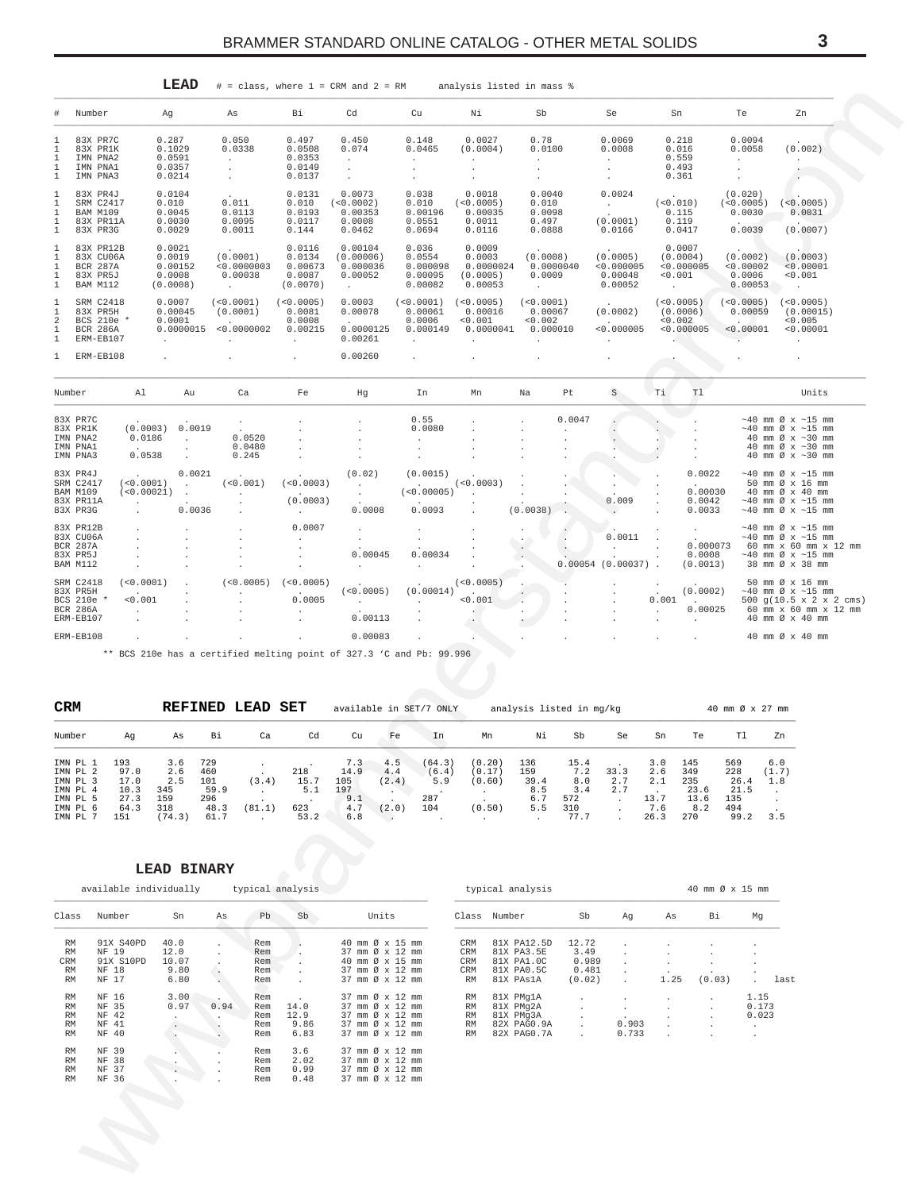## LEAD

# = class, where 1 = CRM and 2 = RM    analysis listed in mass %

| # | Number | Ag | As | Bi | Cd | Cu | Ni | Sb | Se | Sn | Te | Zn |
|---|---|---|---|---|---|---|---|---|---|---|---|---|
| 1 | 83X PR7C | 0.287 | 0.050 | 0.497 | 0.450 | 0.148 | 0.0027 | 0.78 | 0.0069 | 0.218 | 0.0094 | . |
| 1 | 83X PR1K | 0.1029 | 0.0338 | 0.0508 | 0.074 | 0.0465 | (0.0004) | 0.0100 | 0.0008 | 0.016 | 0.0058 | (0.002) |
| 1 | IMN PNA2 | 0.0591 | . | 0.0353 | . | . | . | . | . | 0.559 | . | . |
| 1 | IMN PNA1 | 0.0357 | . | 0.0149 | . | . | . | . | . | 0.493 | . | . |
| 1 | IMN PNA3 | 0.0214 | . | 0.0137 | . | . | . | . | . | 0.361 | . | . |
| 1 | 83X PR4J | 0.0104 | . | 0.0131 | 0.0073 | 0.038 | 0.0018 | 0.0040 | 0.0024 | . | (0.020) | . |
| 1 | SRM C2417 | 0.010 | 0.011 | 0.010 | (<0.0002) | 0.010 | (<0.0005) | 0.010 | . | (<0.010) | (<0.0005) | (<0.0005) |
| 1 | BAM M109 | 0.0045 | 0.0113 | 0.0193 | 0.00353 | 0.00196 | 0.00035 | 0.0098 | . | 0.115 | 0.0030 | 0.0031 |
| 1 | 83X PR11A | 0.0030 | 0.0095 | 0.0117 | 0.0008 | 0.0551 | 0.0011 | 0.497 | (0.0001) | 0.119 | . | . |
| 1 | 83X PR3G | 0.0029 | 0.0011 | 0.144 | 0.0462 | 0.0694 | 0.0116 | 0.0888 | 0.0166 | 0.0417 | 0.0039 | (0.0007) |
| 1 | 83X PR12B | 0.0021 | . | 0.0116 | 0.00104 | 0.036 | 0.0009 | . | . | 0.0007 | . | . |
| 1 | 83X CU06A | 0.0019 | (0.0001) | 0.0134 | (0.00006) | 0.0554 | 0.0003 | (0.0008) | (0.0005) | (0.0004) | (0.0002) | (0.0003) |
| 1 | BCR 287A | 0.00152 | <0.0000003 | 0.00673 | 0.000036 | 0.000098 | 0.0000024 | 0.0000040 | <0.000005 | <0.000005 | <0.00002 | <0.00001 |
| 1 | 83X PR5J | 0.0008 | 0.00038 | 0.0087 | 0.00052 | 0.00095 | (0.0005) | 0.0009 | 0.00048 | <0.001 | 0.0006 | <0.001 |
| 1 | BAM M112 | (0.0008) | . | (0.0070) | . | 0.00082 | 0.00053 | . | 0.00052 | . | 0.00053 | . |
| 1 | SRM C2418 | 0.0007 | (<0.0001) | (<0.0005) | 0.0003 | (<0.0001) | (<0.0005) | (<0.0001) | . | (<0.0005) | (<0.0005) | (<0.0005) |
| 1 | 83X PR5H | 0.00045 | (0.0001) | 0.0081 | 0.00078 | 0.00061 | 0.00016 | 0.00067 | (0.0002) | (0.0006) | 0.00059 | (0.00015) |
| 2 | BCS 210e * | 0.0001 | . | 0.0008 | . | 0.0006 | <0.001 | <0.002 | . | <0.002 | . | <0.005 |
| 1 | BCR 286A | 0.0000015 | <0.0000002 | 0.00215 | 0.0000125 | 0.000149 | 0.0000041 | 0.000010 | <0.000005 | <0.000005 | <0.00001 | <0.00001 |
| 1 | ERM-EB107 | . | . | . | 0.00261 | . | . | . | . | . | . | . |
| 1 | ERM-EB108 | . | . | . | 0.00260 | . | . | . | . | . | . | . |

| Number | Al | Au | Ca | Fe | Hg | In | Mn | Na | Pt | S | Ti | Tl | Units |
|---|---|---|---|---|---|---|---|---|---|---|---|---|---|
| 83X PR7C | . | . | . | . | . | 0.55 | . | . | 0.0047 | . | . | . | ~40 mm Ø x ~15 mm |
| 83X PR1K | (0.0003) | 0.0019 | . | . | . | 0.0080 | . | . | . | . | . | . | ~40 mm Ø x ~15 mm |
| IMN PNA2 | 0.0186 | . | 0.0520 | . | . | . | . | . | . | . | . | . | 40 mm Ø x ~30 mm |
| IMN PNA1 | . | . | 0.0480 | . | . | . | . | . | . | . | . | . | 40 mm Ø x ~30 mm |
| IMN PNA3 | 0.0538 | . | 0.245 | . | . | . | . | . | . | . | . | . | 40 mm Ø x ~30 mm |
| 83X PR4J | . | 0.0021 | . | . | (0.02) | (0.0015) | . | . | . | . | . | 0.0022 | ~40 mm Ø x ~15 mm |
| SRM C2417 | (<0.0001) | . | (<0.001) | (<0.0003) | . | . | (<0.0003) | . | . | . | . | . | 50 mm Ø x 16 mm |
| BAM M109 | (<0.00021) | . | . | . | . | (<0.00005) | . | . | . | . | . | 0.00030 | 40 mm Ø x 40 mm |
| 83X PR11A | . | . | . | (0.0003) | . | . | . | . | . | 0.009 | . | 0.0042 | ~40 mm Ø x ~15 mm |
| 83X PR3G | . | 0.0036 | . | . | 0.0008 | 0.0093 | . | (0.0038) | . | . | . | 0.0033 | ~40 mm Ø x ~15 mm |
| 83X PR12B | . | . | . | 0.0007 | . | . | . | . | . | . | . | . | ~40 mm Ø x ~15 mm |
| 83X CU06A | . | . | . | . | . | . | . | . | . | 0.0011 | . | . | ~40 mm Ø x ~15 mm |
| BCR 287A | . | . | . | . | . | . | . | . | . | . | . | 0.000073 | 60 mm x 60 mm x 12 mm |
| 83X PR5J | . | . | . | . | 0.00045 | 0.00034 | . | . | . | . | . | 0.0008 | ~40 mm Ø x ~15 mm |
| BAM M112 | . | . | . | . | . | . | . | . | 0.00054 | (0.00037) | . | (0.0013) | 38 mm Ø x 38 mm |
| SRM C2418 | (<0.0001) | . | (<0.0005) | (<0.0005) | . | . | (<0.0005) | . | . | . | . | . | 50 mm Ø x 16 mm |
| 83X PR5H | . | . | . | . | (<0.0005) | (0.00014) | . | . | . | . | . | (0.0002) | ~40 mm Ø x ~15 mm |
| BCS 210e * | <0.001 | . | . | 0.0005 | . | . | <0.001 | . | . | . | 0.001 | . | 500 g(10.5 x 2 x 2 cms) |
| BCR 286A | . | . | . | . | . | . | . | . | . | . | . | 0.00025 | 60 mm x 60 mm x 12 mm |
| ERM-EB107 | . | . | . | . | 0.00113 | . | . | . | . | . | . | . | 40 mm Ø x 40 mm |
| ERM-EB108 | . | . | . | . | 0.00083 | . | . | . | . | . | . | . | 40 mm Ø x 40 mm |

** BCS 210e has a certified melting point of 327.3 'C and Pb: 99.996

## CRM REFINED LEAD SET

available in SET/7 ONLY    analysis listed in mg/kg    40 mm Ø x 27 mm

| Number | Ag | As | Bi | Ca | Cd | Cu | Fe | In | Mn | Ni | Sb | Se | Sn | Te | Tl | Zn |
|---|---|---|---|---|---|---|---|---|---|---|---|---|---|---|---|---|
| IMN PL 1 | 193 | 3.6 | 729 | . | . | 7.3 | 4.5 | (64.3) | (0.20) | 136 | 15.4 | . | 3.0 | 145 | 569 | 6.0 |
| IMN PL 2 | 97.0 | 2.6 | 460 | . | 218 | 14.9 | 4.4 | (6.4) | (0.17) | 159 | 7.2 | 33.3 | 2.6 | 349 | 228 | (1.7) |
| IMN PL 3 | 17.0 | 2.5 | 101 | (3.4) | 15.7 | 105 | (2.4) | 5.9 | (0.60) | 39.4 | 8.0 | 2.7 | 2.1 | 235 | 26.4 | 1.8 |
| IMN PL 4 | 10.3 | 345 | 59.9 | . | 5.1 | 197 | . | . | . | 8.5 | 3.4 | 2.7 | . | 23.6 | 21.5 | . |
| IMN PL 5 | 27.3 | 159 | 296 | . | . | 9.1 | . | 287 | . | 6.7 | 572 | . | 13.7 | 13.6 | 135 | . |
| IMN PL 6 | 64.3 | 318 | 48.3 | (81.1) | 623 | 4.7 | (2.0) | 104 | (0.50) | 5.5 | 310 | . | 7.6 | 8.2 | 494 | . |
| IMN PL 7 | 151 | (74.3) | 61.7 | . | 53.2 | 6.8 | . | . | . | . | 77.7 | . | 26.3 | 270 | 99.2 | 3.5 |

## LEAD BINARY

available individually    typical analysis

| Class | Number | Sn | As | Pb | Sb | Units |
|---|---|---|---|---|---|---|
| RM | 91X S40PD | 40.0 | . | Rem | . | 40 mm Ø x 15 mm |
| RM | NF 19 | 12.0 | . | Rem | . | 37 mm Ø x 12 mm |
| CRM | 91X S10PD | 10.07 | . | Rem | . | 40 mm Ø x 15 mm |
| RM | NF 18 | 9.80 | . | Rem | . | 37 mm Ø x 12 mm |
| RM | NF 17 | 6.80 | . | Rem | . | 37 mm Ø x 12 mm |
| RM | NF 16 | 3.00 | . | Rem | . | 37 mm Ø x 12 mm |
| RM | NF 35 | 0.97 | 0.94 | Rem | 14.0 | 37 mm Ø x 12 mm |
| RM | NF 42 | . | . | Rem | 12.9 | 37 mm Ø x 12 mm |
| RM | NF 41 | . | . | Rem | 9.86 | 37 mm Ø x 12 mm |
| RM | NF 40 | . | . | Rem | 6.83 | 37 mm Ø x 12 mm |
| RM | NF 39 | . | . | Rem | 3.6 | 37 mm Ø x 12 mm |
| RM | NF 38 | . | . | Rem | 2.02 | 37 mm Ø x 12 mm |
| RM | NF 37 | . | . | Rem | 0.99 | 37 mm Ø x 12 mm |
| RM | NF 36 | . | . | Rem | 0.48 | 37 mm Ø x 12 mm |

typical analysis    40 mm Ø x 15 mm

| Class | Number | Sb | Ag | As | Bi | Mg | |
|---|---|---|---|---|---|---|---|
| CRM | 81X PA12.5D | 12.72 | . | . | . | . | |
| CRM | 81X PA3.5E | 3.49 | . | . | . | . | |
| CRM | 81X PA1.0C | 0.989 | . | . | . | . | |
| CRM | 81X PA0.5C | 0.481 | . | . | . | . | |
| RM | 81X PAs1A | (0.02) | . | 1.25 | (0.03) | . | last |
| RM | 81X PMg1A | . | . | . | . | 1.15 | |
| RM | 81X PMg2A | . | . | . | . | 0.173 | |
| RM | 81X PMg3A | . | . | . | . | 0.023 | |
| RM | 82X PAG0.9A | . | 0.903 | . | . | . | |
| RM | 82X PAG0.7A | . | 0.733 | . | . | . | |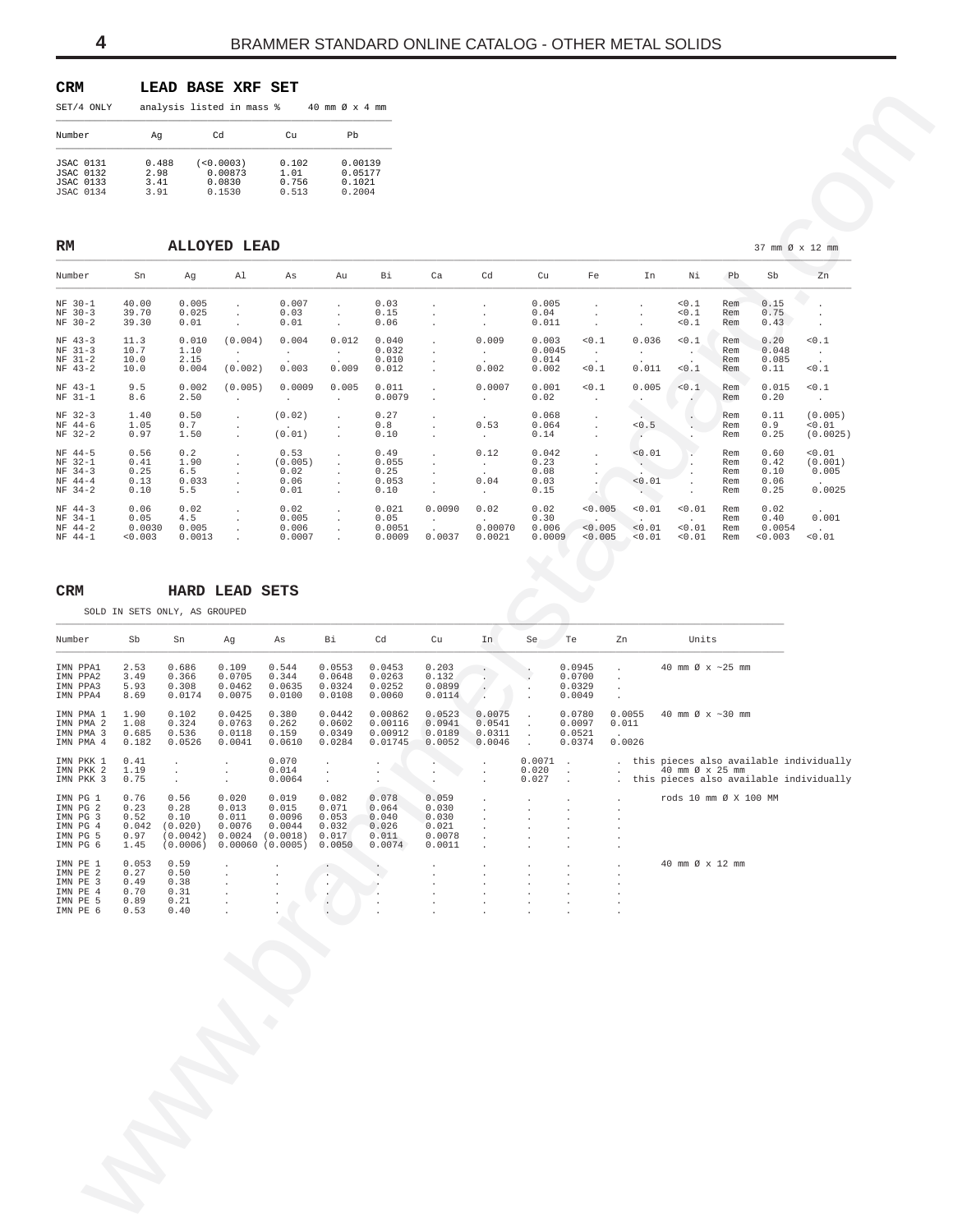## CRM LEAD BASE XRF SET

SET/4 ONLY — analysis listed in mass % — 40 mm Ø x 4 mm

| Number | Ag | Cd | Cu | Pb |
|---|---|---|---|---|
| JSAC 0131 | 0.488 | (<0.0003) | 0.102 | 0.00139 |
| JSAC 0132 | 2.98 | 0.00873 | 1.01 | 0.05177 |
| JSAC 0133 | 3.41 | 0.0830 | 0.756 | 0.1021 |
| JSAC 0134 | 3.91 | 0.1530 | 0.513 | 0.2004 |

## RM ALLOYED LEAD

37 mm Ø x 12 mm

| Number | Sn | Ag | Al | As | Au | Bi | Ca | Cd | Cu | Fe | In | Ni | Pb | Sb | Zn |
|---|---|---|---|---|---|---|---|---|---|---|---|---|---|---|---|
| NF 30-1 | 40.00 | 0.005 | . | 0.007 | . | 0.03 | . | . | 0.005 | . | . | <0.1 | Rem | 0.15 | . |
| NF 30-3 | 39.70 | 0.025 | . | 0.03 | . | 0.15 | . | . | 0.04 | . | . | <0.1 | Rem | 0.75 | . |
| NF 30-2 | 39.30 | 0.01 | . | 0.01 | . | 0.06 | . | . | 0.011 | . | . | <0.1 | Rem | 0.43 | . |
| NF 43-3 | 11.3 | 0.010 | (0.004) | 0.004 | 0.012 | 0.040 | . | 0.009 | 0.003 | <0.1 | 0.036 | <0.1 | Rem | 0.20 | <0.1 |
| NF 31-3 | 10.7 | 1.10 | . | . | . | 0.032 | . | . | 0.0045 | . | . | . | Rem | 0.048 | . |
| NF 31-2 | 10.0 | 2.15 | . | . | . | 0.010 | . | . | 0.014 | . | . | . | Rem | 0.085 | . |
| NF 43-2 | 10.0 | 0.004 | (0.002) | 0.003 | 0.009 | 0.012 | . | 0.002 | 0.002 | <0.1 | 0.011 | <0.1 | Rem | 0.11 | <0.1 |
| NF 43-1 | 9.5 | 0.002 | (0.005) | 0.0009 | 0.005 | 0.011 | . | 0.0007 | 0.001 | <0.1 | 0.005 | <0.1 | Rem | 0.015 | <0.1 |
| NF 31-1 | 8.6 | 2.50 | . | . | . | 0.0079 | . | . | 0.02 | . | . | . | Rem | 0.20 | . |
| NF 32-3 | 1.40 | 0.50 | . | (0.02) | . | 0.27 | . | . | 0.068 | . | . | . | Rem | 0.11 | (0.005) |
| NF 44-6 | 1.05 | 0.7 | . | . | . | 0.8 | . | 0.53 | 0.064 | . | <0.5 | . | Rem | 0.9 | <0.01 |
| NF 32-2 | 0.97 | 1.50 | . | (0.01) | . | 0.10 | . | . | 0.14 | . | . | . | Rem | 0.25 | (0.0025) |
| NF 44-5 | 0.56 | 0.2 | . | 0.53 | . | 0.49 | . | 0.12 | 0.042 | . | <0.01 | . | Rem | 0.60 | <0.01 |
| NF 32-1 | 0.41 | 1.90 | . | (0.005) | . | 0.055 | . | . | 0.23 | . | . | . | Rem | 0.42 | (0.001) |
| NF 34-3 | 0.25 | 6.5 | . | 0.02 | . | 0.25 | . | . | 0.08 | . | . | . | Rem | 0.10 | 0.005 |
| NF 44-4 | 0.13 | 0.033 | . | 0.06 | . | 0.053 | . | 0.04 | 0.03 | . | <0.01 | . | Rem | 0.06 | . |
| NF 34-2 | 0.10 | 5.5 | . | 0.01 | . | 0.10 | . | . | 0.15 | . | . | . | Rem | 0.25 | 0.0025 |
| NF 44-3 | 0.06 | 0.02 | . | 0.02 | . | 0.021 | 0.0090 | 0.02 | 0.02 | <0.005 | <0.01 | <0.01 | Rem | 0.02 | . |
| NF 34-1 | 0.05 | 4.5 | . | 0.005 | . | 0.05 | . | . | 0.30 | . | . | . | Rem | 0.40 | 0.001 |
| NF 44-2 | 0.0030 | 0.005 | . | 0.006 | . | 0.0051 | . | 0.00070 | 0.006 | <0.005 | <0.01 | <0.01 | Rem | 0.0054 | . |
| NF 44-1 | <0.003 | 0.0013 | . | 0.0007 | . | 0.0009 | 0.0037 | 0.0021 | 0.0009 | <0.005 | <0.01 | <0.01 | Rem | <0.003 | <0.01 |

## CRM HARD LEAD SETS

SOLD IN SETS ONLY, AS GROUPED

| Number | Sb | Sn | Ag | As | Bi | Cd | Cu | In | Se | Te | Zn | Units |
|---|---|---|---|---|---|---|---|---|---|---|---|---|
| IMN PPA1 | 2.53 | 0.686 | 0.109 | 0.544 | 0.0553 | 0.0453 | 0.203 | . | . | 0.0945 | . | 40 mm Ø x ~25 mm |
| IMN PPA2 | 3.49 | 0.366 | 0.0705 | 0.344 | 0.0648 | 0.0263 | 0.132 | . | . | 0.0700 | . | |
| IMN PPA3 | 5.93 | 0.308 | 0.0462 | 0.0635 | 0.0324 | 0.0252 | 0.0899 | . | . | 0.0329 | . | |
| IMN PPA4 | 8.69 | 0.0174 | 0.0075 | 0.0100 | 0.0108 | 0.0060 | 0.0114 | . | . | 0.0049 | . | |
| IMN PMA 1 | 1.90 | 0.102 | 0.0425 | 0.380 | 0.0442 | 0.00862 | 0.0523 | 0.0075 | . | 0.0780 | 0.0055 | 40 mm Ø x ~30 mm |
| IMN PMA 2 | 1.08 | 0.324 | 0.0763 | 0.262 | 0.0602 | 0.00116 | 0.0941 | 0.0541 | . | 0.0097 | 0.011 | |
| IMN PMA 3 | 0.685 | 0.536 | 0.0118 | 0.159 | 0.0349 | 0.00912 | 0.0189 | 0.0311 | . | 0.0521 | . | |
| IMN PMA 4 | 0.182 | 0.0526 | 0.0041 | 0.0610 | 0.0284 | 0.01745 | 0.0052 | 0.0046 | . | 0.0374 | 0.0026 | |
| IMN PKK 1 | 0.41 | . | . | 0.070 | . | . | . | . | 0.0071 | . | . | this pieces also available individually |
| IMN PKK 2 | 1.19 | . | . | 0.014 | . | . | . | . | 0.020 | . | . | 40 mm Ø x 25 mm |
| IMN PKK 3 | 0.75 | . | . | 0.0064 | . | . | . | . | 0.027 | . | . | this pieces also available individually |
| IMN PG 1 | 0.76 | 0.56 | 0.020 | 0.019 | 0.082 | 0.078 | 0.059 | . | . | . | . | rods 10 mm Ø X 100 MM |
| IMN PG 2 | 0.23 | 0.28 | 0.013 | 0.015 | 0.071 | 0.064 | 0.030 | . | . | . | . | |
| IMN PG 3 | 0.52 | 0.10 | 0.011 | 0.0096 | 0.053 | 0.040 | 0.030 | . | . | . | . | |
| IMN PG 4 | 0.042 | (0.020) | 0.0076 | 0.0044 | 0.032 | 0.026 | 0.021 | . | . | . | . | |
| IMN PG 5 | 0.97 | (0.0042) | 0.0024 | (0.0018) | 0.017 | 0.011 | 0.0078 | . | . | . | . | |
| IMN PG 6 | 1.45 | (0.0006) | 0.00060 | (0.0005) | 0.0050 | 0.0074 | 0.0011 | . | . | . | . | |
| IMN PE 1 | 0.053 | 0.59 | . | . | . | . | . | . | . | . | . | 40 mm Ø x 12 mm |
| IMN PE 2 | 0.27 | 0.50 | . | . | . | . | . | . | . | . | . | |
| IMN PE 3 | 0.49 | 0.38 | . | . | . | . | . | . | . | . | . | |
| IMN PE 4 | 0.70 | 0.31 | . | . | . | . | . | . | . | . | . | |
| IMN PE 5 | 0.89 | 0.21 | . | . | . | . | . | . | . | . | . | |
| IMN PE 6 | 0.53 | 0.40 | . | . | . | . | . | . | . | . | . | |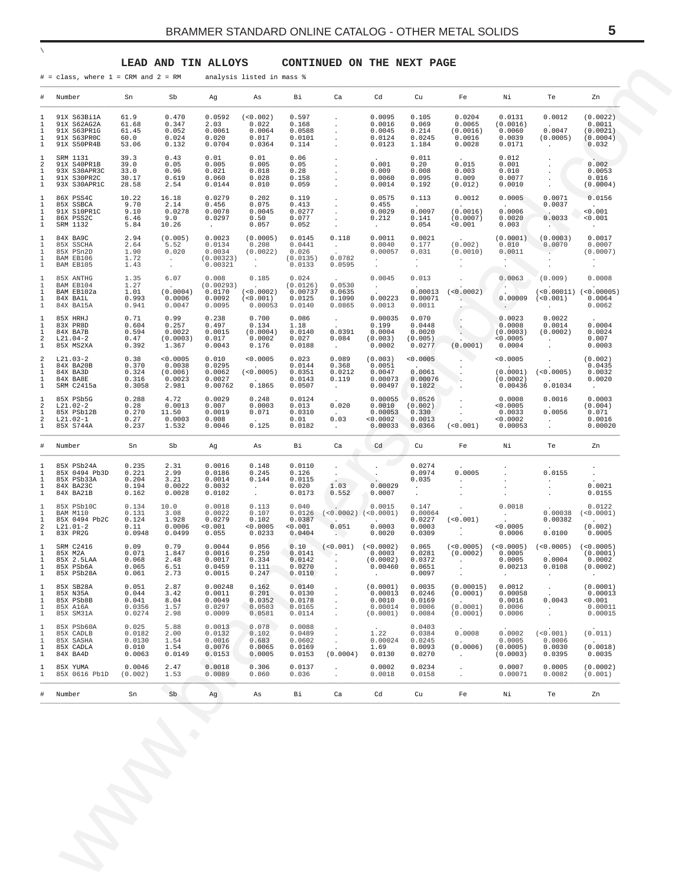\

## LEAD AND TIN ALLOYS CONTINUED ON THE NEXT PAGE

# = class, where 1 = CRM and 2 = RM analysis listed in mass %

| # | Number | Sn | Sb | Ag | As | Bi | Ca | Cd | Cu | Fe | Ni | Te | Zn |
|---|---|---|---|---|---|---|---|---|---|---|---|---|---|
| 1 | 91X S63Bi1A | 61.9 | 0.470 | 0.0592 | (<0.002) | 0.597 | . | 0.0095 | 0.105 | 0.0204 | 0.0131 | 0.0012 | (0.0022) |
| 1 | 91X S62AG2A | 61.68 | 0.347 | 2.03 | 0.022 | 0.168 | . | 0.0016 | 0.069 | 0.0065 | (0.0016) | . | 0.0011 |
| 1 | 91X S63PR1G | 61.45 | 0.052 | 0.0061 | 0.0064 | 0.0588 | . | 0.0045 | 0.214 | (0.0016) | 0.0060 | 0.0047 | (0.0021) |
| 1 | 91X S63PR0C | 60.0 | 0.024 | 0.020 | 0.017 | 0.0101 | . | 0.0124 | 0.0245 | 0.0016 | 0.0039 | (0.0005) | (0.0004) |
| 1 | 91X S50PR4B | 53.06 | 0.132 | 0.0704 | 0.0364 | 0.114 | . | 0.0123 | 1.184 | 0.0028 | 0.0171 | . | 0.032 |
| 1 | SRM 1131 | 39.3 | 0.43 | 0.01 | 0.01 | 0.06 | . | . | 0.011 | . | 0.012 | . | . |
| 2 | 91X S40PR1B | 39.0 | 0.05 | 0.005 | 0.005 | 0.05 | . | 0.001 | 0.20 | 0.015 | 0.001 | . | 0.002 |
| 1 | 93X S30APR3C | 33.0 | 0.96 | 0.021 | 0.018 | 0.28 | . | 0.009 | 0.008 | 0.003 | 0.010 | . | 0.0053 |
| 1 | 91X S30PR2C | 30.17 | 0.619 | 0.060 | 0.028 | 0.158 | . | 0.0060 | 0.095 | 0.009 | 0.0077 | . | 0.016 |
| 1 | 93X S30APR1C | 28.58 | 2.54 | 0.0144 | 0.010 | 0.059 | . | 0.0014 | 0.192 | (0.012) | 0.0010 | . | (0.0004) |
| 1 | 86X PSS4C | 10.22 | 16.18 | 0.0279 | 0.202 | 0.119 | . | 0.0575 | 0.113 | 0.0012 | 0.0005 | 0.0071 | 0.0156 |
| 1 | 85X SSBCA | 9.70 | 2.14 | 0.456 | 0.075 | 0.413 | . | 0.455 | . | . | . | 0.0037 | . |
| 1 | 91X S10PR1C | 9.10 | 0.0278 | 0.0078 | 0.0045 | 0.0277 | . | 0.0029 | 0.0097 | (0.0016) | 0.0006 | . | <0.001 |
| 1 | 86X PSS2C | 6.46 | 9.0 | 0.0297 | 0.50 | 0.077 | . | 0.212 | 0.141 | (0.0007) | 0.0020 | 0.0033 | <0.001 |
| 1 | SRM 1132 | 5.84 | 10.26 | . | 0.057 | 0.052 | . | . | 0.054 | <0.001 | 0.003 | . | . |
| 1 | 84X BA9C | 2.94 | (0.005) | 0.0023 | (0.0005) | 0.0145 | 0.118 | 0.0011 | 0.0021 | . | (0.0001) | (0.0003) | 0.0017 |
| 1 | 85X SSCHA | 2.64 | 5.52 | 0.0134 | 0.208 | 0.0441 | . | 0.0040 | 0.177 | (0.002) | 0.010 | 0.0070 | 0.0007 |
| 1 | 85X PSn2D | 1.90 | 0.020 | 0.0034 | (0.0022) | 0.026 | . | 0.00057 | 0.031 | (0.0010) | 0.0011 | . | (0.0007) |
| 1 | BAM EB106 | 1.72 | . | (0.00323) | . | (0.0135) | 0.0782 | . | . | . | . | . | . |
| 1 | BAM EB105 | 1.43 | . | 0.00321 | . | 0.0133 | 0.0595 | . | . | . | . | . | . |
| 1 | 85X ANTHG | 1.35 | 6.07 | 0.008 | 0.185 | 0.024 | . | 0.0045 | 0.013 | . | 0.0063 | (0.009) | 0.0008 |
| 1 | BAM EB104 | 1.27 | . | (0.00293) | . | (0.0126) | 0.0530 | . | . | . | . | . | . |
| 1 | BAM EB102a | 1.01 | (0.0004) | 0.0170 | (<0.0002) | 0.00737 | 0.0635 | . | 0.00013 | (<0.0002) | . | (<0.00011) | (<0.00005) |
| 1 | 84X BA1L | 0.993 | 0.0006 | 0.0092 | (<0.001) | 0.0125 | 0.1090 | 0.00223 | 0.00071 | . | 0.00009 | (<0.001) | 0.0064 |
| 1 | 84X BA15A | 0.941 | 0.0047 | 0.0095 | 0.00053 | 0.0140 | 0.0865 | 0.0013 | 0.0011 | . | . | . | 0.0062 |
| 1 | 85X HRHJ | 0.71 | 0.99 | 0.238 | 0.700 | 0.086 | . | 0.00035 | 0.070 | . | 0.0023 | 0.0022 | . |
| 1 | 83X PR8D | 0.604 | 0.257 | 0.497 | 0.134 | 1.18 | . | 0.199 | 0.0448 | . | 0.0008 | 0.0014 | 0.0004 |
| 1 | 84X BA7B | 0.594 | 0.0022 | 0.0015 | (0.0004) | 0.0140 | 0.0391 | 0.0004 | 0.0020 | . | (0.0003) | (0.0002) | 0.0024 |
| 2 | L21.04-2 | 0.47 | (0.0003) | 0.017 | 0.0002 | 0.027 | 0.084 | (0.003) | (0.005) | . | <0.0005 | . | 0.007 |
| 1 | 85X MS2XA | 0.392 | 1.367 | 0.0043 | 0.176 | 0.0188 | . | 0.0002 | 0.0277 | (0.0001) | 0.0004 | . | 0.0003 |
| 2 | L21.03-2 | 0.38 | <0.0005 | 0.010 | <0.0005 | 0.023 | 0.089 | (0.003) | <0.0005 | . | <0.0005 | . | (0.002) |
| 1 | 84X BA20B | 0.370 | 0.0038 | 0.0295 | . | 0.0144 | 0.368 | 0.0051 | . | . | . | . | 0.0435 |
| 1 | 84X BA3D | 0.324 | (0.006) | 0.0062 | (<0.0005) | 0.0351 | 0.0212 | 0.0047 | 0.0061 | . | (0.0001) | (<0.0005) | 0.0032 |
| 1 | 84X BA8E | 0.316 | 0.0023 | 0.0027 | . | 0.0143 | 0.119 | 0.00073 | 0.00076 | . | (0.0002) | . | 0.0020 |
| 1 | SRM C2415a | 0.3058 | 2.981 | 0.00762 | 0.1865 | 0.0507 | . | 0.00497 | 0.1022 | . | 0.00436 | 0.01034 | . |
| 1 | 85X PSb5G | 0.288 | 4.72 | 0.0029 | 0.248 | 0.0124 | . | 0.00055 | 0.0526 | . | 0.0008 | 0.0016 | 0.0003 |
| 2 | L21.02-2 | 0.28 | 0.0013 | 0.007 | 0.0003 | 0.013 | 0.020 | 0.0010 | (0.002) | . | <0.0005 | . | (0.004) |
| 1 | 85X PSb12B | 0.270 | 11.50 | 0.0019 | 0.071 | 0.0310 | . | 0.00053 | 0.330 | . | 0.0033 | 0.0056 | 0.071 |
| 2 | L21.02-1 | 0.27 | 0.0003 | 0.008 | . | 0.01 | 0.03 | <0.0002 | 0.0013 | . | <0.0002 | . | 0.0016 |
| 1 | 85X S744A | 0.237 | 1.532 | 0.0046 | 0.125 | 0.0182 | . | 0.00033 | 0.0366 | (<0.001) | 0.00053 | . | 0.00020 |
| 1 | 85X PSb24A | 0.235 | 2.31 | 0.0016 | 0.148 | 0.0110 | . | . | 0.0274 | . | . | . | . |
| 1 | 85X 0494 Pb3D | 0.221 | 2.99 | 0.0186 | 0.245 | 0.126 | . | . | 0.0974 | 0.0005 | . | 0.0155 | . |
| 1 | 85X PSb33A | 0.204 | 3.21 | 0.0014 | 0.144 | 0.0115 | . | . | 0.035 | . | . | . | . |
| 1 | 84X BA23C | 0.194 | 0.0022 | 0.0032 | . | 0.020 | 1.03 | 0.00029 | . | . | . | . | 0.0021 |
| 1 | 84X BA21B | 0.162 | 0.0028 | 0.0102 | . | 0.0173 | 0.552 | 0.0007 | . | . | . | . | 0.0155 |
| 1 | 85X PSb10C | 0.134 | 10.0 | 0.0018 | 0.113 | 0.040 | . | 0.0015 | 0.147 | . | 0.0018 | . | 0.0122 |
| 1 | BAM M110 | 0.131 | 3.08 | 0.0022 | 0.107 | 0.0126 | (<0.0002) | (<0.0001) | 0.00064 | . | . | 0.00038 | (<0.0001) |
| 1 | 85X 0494 Pb2C | 0.124 | 1.928 | 0.0279 | 0.102 | 0.0387 | . | . | 0.0227 | (<0.001) | . | 0.00382 | . |
| 2 | L21.01-2 | 0.11 | 0.0006 | <0.001 | <0.0005 | <0.001 | 0.051 | 0.0003 | 0.0003 | . | <0.0005 | . | (0.002) |
| 1 | 83X PR2G | 0.0948 | 0.0499 | 0.055 | 0.0233 | 0.0404 | . | 0.0020 | 0.0309 | . | 0.0006 | 0.0100 | 0.0005 |
| 1 | SRM C2416 | 0.09 | 0.79 | 0.0044 | 0.056 | 0.10 | (<0.001) | (<0.0002) | 0.065 | (<0.0005) | (<0.0005) | (<0.0005) | (<0.0005) |
| 1 | 85X M2A | 0.071 | 1.847 | 0.0016 | 0.259 | 0.0141 | . | 0.0003 | 0.0281 | (0.0002) | 0.0005 | . | (0.0001) |
| 1 | 85X 2.5LAA | 0.068 | 2.48 | 0.0017 | 0.334 | 0.0142 | . | (0.0002) | 0.0372 | . | 0.0005 | 0.0004 | 0.0002 |
| 1 | 85X PSb6A | 0.065 | 6.51 | 0.0459 | 0.111 | 0.0270 | . | 0.00460 | 0.0651 | . | 0.00213 | 0.0108 | (0.0002) |
| 1 | 85X PSb28A | 0.061 | 2.73 | 0.0015 | 0.247 | 0.0110 | . | . | 0.0097 | . | . | . | . |
| 1 | 85X SB28A | 0.051 | 2.87 | 0.00248 | 0.162 | 0.0140 | . | (0.0001) | 0.0035 | (0.00015) | 0.0012 | . | (0.0001) |
| 1 | 85X N35A | 0.044 | 3.42 | 0.0011 | 0.201 | 0.0130 | . | 0.00013 | 0.0246 | (0.0001) | 0.00058 | . | 0.00013 |
| 1 | 85X PSb8B | 0.041 | 8.04 | 0.0049 | 0.0352 | 0.0178 | . | 0.0010 | 0.0169 | . | 0.0016 | 0.0043 | <0.001 |
| 1 | 85X A16A | 0.0356 | 1.57 | 0.0297 | 0.0503 | 0.0165 | . | 0.00014 | 0.0006 | (0.0001) | 0.0006 | . | 0.00011 |
| 1 | 85X SM31A | 0.0274 | 2.98 | 0.0009 | 0.0581 | 0.0114 | . | (0.0001) | 0.0084 | (0.0001) | 0.0006 | . | 0.00015 |
| 1 | 85X PSb60A | 0.025 | 5.88 | 0.0013 | 0.078 | 0.0088 | . | . | 0.0403 | . | . | . | . |
| 1 | 85X CADLB | 0.0182 | 2.00 | 0.0132 | 0.102 | 0.0489 | . | 1.22 | 0.0384 | 0.0008 | 0.0002 | (<0.001) | (0.011) |
| 1 | 85X SASHA | 0.0130 | 1.54 | 0.0016 | 0.683 | 0.0602 | . | 0.00024 | 0.0245 | . | 0.0005 | 0.0006 | . |
| 1 | 85X CADLA | 0.010 | 1.54 | 0.0076 | 0.0065 | 0.0169 | . | 1.69 | 0.0093 | (0.0006) | (0.0005) | 0.0030 | (0.0018) |
| 1 | 84X BA4D | 0.0063 | 0.0149 | 0.0153 | 0.0005 | 0.0153 | (0.0004) | 0.0130 | 0.0270 | . | (0.0003) | 0.0395 | 0.0035 |
| 1 | 85X YUMA | 0.0046 | 2.47 | 0.0018 | 0.306 | 0.0137 | . | 0.0002 | 0.0234 | . | 0.0007 | 0.0005 | (0.0002) |
| 1 | 85X 0616 Pb1D | (0.002) | 1.53 | 0.0089 | 0.060 | 0.036 | . | 0.0018 | 0.0158 | . | 0.00071 | 0.0082 | (0.001) |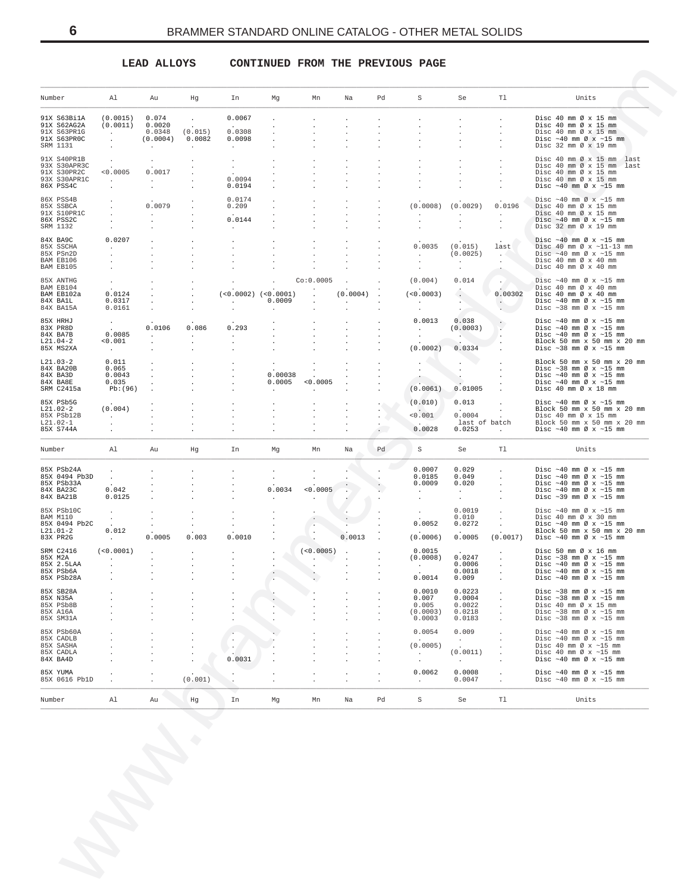## LEAD ALLOYS    CONTINUED FROM THE PREVIOUS PAGE

| Number | Al | Au | Hg | In | Mg | Mn | Na | Pd | S | Se | Tl | Units |
|---|---|---|---|---|---|---|---|---|---|---|---|---|
| 91X S63Bi1A | (0.0015) | 0.074 | . | 0.0067 | . | . | . | . | . | . | . | Disc 40 mm Ø x 15 mm |
| 91X S62AG2A | (0.0011) | 0.0020 | . | . | . | . | . | . | . | . | . | Disc 40 mm Ø x 15 mm |
| 91X S63PR1G | . | 0.0348 | (0.015) | 0.0308 | . | . | . | . | . | . | . | Disc 40 mm Ø x 15 mm |
| 91X S63PR0C | . | (0.0004) | 0.0082 | 0.0098 | . | . | . | . | . | . | . | Disc ~40 mm Ø x ~15 mm |
| SRM 1131 | . | . | . | . | . | . | . | . | . | . | . | Disc 32 mm Ø x 19 mm |
| 91X S40PR1B | . | . | . | . | . | . | . | . | . | . | . | Disc 40 mm Ø x 15 mm last |
| 93X S30APR3C | . | . | . | . | . | . | . | . | . | . | . | Disc 40 mm Ø x 15 mm last |
| 91X S30PR2C | <0.0005 | 0.0017 | . | . | . | . | . | . | . | . | . | Disc 40 mm Ø x 15 mm |
| 93X S30APR1C | . | . | . | 0.0094 | . | . | . | . | . | . | . | Disc 40 mm Ø x 15 mm |
| 86X PSS4C | . | . | . | 0.0194 | . | . | . | . | . | . | . | Disc ~40 mm Ø x ~15 mm |
| 86X PSS4B | . | . | . | 0.0174 | . | . | . | . | . | . | . | Disc ~40 mm Ø x ~15 mm |
| 85X SSBCA | . | 0.0079 | . | 0.209 | . | . | . | . | (0.0008) | (0.0029) | 0.0196 | Disc 40 mm Ø x 15 mm |
| 91X S10PR1C | . | . | . | . | . | . | . | . | . | . | . | Disc 40 mm Ø x 15 mm |
| 86X PSS2C | . | . | . | 0.0144 | . | . | . | . | . | . | . | Disc ~40 mm Ø x ~15 mm |
| SRM 1132 | . | . | . | . | . | . | . | . | . | . | . | Disc 32 mm Ø x 19 mm |
| 84X BA9C | 0.0207 | . | . | . | . | . | . | . | . | . | . | Disc ~40 mm Ø x ~15 mm |
| 85X SSCHA | . | . | . | . | . | . | . | . | 0.0035 | (0.015) | last | Disc 40 mm Ø x ~11-13 mm |
| 85X PSn2D | . | . | . | . | . | . | . | . | . | (0.0025) | . | Disc ~40 mm Ø x ~15 mm |
| BAM EB106 | . | . | . | . | . | . | . | . | . | . | . | Disc 40 mm Ø x 40 mm |
| BAM EB105 | . | . | . | . | . | . | . | . | . | . | . | Disc 40 mm Ø x 40 mm |
| 85X ANTHG | . | . | . | . | . | Co:0.0005 | . | . | (0.004) | 0.014 | . | Disc ~40 mm Ø x ~15 mm |
| BAM EB104 | . | . | . | . | . | . | . | . | . | . | . | Disc 40 mm Ø x 40 mm |
| BAM EB102a | 0.0124 | . | . | (<0.0002) | (<0.0001) | . | (0.0004) | . | (<0.0003) | . | 0.00302 | Disc 40 mm Ø x 40 mm |
| 84X BA1L | 0.0317 | . | . | . | 0.0009 | . | . | . | . | . | . | Disc ~40 mm Ø x ~15 mm |
| 84X BA15A | 0.0161 | . | . | . | . | . | . | . | . | . | . | Disc ~38 mm Ø x ~15 mm |
| 85X HRHJ | . | . | . | . | . | . | . | . | 0.0013 | 0.038 | . | Disc ~40 mm Ø x ~15 mm |
| 83X PR8D | . | 0.0106 | 0.086 | 0.293 | . | . | . | . | . | (0.0003) | . | Disc ~40 mm Ø x ~15 mm |
| 84X BA7B | 0.0085 | . | . | . | . | . | . | . | . | . | . | Disc ~40 mm Ø x ~15 mm |
| L21.04-2 | <0.001 | . | . | . | . | . | . | . | . | . | . | Block 50 mm x 50 mm x 20 mm |
| 85X MS2XA | . | . | . | . | . | . | . | . | (0.0002) | 0.0334 | . | Disc ~38 mm Ø x ~15 mm |
| L21.03-2 | 0.011 | . | . | . | . | . | . | . | . | . | . | Block 50 mm x 50 mm x 20 mm |
| 84X BA20B | 0.065 | . | . | . | . | . | . | . | . | . | . | Disc ~38 mm Ø x ~15 mm |
| 84X BA3D | 0.0043 | . | . | . | 0.00038 | . | . | . | . | . | . | Disc ~40 mm Ø x ~15 mm |
| 84X BA8E | 0.035 | . | . | . | 0.0005 | <0.0005 | . | . | . | . | . | Disc ~40 mm Ø x ~15 mm |
| SRM C2415a | Pb:(96) | . | . | . | . | . | . | . | (0.0061) | 0.01005 | . | Disc 40 mm Ø x 18 mm |
| 85X PSb5G | . | . | . | . | . | . | . | . | (0.010) | 0.013 | . | Disc ~40 mm Ø x ~15 mm |
| L21.02-2 | (0.004) | . | . | . | . | . | . | . | . | . | . | Block 50 mm x 50 mm x 20 mm |
| 85X PSb12B | . | . | . | . | . | . | . | . | <0.001 | 0.0004 | . | Disc 40 mm Ø x 15 mm |
| L21.02-1 | . | . | . | . | . | . | . | . | . | last of batch | | Block 50 mm x 50 mm x 20 mm |
| 85X S744A | . | . | . | . | . | . | . | . | 0.0028 | 0.0253 | . | Disc ~40 mm Ø x ~15 mm |

| Number | Al | Au | Hg | In | Mg | Mn | Na | Pd | S | Se | Tl | Units |
|---|---|---|---|---|---|---|---|---|---|---|---|---|
| 85X PSb24A | . | . | . | . | . | . | . | . | 0.0007 | 0.029 | . | Disc ~40 mm Ø x ~15 mm |
| 85X 0494 Pb3D | . | . | . | . | . | . | . | . | 0.0185 | 0.049 | . | Disc ~40 mm Ø x ~15 mm |
| 85X PSb33A | . | . | . | . | . | . | . | . | 0.0009 | 0.020 | . | Disc ~40 mm Ø x ~15 mm |
| 84X BA23C | 0.042 | . | . | . | 0.0034 | <0.0005 | . | . | . | . | . | Disc ~40 mm Ø x ~15 mm |
| 84X BA21B | 0.0125 | . | . | . | . | . | . | . | . | . | . | Disc ~39 mm Ø x ~15 mm |
| 85X PSb10C | . | . | . | . | . | . | . | . | . | 0.0019 | . | Disc ~40 mm Ø x ~15 mm |
| BAM M110 | . | . | . | . | . | . | . | . | . | 0.010 | . | Disc 40 mm Ø x 30 mm |
| 85X 0494 Pb2C | . | . | . | . | . | . | . | . | 0.0052 | 0.0272 | . | Disc ~40 mm Ø x ~15 mm |
| L21.01-2 | 0.012 | . | . | . | . | . | . | . | . | . | . | Block 50 mm x 50 mm x 20 mm |
| 83X PR2G | . | 0.0005 | 0.003 | 0.0010 | . | . | 0.0013 | . | (0.0006) | 0.0005 | (0.0017) | Disc ~40 mm Ø x ~15 mm |
| SRM C2416 | (<0.0001) | . | . | . | . | (<0.0005) | . | . | 0.0015 | . | . | Disc 50 mm Ø x 16 mm |
| 85X M2A | . | . | . | . | . | . | . | . | (0.0008) | 0.0247 | . | Disc ~38 mm Ø x ~15 mm |
| 85X 2.5LAA | . | . | . | . | . | . | . | . | . | 0.0006 | . | Disc ~40 mm Ø x ~15 mm |
| 85X PSb6A | . | . | . | . | . | . | . | . | . | 0.0018 | . | Disc ~40 mm Ø x ~15 mm |
| 85X PSb28A | . | . | . | . | . | . | . | . | 0.0014 | 0.009 | . | Disc ~40 mm Ø x ~15 mm |
| 85X SB28A | . | . | . | . | . | . | . | . | 0.0010 | 0.0223 | . | Disc ~38 mm Ø x ~15 mm |
| 85X N35A | . | . | . | . | . | . | . | . | 0.007 | 0.0004 | . | Disc ~38 mm Ø x ~15 mm |
| 85X PSb8B | . | . | . | . | . | . | . | . | 0.005 | 0.0022 | . | Disc 40 mm Ø x 15 mm |
| 85X A16A | . | . | . | . | . | . | . | . | (0.0003) | 0.0218 | . | Disc ~38 mm Ø x ~15 mm |
| 85X SM31A | . | . | . | . | . | . | . | . | 0.0003 | 0.0183 | . | Disc ~38 mm Ø x ~15 mm |
| 85X PSb60A | . | . | . | . | . | . | . | . | 0.0054 | 0.009 | . | Disc ~40 mm Ø x ~15 mm |
| 85X CADLB | . | . | . | . | . | . | . | . | . | . | . | Disc ~40 mm Ø x ~15 mm |
| 85X SASHA | . | . | . | . | . | . | . | . | (0.0005) | . | . | Disc 40 mm Ø x ~15 mm |
| 85X CADLA | . | . | . | . | . | . | . | . | . | (0.0011) | . | Disc 40 mm Ø x ~15 mm |
| 84X BA4D | . | . | . | 0.0031 | . | . | . | . | . | . | . | Disc ~40 mm Ø x ~15 mm |
| 85X YUMA | . | . | . | . | . | . | . | . | 0.0062 | 0.0008 | . | Disc ~40 mm Ø x ~15 mm |
| 85X 0616 Pb1D | . | . | (0.001) | . | . | . | . | . | . | 0.0047 | . | Disc ~40 mm Ø x ~15 mm |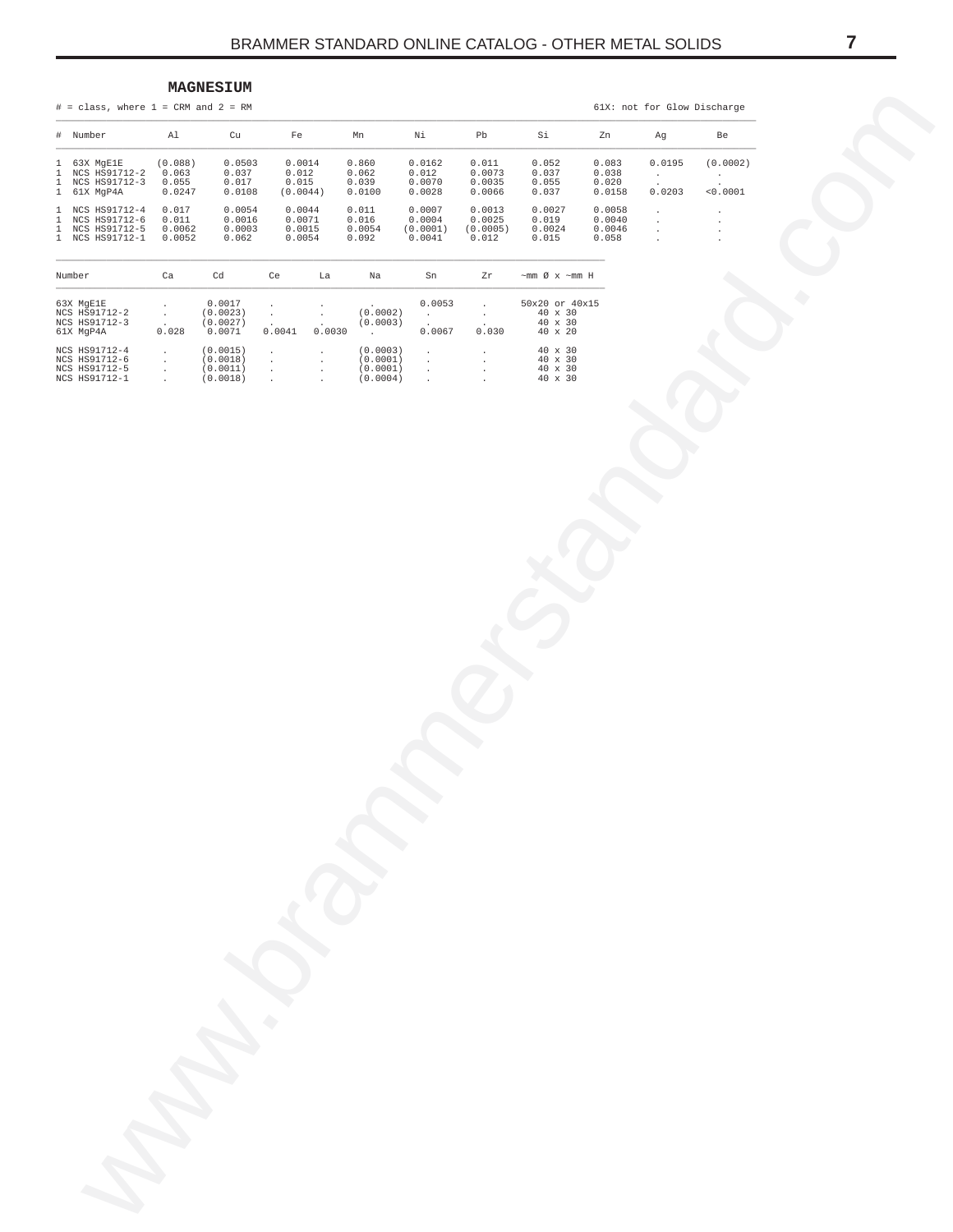## MAGNESIUM

# = class, where 1 = CRM and 2 = RM

61X: not for Glow Discharge

| # | Number | Al | Cu | Fe | Mn | Ni | Pb | Si | Zn | Ag | Be |
|---|---|---|---|---|---|---|---|---|---|---|---|
| 1 | 63X MgE1E | (0.088) | 0.0503 | 0.0014 | 0.860 | 0.0162 | 0.011 | 0.052 | 0.083 | 0.0195 | (0.0002) |
| 1 | NCS HS91712-2 | 0.063 | 0.037 | 0.012 | 0.062 | 0.012 | 0.0073 | 0.037 | 0.038 | . | . |
| 1 | NCS HS91712-3 | 0.055 | 0.017 | 0.015 | 0.039 | 0.0070 | 0.0035 | 0.055 | 0.020 | . | . |
| 1 | 61X MgP4A | 0.0247 | 0.0108 | (0.0044) | 0.0100 | 0.0028 | 0.0066 | 0.037 | 0.0158 | 0.0203 | <0.0001 |
| 1 | NCS HS91712-4 | 0.017 | 0.0054 | 0.0044 | 0.011 | 0.0007 | 0.0013 | 0.0027 | 0.0058 | . | . |
| 1 | NCS HS91712-6 | 0.011 | 0.0016 | 0.0071 | 0.016 | 0.0004 | 0.0025 | 0.019 | 0.0040 | . | . |
| 1 | NCS HS91712-5 | 0.0062 | 0.0003 | 0.0015 | 0.0054 | (0.0001) | (0.0005) | 0.0024 | 0.0046 | . | . |
| 1 | NCS HS91712-1 | 0.0052 | 0.062 | 0.0054 | 0.092 | 0.0041 | 0.012 | 0.015 | 0.058 | . | . |

| Number | Ca | Cd | Ce | La | Na | Sn | Zr | ~mm Ø x ~mm H |
|---|---|---|---|---|---|---|---|---|
| 63X MgE1E | . | 0.0017 | . | . | . | 0.0053 | . | 50x20 or 40x15 |
| NCS HS91712-2 | . | (0.0023) | . | . | (0.0002) | . | . | 40 x 30 |
| NCS HS91712-3 | . | (0.0027) | . | . | (0.0003) | . | . | 40 x 30 |
| 61X MgP4A | 0.028 | 0.0071 | 0.0041 | 0.0030 | . | 0.0067 | 0.030 | 40 x 20 |
| NCS HS91712-4 | . | (0.0015) | . | . | (0.0003) | . | . | 40 x 30 |
| NCS HS91712-6 | . | (0.0018) | . | . | (0.0001) | . | . | 40 x 30 |
| NCS HS91712-5 | . | (0.0011) | . | . | (0.0001) | . | . | 40 x 30 |
| NCS HS91712-1 | . | (0.0018) | . | . | (0.0004) | . | . | 40 x 30 |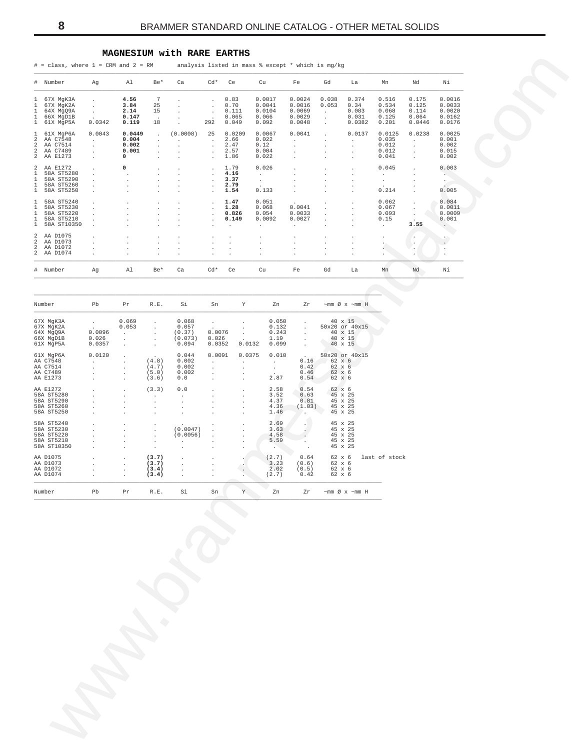## MAGNESIUM with RARE EARTHS

# = class, where 1 = CRM and 2 = RM     analysis listed in mass % except * which is mg/kg

| # | Number | Ag | Al | Be* | Ca | Cd* | Ce | Cu | Fe | Gd | La | Mn | Nd | Ni |
|---|---|---|---|---|---|---|---|---|---|---|---|---|---|---|
| 1 | 67X MgK3A | . | **4.56** | 7 | . | . | 0.83 | 0.0017 | 0.0024 | 0.038 | 0.374 | 0.516 | 0.175 | 0.0016 |
| 1 | 67X MgK2A | . | **3.84** | 25 | . | . | 0.70 | 0.0041 | 0.0016 | 0.053 | 0.34 | 0.534 | 0.125 | 0.0033 |
| 1 | 64X MgQ9A | . | **2.14** | 15 | . | . | 0.111 | 0.0104 | 0.0069 | . | 0.083 | 0.068 | 0.114 | 0.0020 |
| 1 | 66X MgD1B | . | **0.147** | . | . | . | 0.065 | 0.066 | 0.0029 | . | 0.031 | 0.125 | 0.064 | 0.0162 |
| 1 | 61X MgP5A | 0.0342 | **0.119** | 18 | . | 292 | 0.049 | 0.092 | 0.0048 | . | 0.0382 | 0.201 | 0.0446 | 0.0176 |
| 1 | 61X MgP6A | 0.0043 | **0.0449** | . | (0.0008) | 25 | 0.0209 | 0.0067 | 0.0041 | . | 0.0137 | 0.0125 | 0.0238 | 0.0025 |
| 2 | AA C7548 | . | **0.004** | . | . | . | 2.66 | 0.022 | . | . | . | 0.035 | . | 0.001 |
| 2 | AA C7514 | . | **0.002** | . | . | . | 2.47 | 0.12 | . | . | . | 0.012 | . | 0.002 |
| 2 | AA C7489 | . | **0.001** | . | . | . | 2.57 | 0.004 | . | . | . | 0.012 | . | 0.015 |
| 2 | AA E1273 | . | **0** | . | . | . | 1.86 | 0.022 | . | . | . | 0.041 | . | 0.002 |
| 2 | AA E1272 | . | **0** | . | . | . | 1.79 | 0.026 | . | . | . | 0.045 | . | 0.003 |
| 1 | 58A ST5280 | . | . | . | . | . | **4.16** | . | . | . | . | . | . | . |
| 1 | 58A ST5290 | . | . | . | . | . | **3.37** | . | . | . | . | . | . | . |
| 1 | 58A ST5260 | . | . | . | . | . | **2.79** | . | . | . | . | . | . | . |
| 1 | 58A ST5250 | . | . | . | . | . | **1.54** | 0.133 | . | . | . | 0.214 | . | 0.005 |
| 1 | 58A ST5240 | . | . | . | . | . | **1.47** | 0.051 | . | . | . | 0.062 | . | 0.084 |
| 1 | 58A ST5230 | . | . | . | . | . | **1.28** | 0.068 | 0.0041 | . | . | 0.067 | . | 0.0011 |
| 1 | 58A ST5220 | . | . | . | . | . | **0.826** | 0.054 | 0.0033 | . | . | 0.093 | . | 0.0009 |
| 1 | 58A ST5210 | . | . | . | . | . | **0.149** | 0.0092 | 0.0027 | . | . | 0.15 | . | 0.001 |
| 1 | 58A ST10350 | . | . | . | . | . | . | . | . | . | . | . | **3.55** | . |
| 2 | AA D1075 | . | . | . | . | . | . | . | . | . | . | . | . | . |
| 2 | AA D1073 | . | . | . | . | . | . | . | . | . | . | . | . | . |
| 2 | AA D1072 | . | . | . | . | . | . | . | . | . | . | . | . | . |
| 2 | AA D1074 | . | . | . | . | . | . | . | . | . | . | . | . | . |
| # | Number | Ag | Al | Be* | Ca | Cd* | Ce | Cu | Fe | Gd | La | Mn | Nd | Ni |

| Number | Pb | Pr | R.E. | Si | Sn | Y | Zn | Zr | ~mm Ø x ~mm H | |
|---|---|---|---|---|---|---|---|---|---|---|
| 67X MgK3A | . | 0.069 | . | 0.068 | . | . | 0.050 | . | 40 x 15 | |
| 67X MgK2A | . | 0.053 | . | 0.057 | . | . | 0.132 | . | 50x20 or 40x15 | |
| 64X MgQ9A | 0.0096 | . | . | (0.37) | 0.0076 | . | 0.243 | . | 40 x 15 | |
| 66X MgD1B | 0.026 | . | . | (0.073) | 0.026 | . | 1.19 | . | 40 x 15 | |
| 61X MgP5A | 0.0357 | . | . | 0.094 | 0.0352 | 0.0132 | 0.099 | . | 40 x 15 | |
| 61X MgP6A | 0.0120 | . | . | 0.044 | 0.0091 | 0.0375 | 0.010 | . | 50x20 or 40x15 | |
| AA C7548 | . | . | (4.8) | 0.002 | . | . | . | 0.16 | 62 x 6 | |
| AA C7514 | . | . | (4.7) | 0.002 | . | . | . | 0.42 | 62 x 6 | |
| AA C7489 | . | . | (5.0) | 0.002 | . | . | . | 0.46 | 62 x 6 | |
| AA E1273 | . | . | (3.6) | 0.0 | . | . | 2.87 | 0.54 | 62 x 6 | |
| AA E1272 | . | . | (3.3) | 0.0 | . | . | 2.58 | 0.54 | 62 x 6 | |
| 58A ST5280 | . | . | . | . | . | . | 3.52 | 0.63 | 45 x 25 | |
| 58A ST5290 | . | . | . | . | . | . | 4.37 | 0.81 | 45 x 25 | |
| 58A ST5260 | . | . | . | . | . | . | 4.36 | (1.03) | 45 x 25 | |
| 58A ST5250 | . | . | . | . | . | . | 1.46 | . | 45 x 25 | |
| 58A ST5240 | . | . | . | . | . | . | 2.69 | . | 45 x 25 | |
| 58A ST5230 | . | . | . | (0.0047) | . | . | 3.63 | . | 45 x 25 | |
| 58A ST5220 | . | . | . | (0.0056) | . | . | 4.58 | . | 45 x 25 | |
| 58A ST5210 | . | . | . | . | . | . | 5.59 | . | 45 x 25 | |
| 58A ST10350 | . | . | . | . | . | . | . | . | 45 x 25 | |
| AA D1075 | . | . | **(3.7)** | . | . | . | (2.7) | 0.64 | 62 x 6 | last of stock |
| AA D1073 | . | . | **(3.7)** | . | . | . | 3.23 | (0.6) | 62 x 6 | |
| AA D1072 | . | . | **(3.4)** | . | . | . | 2.02 | (0.5) | 62 x 6 | |
| AA D1074 | . | . | **(3.4)** | . | . | . | (2.7) | 0.42 | 62 x 6 | |
| Number | Pb | Pr | R.E. | Si | Sn | Y | Zn | Zr | ~mm Ø x ~mm H | |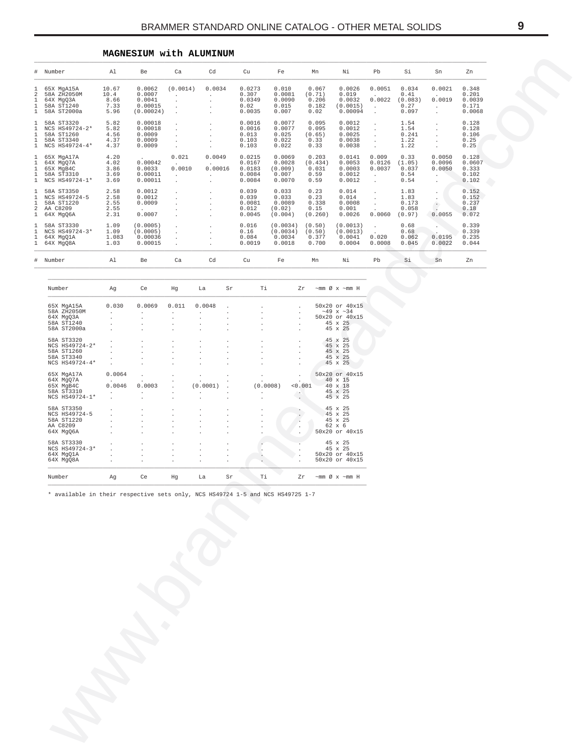## MAGNESIUM with ALUMINUM

| # | Number | Al | Be | Ca | Cd | Cu | Fe | Mn | Ni | Pb | Si | Sn | Zn |
|---|---|---|---|---|---|---|---|---|---|---|---|---|---|
| 1 | 65X MgA15A | 10.67 | 0.0062 | (0.0014) | 0.0034 | 0.0273 | 0.010 | 0.067 | 0.0026 | 0.0051 | 0.034 | 0.0021 | 0.348 |
| 2 | 58A ZH2050M | 10.4 | 0.0007 | . | . | 0.307 | 0.0081 | (0.71) | 0.019 | . | 0.41 | . | 0.201 |
| 1 | 64X MgQ3A | 8.66 | 0.0041 | . | . | 0.0349 | 0.0090 | 0.206 | 0.0032 | 0.0022 | (0.083) | 0.0019 | 0.0039 |
| 1 | 58A ST1240 | 7.33 | 0.00015 | . | . | 0.02 | 0.015 | 0.182 | (0.0015) | . | 0.27 | . | 0.171 |
| 1 | 58A ST2000a | 5.96 | (0.00024) | . | . | 0.0035 | 0.007 | 0.02 | 0.00094 | . | 0.097 | . | 0.0068 |
| 1 | 58A ST3320 | 5.82 | 0.00018 | . | . | 0.0016 | 0.0077 | 0.095 | 0.0012 | . | 1.54 | . | 0.128 |
| 1 | NCS HS49724-2* | 5.82 | 0.00018 | . | . | 0.0016 | 0.0077 | 0.095 | 0.0012 | . | 1.54 | . | 0.128 |
| 1 | 58A ST1260 | 4.56 | 0.0009 | . | . | 0.013 | 0.025 | (0.65) | 0.0025 | . | 0.241 | . | 0.106 |
| 1 | 58A ST3340 | 4.37 | 0.0009 | . | . | 0.103 | 0.022 | 0.33 | 0.0038 | . | 1.22 | . | 0.25 |
| 1 | NCS HS49724-4* | 4.37 | 0.0009 | . | . | 0.103 | 0.022 | 0.33 | 0.0038 | . | 1.22 | . | 0.25 |
| 1 | 65X MgA17A | 4.20 | . | 0.021 | 0.0049 | 0.0215 | 0.0069 | 0.203 | 0.0141 | 0.009 | 0.33 | 0.0050 | 0.128 |
| 1 | 64X MgQ7A | 4.02 | 0.00042 | . | . | 0.0167 | 0.0028 | (0.434) | 0.0053 | 0.0126 | (1.05) | 0.0096 | 0.0607 |
| 1 | 65X MgB4C | 3.86 | 0.0033 | 0.0010 | 0.00016 | 0.0183 | (0.009) | 0.031 | 0.0003 | 0.0037 | 0.037 | 0.0050 | 0.333 |
| 1 | 58A ST3310 | 3.69 | 0.00011 | . | . | 0.0084 | 0.007 | 0.59 | 0.0012 | . | 0.54 | . | 0.102 |
| 1 | NCS HS49724-1* | 3.69 | 0.00011 | . | . | 0.0084 | 0.0070 | 0.59 | 0.0012 | . | 0.54 | . | 0.102 |
| 1 | 58A ST3350 | 2.58 | 0.0012 | . | . | 0.039 | 0.033 | 0.23 | 0.014 | . | 1.83 | . | 0.152 |
| 1 | NCS HS49724-5 | 2.58 | 0.0012 | . | . | 0.039 | 0.033 | 0.23 | 0.014 | . | 1.83 | . | 0.152 |
| 1 | 58A ST1220 | 2.55 | 0.0009 | . | . | 0.0081 | 0.0089 | 0.338 | 0.0008 | . | 0.173 | . | 0.237 |
| 2 | AA C8209 | 2.55 | . | . | . | 0.012 | (0.02) | 0.15 | 0.001 | . | 0.058 | . | 0.18 |
| 1 | 64X MgQ6A | 2.31 | 0.0007 | . | . | 0.0045 | (0.004) | (0.260) | 0.0026 | 0.0060 | (0.97) | 0.0055 | 0.072 |
| 1 | 58A ST3330 | 1.09 | (0.0005) | . | . | 0.016 | (0.0034) | (0.50) | (0.0013) | . | 0.68 | . | 0.339 |
| 1 | NCS HS49724-3* | 1.09 | (0.0005) | . | . | 0.16 | (0.0034) | (0.50) | (0.0013) | . | 0.68 | . | 0.339 |
| 1 | 64X MgQ1A | 1.083 | 0.00036 | . | . | 0.084 | 0.0034 | 0.377 | 0.0041 | 0.020 | 0.062 | 0.0195 | 0.235 |
| 1 | 64X MgQ8A | 1.03 | 0.00015 | . | . | 0.0019 | 0.0018 | 0.700 | 0.0004 | 0.0008 | 0.045 | 0.0022 | 0.044 |
| # | Number | Al | Be | Ca | Cd | Cu | Fe | Mn | Ni | Pb | Si | Sn | Zn |

| Number | Ag | Ce | Hg | La | Sr | Ti | Zr | ~mm Ø x ~mm H |
|---|---|---|---|---|---|---|---|---|
| 65X MgA15A | 0.030 | 0.0069 | 0.011 | 0.0048 | . | . | . | 50x20 or 40x15 |
| 58A ZH2050M | . | . | . | . | . | . | . | ~49 x ~34 |
| 64X MgQ3A | . | . | . | . | . | . | . | 50x20 or 40x15 |
| 58A ST1240 | . | . | . | . | . | . | . | 45 x 25 |
| 58A ST2000a | . | . | . | . | . | . | . | 45 x 25 |
| 58A ST3320 | . | . | . | . | . | . | . | 45 x 25 |
| NCS HS49724-2* | . | . | . | . | . | . | . | 45 x 25 |
| 58A ST1260 | . | . | . | . | . | . | . | 45 x 25 |
| 58A ST3340 | . | . | . | . | . | . | . | 45 x 25 |
| NCS HS49724-4* | . | . | . | . | . | . | . | 45 x 25 |
| 65X MgA17A | 0.0064 | . | . | . | . | . | . | 50x20 or 40x15 |
| 64X MgQ7A | . | . | . | . | . | . | . | 40 x 15 |
| 65X MgB4C | 0.0046 | 0.0003 | . | (0.0001) | . | (0.0008) | <0.001 | 40 x 18 |
| 58A ST3310 | . | . | . | . | . | . | . | 45 x 25 |
| NCS HS49724-1* | . | . | . | . | . | . | . | 45 x 25 |
| 58A ST3350 | . | . | . | . | . | . | . | 45 x 25 |
| NCS HS49724-5 | . | . | . | . | . | . | . | 45 x 25 |
| 58A ST1220 | . | . | . | . | . | . | . | 45 x 25 |
| AA C8209 | . | . | . | . | . | . | . | 62 x 6 |
| 64X MgQ6A | . | . | . | . | . | . | . | 50x20 or 40x15 |
| 58A ST3330 | . | . | . | . | . | . | . | 45 x 25 |
| NCS HS49724-3* | . | . | . | . | . | . | . | 45 x 25 |
| 64X MgQ1A | . | . | . | . | . | . | . | 50x20 or 40x15 |
| 64X MgQ8A | . | . | . | . | . | . | . | 50x20 or 40x15 |
| Number | Ag | Ce | Hg | La | Sr | Ti | Zr | ~mm Ø x ~mm H |

* available in their respective sets only, NCS HS49724 1-5 and NCS HS49725 1-7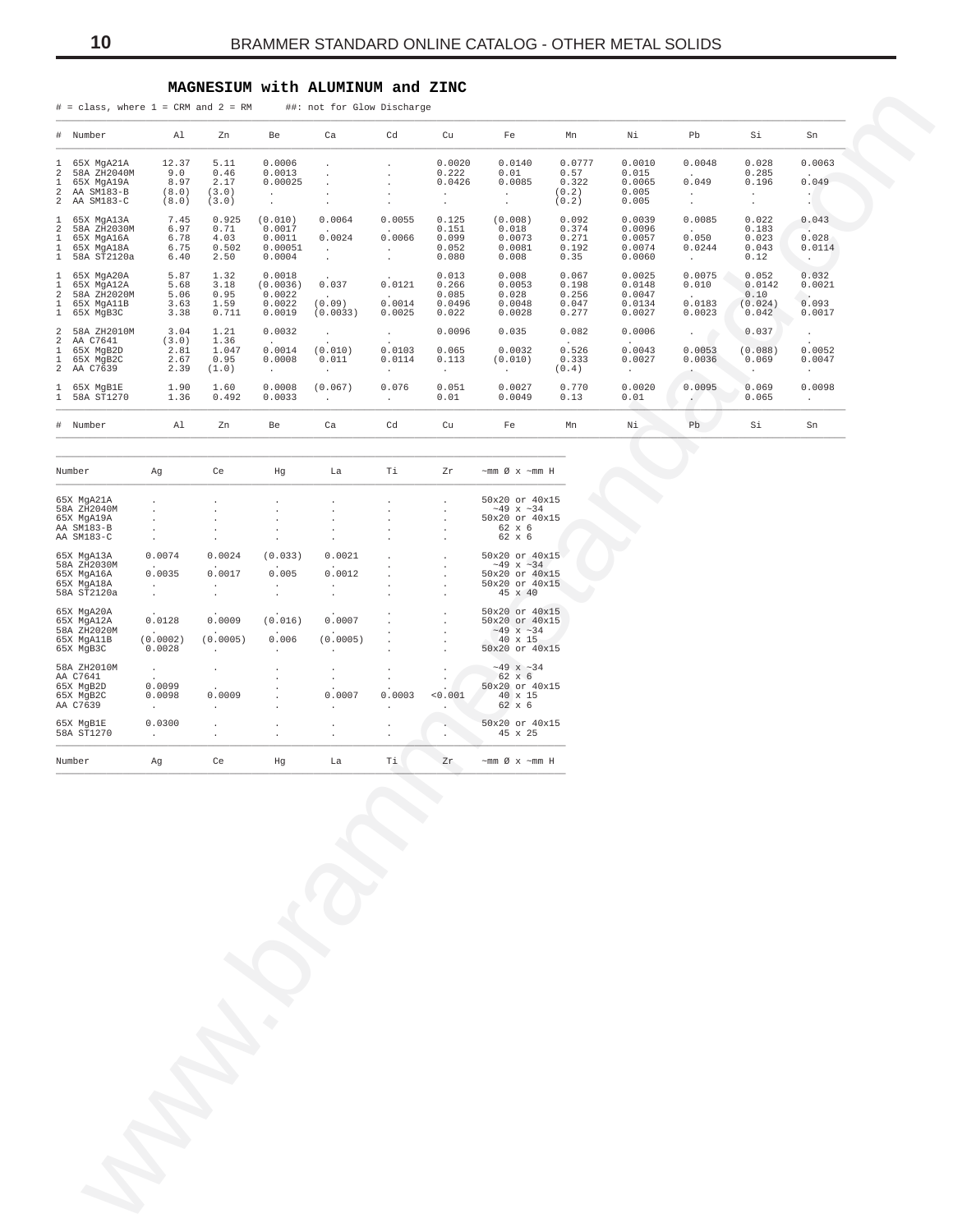## MAGNESIUM with ALUMINUM and ZINC

# = class, where 1 = CRM and 2 = RM      ##: not for Glow Discharge

| # | Number | Al | Zn | Be | Ca | Cd | Cu | Fe | Mn | Ni | Pb | Si | Sn |
|---|---|---|---|---|---|---|---|---|---|---|---|---|---|
| 1 | 65X MgA21A | 12.37 | 5.11 | 0.0006 | . | . | 0.0020 | 0.0140 | 0.0777 | 0.0010 | 0.0048 | 0.028 | 0.0063 |
| 2 | 58A ZH2040M | 9.0 | 0.46 | 0.0013 | . | . | 0.222 | 0.01 | 0.57 | 0.015 | . | 0.285 | . |
| 1 | 65X MgA19A | 8.97 | 2.17 | 0.00025 | . | . | 0.0426 | 0.0085 | 0.322 | 0.0065 | 0.049 | 0.196 | 0.049 |
| 2 | AA SM183-B | (8.0) | (3.0) | . | . | . | . | . | (0.2) | 0.005 | . | . | . |
| 2 | AA SM183-C | (8.0) | (3.0) | . | . | . | . | . | (0.2) | 0.005 | . | . | . |
| 1 | 65X MgA13A | 7.45 | 0.925 | (0.010) | 0.0064 | 0.0055 | 0.125 | (0.008) | 0.092 | 0.0039 | 0.0085 | 0.022 | 0.043 |
| 2 | 58A ZH2030M | 6.97 | 0.71 | 0.0017 | . | . | 0.151 | 0.018 | 0.374 | 0.0096 | . | 0.183 | . |
| 1 | 65X MgA16A | 6.78 | 4.03 | 0.0011 | 0.0024 | 0.0066 | 0.099 | 0.0073 | 0.271 | 0.0057 | 0.050 | 0.023 | 0.028 |
| 1 | 65X MgA18A | 6.75 | 0.502 | 0.00051 | . | . | 0.052 | 0.0081 | 0.192 | 0.0074 | 0.0244 | 0.043 | 0.0114 |
| 1 | 58A ST2120a | 6.40 | 2.50 | 0.0004 | . | . | 0.080 | 0.008 | 0.35 | 0.0060 | . | 0.12 | . |
| 1 | 65X MgA20A | 5.87 | 1.32 | 0.0018 | . | . | 0.013 | 0.008 | 0.067 | 0.0025 | 0.0075 | 0.052 | 0.032 |
| 1 | 65X MgA12A | 5.68 | 3.18 | (0.0036) | 0.037 | 0.0121 | 0.266 | 0.0053 | 0.198 | 0.0148 | 0.010 | 0.0142 | 0.0021 |
| 2 | 58A ZH2020M | 5.06 | 0.95 | 0.0022 | . | . | 0.085 | 0.028 | 0.256 | 0.0047 | . | 0.10 | . |
| 1 | 65X MgA11B | 3.63 | 1.59 | 0.0022 | (0.09) | 0.0014 | 0.0496 | 0.0048 | 0.047 | 0.0134 | 0.0183 | (0.024) | 0.093 |
| 1 | 65X MgB3C | 3.38 | 0.711 | 0.0019 | (0.0033) | 0.0025 | 0.022 | 0.0028 | 0.277 | 0.0027 | 0.0023 | 0.042 | 0.0017 |
| 2 | 58A ZH2010M | 3.04 | 1.21 | 0.0032 | . | . | 0.0096 | 0.035 | 0.082 | 0.0006 | . | 0.037 | . |
| 2 | AA C7641 | (3.0) | 1.36 | . | . | . | . | . | . | . | . | . | . |
| 1 | 65X MgB2D | 2.81 | 1.047 | 0.0014 | (0.010) | 0.0103 | 0.065 | 0.0032 | 0.526 | 0.0043 | 0.0053 | (0.088) | 0.0052 |
| 1 | 65X MgB2C | 2.67 | 0.95 | 0.0008 | 0.011 | 0.0114 | 0.113 | (0.010) | 0.333 | 0.0027 | 0.0036 | 0.069 | 0.0047 |
| 2 | AA C7639 | 2.39 | (1.0) | . | . | . | . | . | (0.4) | . | . | . | . |
| 1 | 65X MgB1E | 1.90 | 1.60 | 0.0008 | (0.067) | 0.076 | 0.051 | 0.0027 | 0.770 | 0.0020 | 0.0095 | 0.069 | 0.0098 |
| 1 | 58A ST1270 | 1.36 | 0.492 | 0.0033 | . | . | 0.01 | 0.0049 | 0.13 | 0.01 | . | 0.065 | . |
| # | Number | Al | Zn | Be | Ca | Cd | Cu | Fe | Mn | Ni | Pb | Si | Sn |

| Number | Ag | Ce | Hg | La | Ti | Zr | ~mm Ø x ~mm H |
|---|---|---|---|---|---|---|---|
| 65X MgA21A | . | . | . | . | . | . | 50x20 or 40x15 |
| 58A ZH2040M | . | . | . | . | . | . | ~49 x ~34 |
| 65X MgA19A | . | . | . | . | . | . | 50x20 or 40x15 |
| AA SM183-B | . | . | . | . | . | . | 62 x 6 |
| AA SM183-C | . | . | . | . | . | . | 62 x 6 |
| 65X MgA13A | 0.0074 | 0.0024 | (0.033) | 0.0021 | . | . | 50x20 or 40x15 |
| 58A ZH2030M | . | . | . | . | . | . | ~49 x ~34 |
| 65X MgA16A | 0.0035 | 0.0017 | 0.005 | 0.0012 | . | . | 50x20 or 40x15 |
| 65X MgA18A | . | . | . | . | . | . | 50x20 or 40x15 |
| 58A ST2120a | . | . | . | . | . | . | 45 x 40 |
| 65X MgA20A | . | . | . | . | . | . | 50x20 or 40x15 |
| 65X MgA12A | 0.0128 | 0.0009 | (0.016) | 0.0007 | . | . | 50x20 or 40x15 |
| 58A ZH2020M | . | . | . | . | . | . | ~49 x ~34 |
| 65X MgA11B | (0.0002) | (0.0005) | 0.006 | (0.0005) | . | . | 40 x 15 |
| 65X MgB3C | 0.0028 | . | . | . | . | . | 50x20 or 40x15 |
| 58A ZH2010M | . | . | . | . | . | . | ~49 x ~34 |
| AA C7641 | . | . | . | . | . | . | 62 x 6 |
| 65X MgB2D | 0.0099 | . | . | . | . | . | 50x20 or 40x15 |
| 65X MgB2C | 0.0098 | 0.0009 | . | 0.0007 | 0.0003 | <0.001 | 40 x 15 |
| AA C7639 | . | . | . | . | . | . | 62 x 6 |
| 65X MgB1E | 0.0300 | . | . | . | . | . | 50x20 or 40x15 |
| 58A ST1270 | . | . | . | . | . | . | 45 x 25 |
| Number | Ag | Ce | Hg | La | Ti | Zr | ~mm Ø x ~mm H |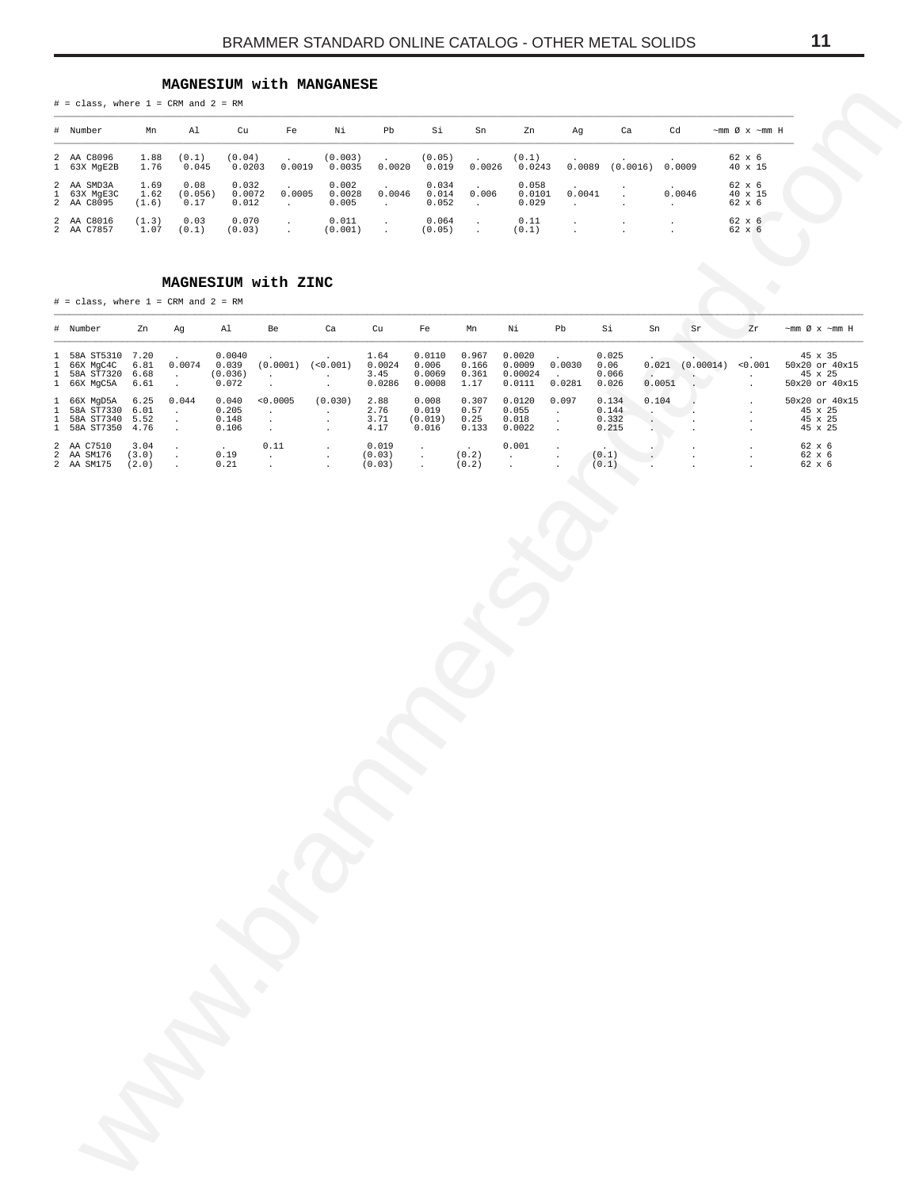## MAGNESIUM with MANGANESE

# = class, where 1 = CRM and 2 = RM

| # | Number | Mn | Al | Cu | Fe | Ni | Pb | Si | Sn | Zn | Ag | Ca | Cd | ~mm Ø x ~mm H |
|---|---|---|---|---|---|---|---|---|---|---|---|---|---|---|
| 2 | AA C8096 | 1.88 | (0.1) | (0.04) | . | (0.003) | . | (0.05) | . | (0.1) | . | . | . | 62 x 6 |
| 1 | 63X MgE2B | 1.76 | 0.045 | 0.0203 | 0.0019 | 0.0035 | 0.0020 | 0.019 | 0.0026 | 0.0243 | 0.0089 | (0.0016) | 0.0009 | 40 x 15 |
| 2 | AA SMD3A | 1.69 | 0.08 | 0.032 | . | 0.002 | . | 0.034 | . | 0.058 | . | . | . | 62 x 6 |
| 1 | 63X MgE3C | 1.62 | (0.056) | 0.0072 | 0.0005 | 0.0028 | 0.0046 | 0.014 | 0.006 | 0.0101 | 0.0041 | . | 0.0046 | 40 x 15 |
| 2 | AA C8095 | (1.6) | 0.17 | 0.012 | . | 0.005 | . | 0.052 | . | 0.029 | . | . | . | 62 x 6 |
| 2 | AA C8016 | (1.3) | 0.03 | 0.070 | . | 0.011 | . | 0.064 | . | 0.11 | . | . | . | 62 x 6 |
| 2 | AA C7857 | 1.07 | (0.1) | (0.03) | . | (0.001) | . | (0.05) | . | (0.1) | . | . | . | 62 x 6 |

## MAGNESIUM with ZINC

# = class, where 1 = CRM and 2 = RM

| # | Number | Zn | Ag | Al | Be | Ca | Cu | Fe | Mn | Ni | Pb | Si | Sn | Sr | Zr | ~mm Ø x ~mm H |
|---|---|---|---|---|---|---|---|---|---|---|---|---|---|---|---|---|
| 1 | 58A ST5310 | 7.20 | . | 0.0040 | . | . | 1.64 | 0.0110 | 0.967 | 0.0020 | . | 0.025 | . | . | . | 45 x 35 |
| 1 | 66X MgC4C | 6.81 | 0.0074 | 0.039 | (0.0001) | (<0.001) | 0.0024 | 0.006 | 0.166 | 0.0009 | 0.0030 | 0.06 | 0.021 | (0.00014) | <0.001 | 50x20 or 40x15 |
| 1 | 58A ST7320 | 6.68 | . | (0.036) | . | . | 3.45 | 0.0069 | 0.361 | 0.00024 | . | 0.066 | . | . | . | 45 x 25 |
| 1 | 66X MgC5A | 6.61 | . | 0.072 | . | . | 0.0286 | 0.0008 | 1.17 | 0.0111 | 0.0281 | 0.026 | 0.0051 | . | . | 50x20 or 40x15 |
| 1 | 66X MgD5A | 6.25 | 0.044 | 0.040 | <0.0005 | (0.030) | 2.88 | 0.008 | 0.307 | 0.0120 | 0.097 | 0.134 | 0.104 | . | . | 50x20 or 40x15 |
| 1 | 58A ST7330 | 6.01 | . | 0.205 | . | . | 2.76 | 0.019 | 0.57 | 0.055 | . | 0.144 | . | . | . | 45 x 25 |
| 1 | 58A ST7340 | 5.52 | . | 0.148 | . | . | 3.71 | (0.019) | 0.25 | 0.018 | . | 0.332 | . | . | . | 45 x 25 |
| 1 | 58A ST7350 | 4.76 | . | 0.106 | . | . | 4.17 | 0.016 | 0.133 | 0.0022 | . | 0.215 | . | . | . | 45 x 25 |
| 2 | AA C7510 | 3.04 | . | . | 0.11 | . | 0.019 | . | . | 0.001 | . | . | . | . | . | 62 x 6 |
| 2 | AA SM176 | (3.0) | . | 0.19 | . | . | (0.03) | . | (0.2) | . | . | (0.1) | . | . | . | 62 x 6 |
| 2 | AA SM175 | (2.0) | . | 0.21 | . | . | (0.03) | . | (0.2) | . | . | (0.1) | . | . | . | 62 x 6 |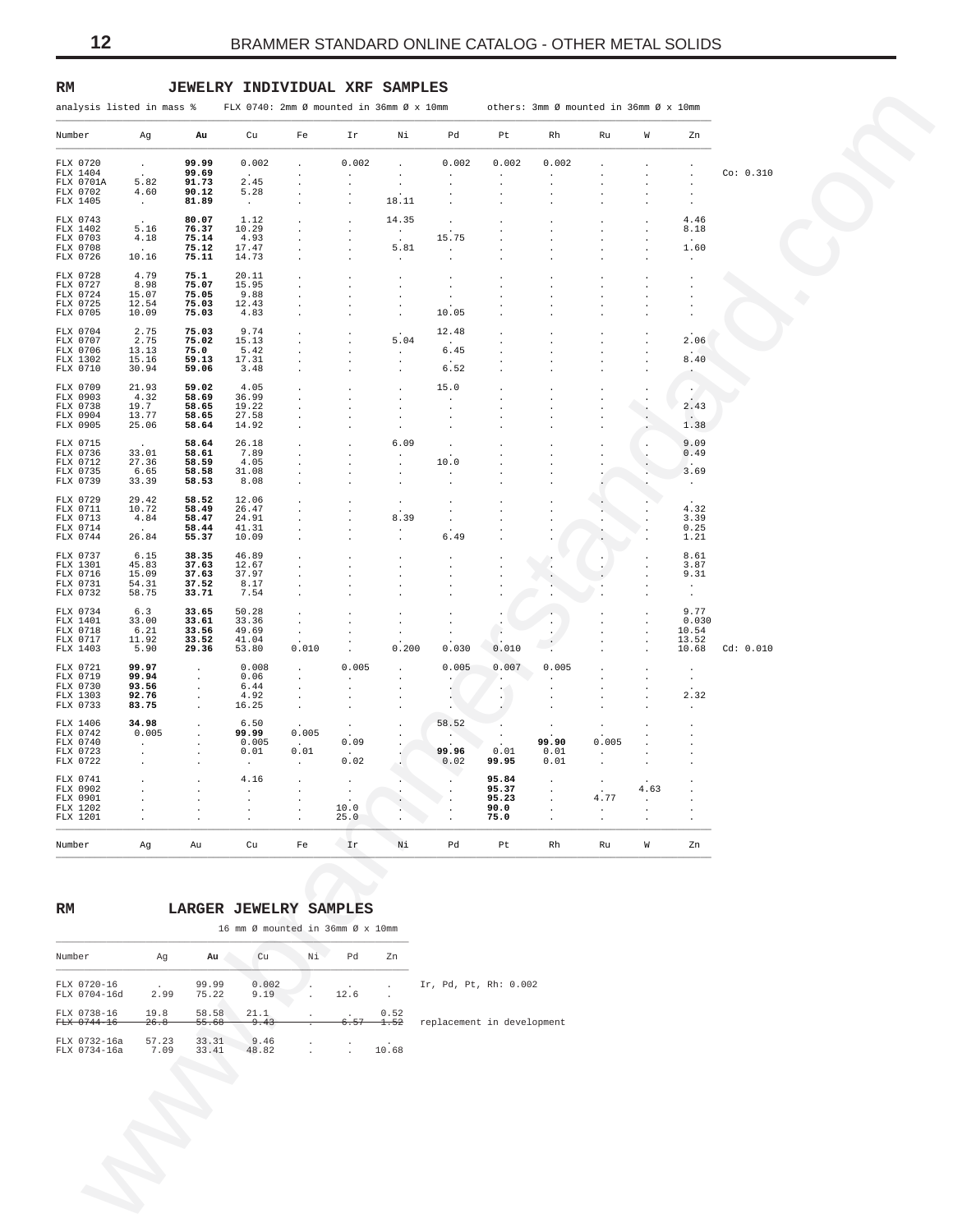## RM JEWELRY INDIVIDUAL XRF SAMPLES

analysis listed in mass % FLX 0740: 2mm Ø mounted in 36mm Ø x 10mm others: 3mm Ø mounted in 36mm Ø x 10mm

| Number | Ag | Au | Cu | Fe | Ir | Ni | Pd | Pt | Rh | Ru | W | Zn | |
|---|---|---|---|---|---|---|---|---|---|---|---|---|---|
| FLX 0720 | . | **99.99** | 0.002 | . | 0.002 | . | 0.002 | 0.002 | 0.002 | . | . | . | |
| FLX 1404 | . | **99.69** | . | . | . | . | . | . | . | . | . | . | Co: 0.310 |
| FLX 0701A | 5.82 | **91.73** | 2.45 | . | . | . | . | . | . | . | . | . | |
| FLX 0702 | 4.60 | **90.12** | 5.28 | . | . | . | . | . | . | . | . | . | |
| FLX 1405 | . | **81.89** | . | . | . | 18.11 | . | . | . | . | . | . | |
| FLX 0743 | . | **80.07** | 1.12 | . | . | 14.35 | . | . | . | . | . | 4.46 | |
| FLX 1402 | 5.16 | **76.37** | 10.29 | . | . | . | . | . | . | . | . | 8.18 | |
| FLX 0703 | 4.18 | **75.14** | 4.93 | . | . | . | 15.75 | . | . | . | . | . | |
| FLX 0708 | . | **75.12** | 17.47 | . | . | 5.81 | . | . | . | . | . | 1.60 | |
| FLX 0726 | 10.16 | **75.11** | 14.73 | . | . | . | . | . | . | . | . | . | |
| FLX 0728 | 4.79 | **75.1** | 20.11 | . | . | . | . | . | . | . | . | . | |
| FLX 0727 | 8.98 | **75.07** | 15.95 | . | . | . | . | . | . | . | . | . | |
| FLX 0724 | 15.07 | **75.05** | 9.88 | . | . | . | . | . | . | . | . | . | |
| FLX 0725 | 12.54 | **75.03** | 12.43 | . | . | . | . | . | . | . | . | . | |
| FLX 0705 | 10.09 | **75.03** | 4.83 | . | . | . | 10.05 | . | . | . | . | . | |
| FLX 0704 | 2.75 | **75.03** | 9.74 | . | . | . | 12.48 | . | . | . | . | . | |
| FLX 0707 | 2.75 | **75.02** | 15.13 | . | . | 5.04 | . | . | . | . | . | 2.06 | |
| FLX 0706 | 13.13 | **75.0** | 5.42 | . | . | . | 6.45 | . | . | . | . | . | |
| FLX 1302 | 15.16 | **59.13** | 17.31 | . | . | . | . | . | . | . | . | 8.40 | |
| FLX 0710 | 30.94 | **59.06** | 3.48 | . | . | . | 6.52 | . | . | . | . | . | |
| FLX 0709 | 21.93 | **59.02** | 4.05 | . | . | . | 15.0 | . | . | . | . | . | |
| FLX 0903 | 4.32 | **58.69** | 36.99 | . | . | . | . | . | . | . | . | . | |
| FLX 0738 | 19.7 | **58.65** | 19.22 | . | . | . | . | . | . | . | . | 2.43 | |
| FLX 0904 | 13.77 | **58.65** | 27.58 | . | . | . | . | . | . | . | . | . | |
| FLX 0905 | 25.06 | **58.64** | 14.92 | . | . | . | . | . | . | . | . | 1.38 | |
| FLX 0715 | . | **58.64** | 26.18 | . | . | 6.09 | . | . | . | . | . | 9.09 | |
| FLX 0736 | 33.01 | **58.61** | 7.89 | . | . | . | . | . | . | . | . | 0.49 | |
| FLX 0712 | 27.36 | **58.59** | 4.05 | . | . | . | 10.0 | . | . | . | . | . | |
| FLX 0735 | 6.65 | **58.58** | 31.08 | . | . | . | . | . | . | . | . | 3.69 | |
| FLX 0739 | 33.39 | **58.53** | 8.08 | . | . | . | . | . | . | . | . | . | |
| FLX 0729 | 29.42 | **58.52** | 12.06 | . | . | . | . | . | . | . | . | . | |
| FLX 0711 | 10.72 | **58.49** | 26.47 | . | . | . | . | . | . | . | . | 4.32 | |
| FLX 0713 | 4.84 | **58.47** | 24.91 | . | . | 8.39 | . | . | . | . | . | 3.39 | |
| FLX 0714 | . | **58.44** | 41.31 | . | . | . | . | . | . | . | . | 0.25 | |
| FLX 0744 | 26.84 | **55.37** | 10.09 | . | . | . | 6.49 | . | . | . | . | 1.21 | |
| FLX 0737 | 6.15 | **38.35** | 46.89 | . | . | . | . | . | . | . | . | 8.61 | |
| FLX 1301 | 45.83 | **37.63** | 12.67 | . | . | . | . | . | . | . | . | 3.87 | |
| FLX 0716 | 15.09 | **37.63** | 37.97 | . | . | . | . | . | . | . | . | 9.31 | |
| FLX 0731 | 54.31 | **37.52** | 8.17 | . | . | . | . | . | . | . | . | . | |
| FLX 0732 | 58.75 | **33.71** | 7.54 | . | . | . | . | . | . | . | . | . | |
| FLX 0734 | 6.3 | **33.65** | 50.28 | . | . | . | . | . | . | . | . | 9.77 | |
| FLX 1401 | 33.00 | **33.61** | 33.36 | . | . | . | . | . | . | . | . | 0.030 | |
| FLX 0718 | 6.21 | **33.56** | 49.69 | . | . | . | . | . | . | . | . | 10.54 | |
| FLX 0717 | 11.92 | **33.52** | 41.04 | . | . | . | . | . | . | . | . | 13.52 | |
| FLX 1403 | 5.90 | **29.36** | 53.80 | 0.010 | . | 0.200 | 0.030 | 0.010 | . | . | . | 10.68 | Cd: 0.010 |
| FLX 0721 | **99.97** | . | 0.008 | . | 0.005 | . | 0.005 | 0.007 | 0.005 | . | . | . | |
| FLX 0719 | **99.94** | . | 0.06 | . | . | . | . | . | . | . | . | . | |
| FLX 0730 | **93.56** | . | 6.44 | . | . | . | . | . | . | . | . | . | |
| FLX 1303 | **92.76** | . | 4.92 | . | . | . | . | . | . | . | . | 2.32 | |
| FLX 0733 | **83.75** | . | 16.25 | . | . | . | . | . | . | . | . | . | |
| FLX 1406 | **34.98** | . | 6.50 | . | . | . | 58.52 | . | . | . | . | . | |
| FLX 0742 | 0.005 | . | **99.99** | 0.005 | . | . | . | . | . | . | . | . | |
| FLX 0740 | . | . | 0.005 | . | 0.09 | . | . | . | **99.90** | 0.005 | . | . | |
| FLX 0723 | . | . | 0.01 | 0.01 | . | . | **99.96** | 0.01 | 0.01 | . | . | . | |
| FLX 0722 | . | . | . | . | 0.02 | . | 0.02 | **99.95** | 0.01 | . | . | . | |
| FLX 0741 | . | . | 4.16 | . | . | . | . | **95.84** | . | . | . | . | |
| FLX 0902 | . | . | . | . | . | . | . | **95.37** | . | . | 4.63 | . | |
| FLX 0901 | . | . | . | . | . | . | . | **95.23** | . | 4.77 | . | . | |
| FLX 1202 | . | . | . | . | 10.0 | . | . | **90.0** | . | . | . | . | |
| FLX 1201 | . | . | . | . | 25.0 | . | . | **75.0** | . | . | . | . | |

## RM LARGER JEWELRY SAMPLES

16 mm Ø mounted in 36mm Ø x 10mm

| Number | Ag | Au | Cu | Ni | Pd | Zn | |
|---|---|---|---|---|---|---|---|
| FLX 0720-16 | . | 99.99 | 0.002 | . | . | . | Ir, Pd, Pt, Rh: 0.002 |
| FLX 0704-16d | 2.99 | 75.22 | 9.19 | . | 12.6 | . | |
| FLX 0738-16 | 19.8 | 58.58 | 21.1 | . | . | 0.52 | |
| ~~FLX 0744-16~~ | ~~26.8~~ | ~~55.68~~ | ~~9.43~~ | ~~.~~ | ~~6.57~~ | ~~1.52~~ | replacement in development |
| FLX 0732-16a | 57.23 | 33.31 | 9.46 | . | . | . | |
| FLX 0734-16a | 7.09 | 33.41 | 48.82 | . | . | 10.68 | |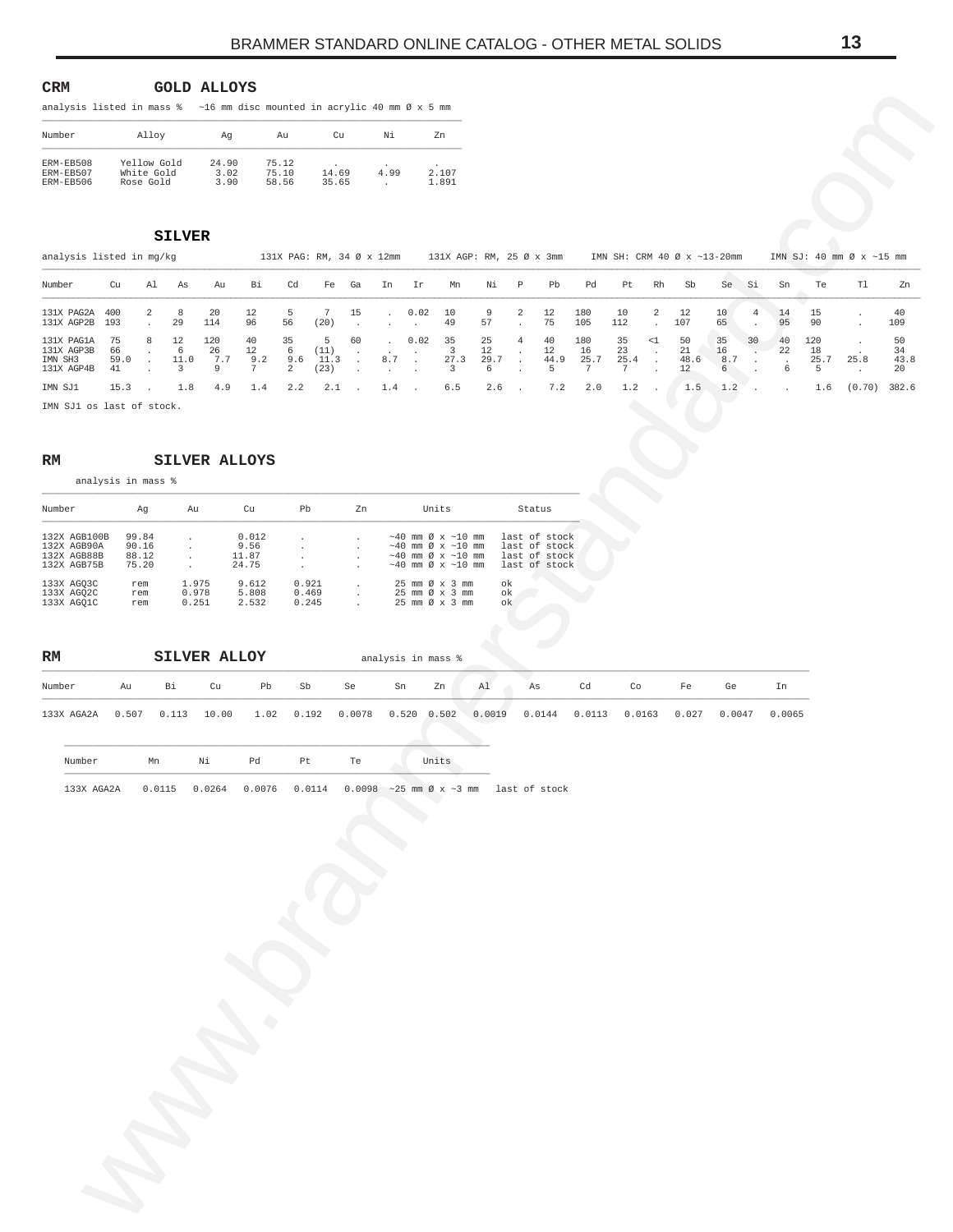## CRM GOLD ALLOYS

analysis listed in mass % ~16 mm disc mounted in acrylic 40 mm Ø x 5 mm

| Number | Alloy | Ag | Au | Cu | Ni | Zn |
|---|---|---|---|---|---|---|
| ERM-EB508 | Yellow Gold | 24.90 | 75.12 | . | . | . |
| ERM-EB507 | White Gold | 3.02 | 75.10 | 14.69 | 4.99 | 2.107 |
| ERM-EB506 | Rose Gold | 3.90 | 58.56 | 35.65 | . | 1.891 |

## SILVER

analysis listed in mg/kg 131X PAG: RM, 34 Ø x 12mm 131X AGP: RM, 25 Ø x 3mm IMN SH: CRM 40 Ø x ~13-20mm IMN SJ: 40 mm Ø x ~15 mm

| Number | Cu | Al | As | Au | Bi | Cd | Fe | Ga | In | Ir | Mn | Ni | P | Pb | Pd | Pt | Rh | Sb | Se | Si | Sn | Te | Tl | Zn |
|---|---|---|---|---|---|---|---|---|---|---|---|---|---|---|---|---|---|---|---|---|---|---|---|---|
| 131X PAG2A | 400 | 2 | 8 | 20 | 12 | 5 | 7 | 15 | . | 0.02 | 10 | 9 | 2 | 12 | 180 | 10 | 2 | 12 | 10 | 4 | 14 | 15 | . | 40 |
| 131X AGP2B | 193 | . | 29 | 114 | 96 | 56 | (20) | . | . | . | 49 | 57 | . | 75 | 105 | 112 | . | 107 | 65 | . | 95 | 90 | . | 109 |
| 131X PAG1A | 75 | 8 | 12 | 120 | 40 | 35 | 5 | 60 | . | 0.02 | 35 | 25 | 4 | 40 | 180 | 35 | <1 | 50 | 35 | 30 | 40 | 120 | . | 50 |
| 131X AGP3B | 66 | . | 6 | 26 | 12 | 6 | (11) | . | . | . | 3 | 12 | . | 12 | 16 | 23 | . | 21 | 16 | . | 22 | 18 | . | 34 |
| IMN SH3 | 59.0 | . | 11.0 | 7.7 | 9.2 | 9.6 | 11.3 | . | 8.7 | . | 27.3 | 29.7 | . | 44.9 | 25.7 | 25.4 | . | 48.6 | 8.7 | . | . | 25.7 | 25.8 | 43.8 |
| 131X AGP4B | 41 | . | 3 | 9 | 7 | 2 | (23) | . | . | . | 3 | 6 | . | 5 | 7 | 7 | . | 12 | 6 | . | 6 | 5 | . | 20 |
| IMN SJ1 | 15.3 | . | 1.8 | 4.9 | 1.4 | 2.2 | 2.1 | . | 1.4 | . | 6.5 | 2.6 | . | 7.2 | 2.0 | 1.2 | . | 1.5 | 1.2 | . | . | 1.6 | (0.70) | 382.6 |

IMN SJ1 os last of stock.

## RM SILVER ALLOYS

analysis in mass %

| Number | Ag | Au | Cu | Pb | Zn | Units | Status |
|---|---|---|---|---|---|---|---|
| 132X AGB100B | 99.84 | . | 0.012 | . | . | ~40 mm Ø x ~10 mm | last of stock |
| 132X AGB90A | 90.16 | . | 9.56 | . | . | ~40 mm Ø x ~10 mm | last of stock |
| 132X AGB88B | 88.12 | . | 11.87 | . | . | ~40 mm Ø x ~10 mm | last of stock |
| 132X AGB75B | 75.20 | . | 24.75 | . | . | ~40 mm Ø x ~10 mm | last of stock |
| 133X AGQ3C | rem | 1.975 | 9.612 | 0.921 | . | 25 mm Ø x 3 mm | ok |
| 133X AGQ2C | rem | 0.978 | 5.808 | 0.469 | . | 25 mm Ø x 3 mm | ok |
| 133X AGQ1C | rem | 0.251 | 2.532 | 0.245 | . | 25 mm Ø x 3 mm | ok |

## RM SILVER ALLOY

analysis in mass %

| Number | Au | Bi | Cu | Pb | Sb | Se | Sn | Zn | Al | As | Cd | Co | Fe | Ge | In |
|---|---|---|---|---|---|---|---|---|---|---|---|---|---|---|---|
| 133X AGA2A | 0.507 | 0.113 | 10.00 | 1.02 | 0.192 | 0.0078 | 0.520 | 0.502 | 0.0019 | 0.0144 | 0.0113 | 0.0163 | 0.027 | 0.0047 | 0.0065 |

| Number | Mn | Ni | Pd | Pt | Te | Units | |
|---|---|---|---|---|---|---|---|
| 133X AGA2A | 0.0115 | 0.0264 | 0.0076 | 0.0114 | 0.0098 | ~25 mm Ø x ~3 mm | last of stock |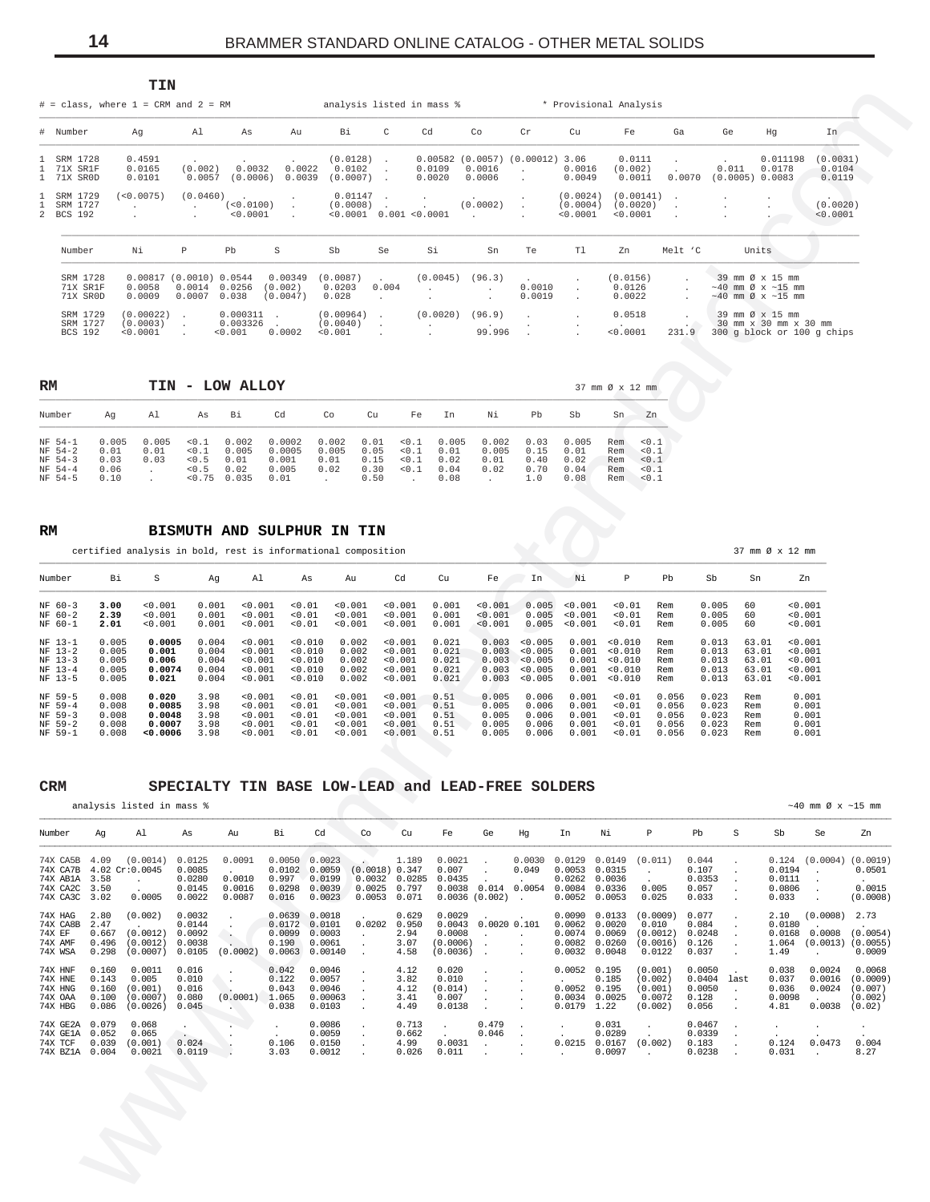## TIN

\# = class, where 1 = CRM and 2 = RM — analysis listed in mass % — * Provisional Analysis

| # | Number | Ag | Al | As | Au | Bi | C | Cd | Co | Cr | Cu | Fe | Ga | Ge | Hg | In |
|---|---|---|---|---|---|---|---|---|---|---|---|---|---|---|---|---|
| 1 | SRM 1728 | 0.4591 | . | . | . | (0.0128) | . | 0.00582 | (0.0057) | (0.00012) | 3.06 | 0.0111 | . | . | 0.011198 | (0.0031) |
| 1 | 71X SR1F | 0.0165 | (0.002) | 0.0032 | 0.0022 | 0.0102 | . | 0.0109 | 0.0016 | . | 0.0016 | (0.002) | . | 0.011 | 0.0178 | 0.0104 |
| 1 | 71X SR0D | 0.0101 | 0.0057 | (0.0006) | 0.0039 | (0.0007) | . | 0.0020 | 0.0006 | . | 0.0049 | 0.0011 | 0.0070 | (0.0005) | 0.0083 | 0.0119 |
| 1 | SRM 1729 | (<0.0075) | (0.0460) | . | . | 0.01147 | . | . | . | . | (0.0024) | (0.00141) | . | . | . | . |
| 1 | SRM 1727 | . | . | (<0.0100) | . | (0.0008) | . | . | (0.0002) | . | (0.0004) | (0.0020) | . | . | . | (0.0020) |
| 2 | BCS 192 | . | . | <0.0001 | . | <0.0001 | 0.001 | <0.0001 | . | . | <0.0001 | <0.0001 | . | . | . | <0.0001 |

| Number | Ni | P | Pb | S | Sb | Se | Si | Sn | Te | Tl | Zn | Melt 'C | Units |
|---|---|---|---|---|---|---|---|---|---|---|---|---|---|
| SRM 1728 | 0.00817 | (0.0010) | 0.0544 | 0.00349 | (0.0087) | . | (0.0045) | (96.3) | . | . | (0.0156) | . | 39 mm Ø x 15 mm |
| 71X SR1F | 0.0058 | 0.0014 | 0.0256 | (0.002) | 0.0203 | 0.004 | . | . | 0.0010 | . | 0.0126 | . | ~40 mm Ø x ~15 mm |
| 71X SR0D | 0.0009 | 0.0007 | 0.038 | (0.0047) | 0.028 | . | . | . | 0.0019 | . | 0.0022 | . | ~40 mm Ø x ~15 mm |
| SRM 1729 | (0.00022) | . | 0.000311 | . | (0.00964) | . | (0.0020) | (96.9) | . | . | 0.0518 | . | 39 mm Ø x 15 mm |
| SRM 1727 | (0.0003) | . | 0.003326 | . | (0.0040) | . | . | . | . | . | . | . | 30 mm x 30 mm x 30 mm |
| BCS 192 | <0.0001 | . | <0.001 | 0.0002 | <0.001 | . | . | 99.996 | . | . | <0.0001 | 231.9 | 300 g block or 100 g chips |

## RM — TIN - LOW ALLOY

37 mm Ø x 12 mm

| Number | Ag | Al | As | Bi | Cd | Co | Cu | Fe | In | Ni | Pb | Sb | Sn | Zn |
|---|---|---|---|---|---|---|---|---|---|---|---|---|---|---|
| NF 54-1 | 0.005 | 0.005 | <0.1 | 0.002 | 0.0002 | 0.002 | 0.01 | <0.1 | 0.005 | 0.002 | 0.03 | 0.005 | Rem | <0.1 |
| NF 54-2 | 0.01 | 0.01 | <0.1 | 0.005 | 0.0005 | 0.005 | 0.05 | <0.1 | 0.01 | 0.005 | 0.15 | 0.01 | Rem | <0.1 |
| NF 54-3 | 0.03 | 0.03 | <0.5 | 0.01 | 0.001 | 0.01 | 0.15 | <0.1 | 0.02 | 0.01 | 0.40 | 0.02 | Rem | <0.1 |
| NF 54-4 | 0.06 | . | <0.5 | 0.02 | 0.005 | 0.02 | 0.30 | <0.1 | 0.04 | 0.02 | 0.70 | 0.04 | Rem | <0.1 |
| NF 54-5 | 0.10 | . | <0.75 | 0.035 | 0.01 | . | 0.50 | . | 0.08 | . | 1.0 | 0.08 | Rem | <0.1 |

## RM — BISMUTH AND SULPHUR IN TIN

certified analysis in bold, rest is informational composition — 37 mm Ø x 12 mm

| Number | Bi | S | Ag | Al | As | Au | Cd | Cu | Fe | In | Ni | P | Pb | Sb | Sn | Zn |
|---|---|---|---|---|---|---|---|---|---|---|---|---|---|---|---|---|
| NF 60-3 | **3.00** | <0.001 | 0.001 | <0.001 | <0.01 | <0.001 | <0.001 | 0.001 | <0.001 | 0.005 | <0.001 | <0.01 | Rem | 0.005 | 60 | <0.001 |
| NF 60-2 | **2.39** | <0.001 | 0.001 | <0.001 | <0.01 | <0.001 | <0.001 | 0.001 | <0.001 | 0.005 | <0.001 | <0.01 | Rem | 0.005 | 60 | <0.001 |
| NF 60-1 | **2.01** | <0.001 | 0.001 | <0.001 | <0.01 | <0.001 | <0.001 | 0.001 | <0.001 | 0.005 | <0.001 | <0.01 | Rem | 0.005 | 60 | <0.001 |
| NF 13-1 | 0.005 | **0.0005** | 0.004 | <0.001 | <0.010 | 0.002 | <0.001 | 0.021 | 0.003 | <0.005 | 0.001 | <0.010 | Rem | 0.013 | 63.01 | <0.001 |
| NF 13-2 | 0.005 | **0.001** | 0.004 | <0.001 | <0.010 | 0.002 | <0.001 | 0.021 | 0.003 | <0.005 | 0.001 | <0.010 | Rem | 0.013 | 63.01 | <0.001 |
| NF 13-3 | 0.005 | **0.006** | 0.004 | <0.001 | <0.010 | 0.002 | <0.001 | 0.021 | 0.003 | <0.005 | 0.001 | <0.010 | Rem | 0.013 | 63.01 | <0.001 |
| NF 13-4 | 0.005 | **0.0074** | 0.004 | <0.001 | <0.010 | 0.002 | <0.001 | 0.021 | 0.003 | <0.005 | 0.001 | <0.010 | Rem | 0.013 | 63.01 | <0.001 |
| NF 13-5 | 0.005 | **0.021** | 0.004 | <0.001 | <0.010 | 0.002 | <0.001 | 0.021 | 0.003 | <0.005 | 0.001 | <0.010 | Rem | 0.013 | 63.01 | <0.001 |
| NF 59-5 | 0.008 | **0.020** | 3.98 | <0.001 | <0.01 | <0.001 | <0.001 | 0.51 | 0.005 | 0.006 | 0.001 | <0.01 | 0.056 | 0.023 | Rem | 0.001 |
| NF 59-4 | 0.008 | **0.0085** | 3.98 | <0.001 | <0.01 | <0.001 | <0.001 | 0.51 | 0.005 | 0.006 | 0.001 | <0.01 | 0.056 | 0.023 | Rem | 0.001 |
| NF 59-3 | 0.008 | **0.0048** | 3.98 | <0.001 | <0.01 | <0.001 | <0.001 | 0.51 | 0.005 | 0.006 | 0.001 | <0.01 | 0.056 | 0.023 | Rem | 0.001 |
| NF 59-2 | 0.008 | **0.0007** | 3.98 | <0.001 | <0.01 | <0.001 | <0.001 | 0.51 | 0.005 | 0.006 | 0.001 | <0.01 | 0.056 | 0.023 | Rem | 0.001 |
| NF 59-1 | 0.008 | **<0.0006** | 3.98 | <0.001 | <0.01 | <0.001 | <0.001 | 0.51 | 0.005 | 0.006 | 0.001 | <0.01 | 0.056 | 0.023 | Rem | 0.001 |

## CRM — SPECIALTY TIN BASE LOW-LEAD and LEAD-FREE SOLDERS

analysis listed in mass % — ~40 mm Ø x ~15 mm

| Number | Ag | Al | As | Au | Bi | Cd | Co | Cu | Fe | Ge | Hg | In | Ni | P | Pb | S | Sb | Se | Zn |
|---|---|---|---|---|---|---|---|---|---|---|---|---|---|---|---|---|---|---|---|
| 74X CA5B | 4.09 | (0.0014) | 0.0125 | 0.0091 | 0.0050 | 0.0023 | . | 1.189 | 0.0021 | . | 0.0030 | 0.0129 | 0.0149 | (0.011) | 0.044 | . | 0.124 | (0.0004) | (0.0019) |
| 74X CA7B | 4.02 | Cr:0.0045 | 0.0085 | . | 0.0102 | 0.0059 | (0.0018) | 0.347 | 0.007 | . | 0.049 | 0.0053 | 0.0315 | . | 0.107 | . | 0.0194 | . | 0.0501 |
| 74X AB1A | 3.58 | . | 0.0280 | 0.0010 | 0.997 | 0.0199 | 0.0032 | 0.0285 | 0.0435 | . | . | 0.0262 | 0.0036 | . | 0.0353 | . | 0.0111 | . | . |
| 74X CA2C | 3.50 | . | 0.0145 | 0.0016 | 0.0298 | 0.0039 | 0.0025 | 0.797 | 0.0038 | 0.014 | 0.0054 | 0.0084 | 0.0336 | 0.005 | 0.057 | . | 0.0806 | . | 0.0015 |
| 74X CA3C | 3.02 | 0.0005 | 0.0022 | 0.0087 | 0.016 | 0.0023 | 0.0053 | 0.071 | 0.0036 | (0.002) | . | 0.0052 | 0.0053 | 0.025 | 0.033 | . | 0.033 | . | (0.0008) |
| 74X HAG | 2.80 | (0.002) | 0.0032 | . | 0.0639 | 0.0018 | . | 0.629 | 0.0029 | . | . | 0.0090 | 0.0133 | (0.0009) | 0.077 | . | 2.10 | (0.0008) | 2.73 |
| 74X CA8B | 2.47 | . | 0.0144 | . | 0.0172 | 0.0101 | 0.0202 | 0.950 | 0.0043 | 0.0020 | 0.101 | 0.0062 | 0.0020 | 0.010 | 0.084 | . | 0.0180 | . | . |
| 74X EF | 0.667 | (0.0012) | 0.0092 | . | 0.0099 | 0.0003 | . | 2.94 | 0.0008 | . | . | 0.0074 | 0.0069 | (0.0012) | 0.0248 | . | 0.0168 | 0.0008 | (0.0054) |
| 74X AMF | 0.496 | (0.0012) | 0.0038 | . | 0.190 | 0.0061 | . | 3.07 | (0.0006) | . | . | 0.0082 | 0.0260 | (0.0016) | 0.126 | . | 1.064 | (0.0013) | (0.0055) |
| 74X WSA | 0.298 | (0.0007) | 0.0105 | (0.0002) | 0.0063 | 0.00140 | . | 4.58 | (0.0036) | . | . | 0.0032 | 0.0048 | 0.0122 | 0.037 | . | 1.49 | . | 0.0009 |
| 74X HNF | 0.160 | 0.0011 | 0.016 | . | 0.042 | 0.0046 | . | 4.12 | 0.020 | . | . | 0.0052 | 0.195 | (0.001) | 0.0050 | . | 0.038 | 0.0024 | 0.0068 |
| 74X HNE | 0.143 | 0.005 | 0.010 | . | 0.122 | 0.0057 | . | 3.82 | 0.010 | . | . | . | 0.185 | (0.002) | 0.0404 | last | 0.037 | 0.0016 | (0.0009) |
| 74X HNG | 0.160 | (0.001) | 0.016 | . | 0.043 | 0.0046 | . | 4.12 | (0.014) | . | . | 0.0052 | 0.195 | (0.001) | 0.0050 | . | 0.036 | 0.0024 | (0.007) |
| 74X OAA | 0.100 | (0.0007) | 0.080 | (0.0001) | 1.065 | 0.00063 | . | 3.41 | 0.007 | . | . | 0.0034 | 0.0025 | 0.0072 | 0.128 | . | 0.0098 | . | (0.002) |
| 74X HBG | 0.086 | (0.0026) | 0.045 | . | 0.038 | 0.0103 | . | 4.49 | 0.0138 | . | . | 0.0179 | 1.22 | (0.002) | 0.056 | . | 4.81 | 0.0038 | (0.02) |
| 74X GE2A | 0.079 | 0.068 | . | . | . | 0.0086 | . | 0.713 | . | 0.479 | . | . | 0.031 | . | 0.0467 | . | . | . | . |
| 74X GE1A | 0.052 | 0.065 | . | . | . | 0.0059 | . | 0.662 | . | 0.046 | . | . | 0.0289 | . | 0.0339 | . | . | . | . |
| 74X TCF | 0.039 | (0.001) | 0.024 | . | 0.106 | 0.0150 | . | 4.99 | 0.0031 | . | . | 0.0215 | 0.0167 | (0.002) | 0.183 | . | 0.124 | 0.0473 | 0.004 |
| 74X BZ1A | 0.004 | 0.0021 | 0.0119 | . | 3.03 | 0.0012 | . | 0.026 | 0.011 | . | . | . | 0.0097 | . | 0.0238 | . | 0.031 | . | 8.27 |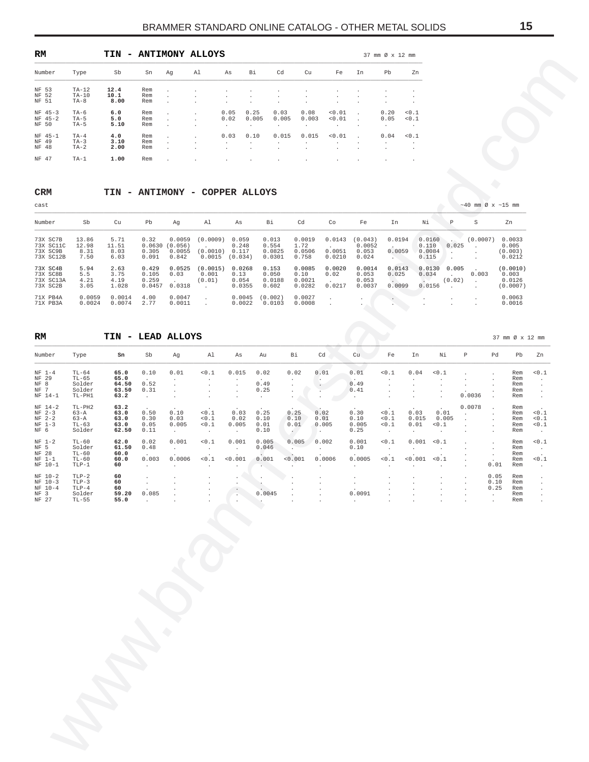## RM TIN - ANTIMONY ALLOYS

37 mm Ø x 12 mm

| Number | Type | Sb | Sn | Ag | Al | As | Bi | Cd | Cu | Fe | In | Pb | Zn |
|---|---|---|---|---|---|---|---|---|---|---|---|---|---|
| NF 53 | TA-12 | **12.4** | Rem | . | . | . | . | . | . | . | . | . | . |
| NF 52 | TA-10 | **10.1** | Rem | . | . | . | . | . | . | . | . | . | . |
| NF 51 | TA-8 | **8.00** | Rem | . | . | . | . | . | . | . | . | . | . |
| NF 45-3 | TA-6 | **6.0** | Rem | . | . | 0.05 | 0.25 | 0.03 | 0.08 | <0.01 | . | 0.20 | <0.1 |
| NF 45-2 | TA-5 | **5.0** | Rem | . | . | 0.02 | 0.005 | 0.005 | 0.003 | <0.01 | . | 0.05 | <0.1 |
| NF 50 | TA-5 | **5.10** | Rem | . | . | . | . | . | . | . | . | . | . |
| NF 45-1 | TA-4 | **4.0** | Rem | . | . | 0.03 | 0.10 | 0.015 | 0.015 | <0.01 | . | 0.04 | <0.1 |
| NF 49 | TA-3 | **3.10** | Rem | . | . | . | . | . | . | . | . | . | . |
| NF 48 | TA-2 | **2.00** | Rem | . | . | . | . | . | . | . | . | . | . |
| NF 47 | TA-1 | **1.00** | Rem | . | . | . | . | . | . | . | . | . | . |

## CRM TIN - ANTIMONY - COPPER ALLOYS

cast

~40 mm Ø x ~15 mm

| Number | Sb | Cu | Pb | Ag | Al | As | Bi | Cd | Co | Fe | In | Ni | P | S | Zn |
|---|---|---|---|---|---|---|---|---|---|---|---|---|---|---|---|
| 73X SC7B | 13.86 | 5.71 | 0.32 | 0.0059 | (0.0009) | 0.059 | 0.013 | 0.0019 | 0.0143 | (0.043) | 0.0194 | 0.0160 | . | (0.0007) | 0.0033 |
| 73X SC11C | 12.98 | 11.51 | 0.0630 | (0.056) | . | 0.248 | 0.554 | 1.72 | . | 0.0052 | . | 0.110 | 0.025 | . | 0.005 |
| 73X SC9B | 8.31 | 8.03 | 0.305 | 0.0055 | (0.0010) | 0.117 | 0.0825 | 0.0506 | 0.0051 | 0.053 | 0.0059 | 0.0084 | . | . | (0.003) |
| 73X SC12B | 7.50 | 6.03 | 0.091 | 0.842 | 0.0015 | (0.034) | 0.0301 | 0.758 | 0.0210 | 0.024 | . | 0.115 | . | . | 0.0212 |
| 73X SC4B | 5.94 | 2.63 | 0.429 | 0.0525 | (0.0015) | 0.0268 | 0.153 | 0.0085 | 0.0020 | 0.0014 | 0.0143 | 0.0130 | 0.005 | . | (0.0010) |
| 73X SC8B | 5.5 | 3.75 | 0.105 | 0.03 | 0.001 | 0.13 | 0.050 | 0.10 | 0.02 | 0.053 | 0.025 | 0.034 | . | 0.003 | 0.003 |
| 73X SC13A | 4.21 | 4.19 | 0.259 | . | (0.01) | 0.054 | 0.0188 | 0.0021 | . | 0.053 | . | . | (0.02) | . | 0.0126 |
| 73X SC2B | 3.05 | 1.028 | 0.0457 | 0.0318 | . | 0.0355 | 0.602 | 0.0282 | 0.0217 | 0.0037 | 0.0099 | 0.0156 | . | . | (0.0007) |
| 71X PB4A | 0.0059 | 0.0014 | 4.00 | 0.0047 | . | 0.0045 | (0.002) | 0.0027 | . | . | . | . | . | . | 0.0063 |
| 71X PB3A | 0.0024 | 0.0074 | 2.77 | 0.0011 | . | 0.0022 | 0.0103 | 0.0008 | . | . | . | . | . | . | 0.0016 |

## RM TIN - LEAD ALLOYS

37 mm Ø x 12 mm

| Number | Type | Sn | Sb | Ag | Al | As | Au | Bi | Cd | Cu | Fe | In | Ni | P | Pd | Pb | Zn |
|---|---|---|---|---|---|---|---|---|---|---|---|---|---|---|---|---|---|
| NF 1-4 | TL-64 | **65.0** | 0.10 | 0.01 | <0.1 | 0.015 | 0.02 | 0.02 | 0.01 | 0.01 | <0.1 | 0.04 | <0.1 | . | . | Rem | <0.1 |
| NF 29 | TL-65 | **65.0** | . | . | . | . | . | . | . | . | . | . | . | . | . | Rem | . |
| NF 8 | Solder | **64.50** | 0.52 | . | . | . | 0.49 | . | . | 0.49 | . | . | . | . | . | Rem | . |
| NF 7 | Solder | **63.50** | 0.31 | . | . | . | 0.25 | . | . | 0.41 | . | . | . | . | . | Rem | . |
| NF 14-1 | TL-PH1 | **63.2** | . | . | . | . | . | . | . | . | . | . | . | 0.0036 | . | Rem | . |
| NF 14-2 | TL-PH2 | **63.2** | . | . | . | . | . | . | . | . | . | . | . | 0.0078 | . | Rem | . |
| NF 2-3 | 63-A | **63.0** | 0.50 | 0.10 | <0.1 | 0.03 | 0.25 | 0.25 | 0.02 | 0.30 | <0.1 | 0.03 | 0.01 | . | . | Rem | <0.1 |
| NF 2-2 | 63-A | **63.0** | 0.30 | 0.03 | <0.1 | 0.02 | 0.10 | 0.10 | 0.01 | 0.10 | <0.1 | 0.015 | 0.005 | . | . | Rem | <0.1 |
| NF 1-3 | TL-63 | **63.0** | 0.05 | 0.005 | <0.1 | 0.005 | 0.01 | 0.01 | 0.005 | 0.005 | <0.1 | 0.01 | <0.1 | . | . | Rem | <0.1 |
| NF 6 | Solder | **62.50** | 0.11 | . | . | . | 0.10 | . | . | 0.25 | . | . | . | . | . | Rem | . |
| NF 1-2 | TL-60 | **62.0** | 0.02 | 0.001 | <0.1 | 0.001 | 0.005 | 0.005 | 0.002 | 0.001 | <0.1 | 0.001 | <0.1 | . | . | Rem | <0.1 |
| NF 5 | Solder | **61.50** | 0.48 | . | . | . | 0.046 | . | . | 0.10 | . | . | . | . | . | Rem | . |
| NF 28 | TL-60 | **60.0** | . | . | . | . | . | . | . | . | . | . | . | . | . | Rem | . |
| NF 1-1 | TL-60 | **60.0** | 0.003 | 0.0006 | <0.1 | <0.001 | 0.001 | <0.001 | 0.0006 | 0.0005 | <0.1 | <0.001 | <0.1 | . | . | Rem | <0.1 |
| NF 10-1 | TLP-1 | **60** | . | . | . | . | . | . | . | . | . | . | . | . | 0.01 | Rem | . |
| NF 10-2 | TLP-2 | **60** | . | . | . | . | . | . | . | . | . | . | . | . | 0.05 | Rem | . |
| NF 10-3 | TLP-3 | **60** | . | . | . | . | . | . | . | . | . | . | . | . | 0.10 | Rem | . |
| NF 10-4 | TLP-4 | **60** | . | . | . | . | . | . | . | . | . | . | . | . | 0.25 | Rem | . |
| NF 3 | Solder | **59.20** | 0.085 | . | . | . | 0.0045 | . | . | 0.0091 | . | . | . | . | . | Rem | . |
| NF 27 | TL-55 | **55.0** | . | . | . | . | . | . | . | . | . | . | . | . | . | Rem | . |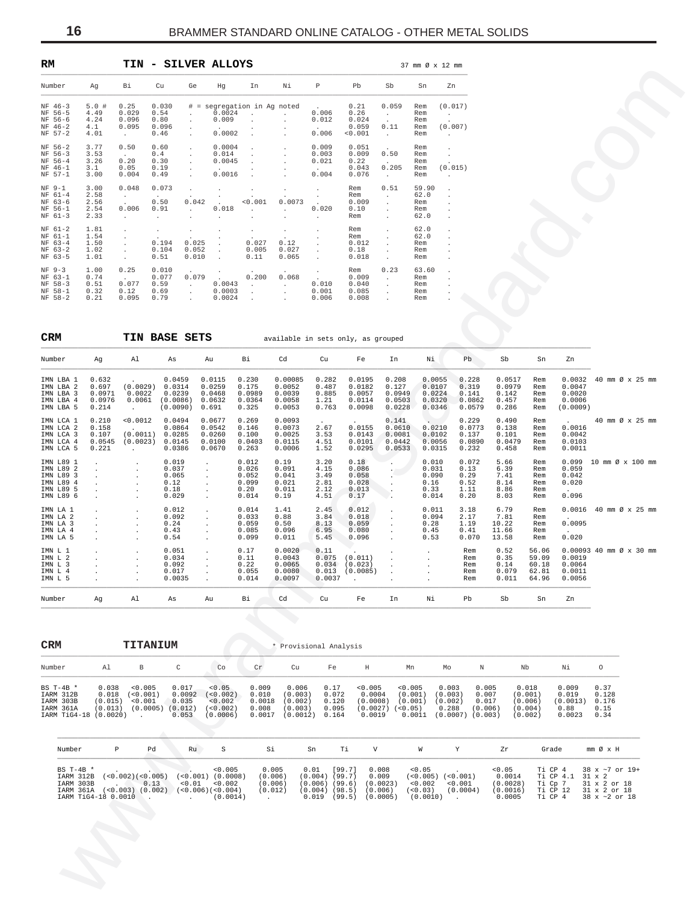## RM TIN - SILVER ALLOYS

37 mm Ø x 12 mm

| Number | Ag | Bi | Cu | Ge | Hg | In | Ni | P | Pb | Sb | Sn | Zn |
|---|---|---|---|---|---|---|---|---|---|---|---|---|
| NF 46-3 | 5.0 # | 0.25 | 0.030 | # = segregation in Ag noted | | | | . | 0.21 | 0.059 | Rem | (0.017) |
| NF 56-5 | 4.49 | 0.029 | 0.54 | . | 0.0024 | . | . | 0.006 | 0.26 | . | Rem | . |
| NF 56-6 | 4.24 | 0.096 | 0.80 | . | 0.009 | . | . | 0.012 | 0.024 | . | Rem | . |
| NF 46-2 | 4.1 | 0.095 | 0.096 | . | . | . | . | . | 0.059 | 0.11 | Rem | (0.007) |
| NF 57-2 | 4.01 | . | 0.46 | . | 0.0002 | . | . | 0.006 | <0.001 | . | Rem | . |
| NF 56-2 | 3.77 | 0.50 | 0.60 | . | 0.0004 | . | . | 0.009 | 0.051 | . | Rem | . |
| NF 56-3 | 3.53 | . | 0.4 | . | 0.014 | . | . | 0.003 | 0.009 | 0.50 | Rem | . |
| NF 56-4 | 3.26 | 0.20 | 0.30 | . | 0.0045 | . | . | 0.021 | 0.22 | . | Rem | . |
| NF 46-1 | 3.1 | 0.05 | 0.19 | . | . | . | . | . | 0.043 | 0.205 | Rem | (0.015) |
| NF 57-1 | 3.00 | 0.004 | 0.49 | . | 0.0016 | . | . | 0.004 | 0.076 | . | Rem | . |
| NF 9-1 | 3.00 | 0.048 | 0.073 | . | . | . | . | . | Rem | 0.51 | 59.90 | . |
| NF 61-4 | 2.58 | . | . | . | . | . | . | . | Rem | . | 62.0 | . |
| NF 63-6 | 2.56 | . | 0.50 | 0.042 | . | <0.001 | 0.0073 | . | 0.009 | . | Rem | . |
| NF 56-1 | 2.54 | 0.006 | 0.91 | . | 0.018 | . | . | 0.020 | 0.10 | . | Rem | . |
| NF 61-3 | 2.33 | . | . | . | . | . | . | . | Rem | . | 62.0 | . |
| NF 61-2 | 1.81 | . | . | . | . | . | . | . | Rem | . | 62.0 | . |
| NF 61-1 | 1.54 | . | . | . | . | . | . | . | Rem | . | 62.0 | . |
| NF 63-4 | 1.50 | . | 0.194 | 0.025 | . | 0.027 | 0.12 | . | 0.012 | . | Rem | . |
| NF 63-2 | 1.02 | . | 0.104 | 0.052 | . | 0.005 | 0.027 | . | 0.18 | . | Rem | . |
| NF 63-5 | 1.01 | . | 0.51 | 0.010 | . | 0.11 | 0.065 | . | 0.018 | . | Rem | . |
| NF 9-3 | 1.00 | 0.25 | 0.010 | . | . | . | . | . | Rem | 0.23 | 63.60 | . |
| NF 63-1 | 0.74 | . | 0.077 | 0.079 | . | 0.200 | 0.068 | . | 0.009 | . | Rem | . |
| NF 58-3 | 0.51 | 0.077 | 0.59 | . | 0.0043 | . | . | 0.010 | 0.040 | . | Rem | . |
| NF 58-1 | 0.32 | 0.12 | 0.69 | . | 0.0003 | . | . | 0.001 | 0.085 | . | Rem | . |
| NF 58-2 | 0.21 | 0.095 | 0.79 | . | 0.0024 | . | . | 0.006 | 0.008 | . | Rem | . |

## CRM TIN BASE SETS

available in sets only, as grouped

| Number | Ag | Al | As | Au | Bi | Cd | Cu | Fe | In | Ni | Pb | Sb | Sn | Zn | |
|---|---|---|---|---|---|---|---|---|---|---|---|---|---|---|---|
| IMN LBA 1 | 0.632 | . | 0.0459 | 0.0115 | 0.230 | 0.00085 | 0.282 | 0.0195 | 0.208 | 0.0055 | 0.228 | 0.0517 | Rem | 0.0032 | 40 mm Ø x 25 mm |
| IMN LBA 2 | 0.697 | (0.0029) | 0.0314 | 0.0259 | 0.175 | 0.0052 | 0.487 | 0.0182 | 0.127 | 0.0107 | 0.319 | 0.0979 | Rem | 0.0047 | |
| IMN LBA 3 | 0.0971 | 0.0022 | 0.0239 | 0.0468 | 0.0989 | 0.0039 | 0.885 | 0.0057 | 0.0949 | 0.0224 | 0.141 | 0.142 | Rem | 0.0020 | |
| IMN LBA 4 | 0.0976 | 0.0061 | (0.0086) | 0.0632 | 0.0364 | 0.0058 | 1.21 | 0.0114 | 0.0503 | 0.0320 | 0.0862 | 0.457 | Rem | 0.0006 | |
| IMN LBA 5 | 0.214 | . | (0.0090) | 0.691 | 0.325 | 0.0053 | 0.763 | 0.0098 | 0.0228 | 0.0346 | 0.0579 | 0.286 | Rem | (0.0009) | |
| IMN LCA 1 | 0.210 | <0.0012 | 0.0494 | 0.0677 | 0.269 | 0.0093 | . | . | 0.141 | . | 0.229 | 0.490 | Rem | . | 40 mm Ø x 25 mm |
| IMN LCA 2 | 0.158 | . | 0.0864 | 0.0542 | 0.146 | 0.0073 | 2.67 | 0.0155 | 0.0610 | 0.0210 | 0.0773 | 0.138 | Rem | 0.0016 | |
| IMN LCA 3 | 0.107 | (0.0011) | 0.0285 | 0.0260 | 0.100 | 0.0025 | 3.53 | 0.0143 | 0.0081 | 0.0102 | 0.137 | 0.101 | Rem | 0.0042 | |
| IMN LCA 4 | 0.0545 | (0.0023) | 0.0145 | 0.0100 | 0.0403 | 0.0115 | 4.51 | 0.0101 | 0.0442 | 0.0056 | 0.0890 | 0.0479 | Rem | 0.0103 | |
| IMN LCA 5 | 0.221 | . | 0.0386 | 0.0670 | 0.263 | 0.0006 | 1.52 | 0.0295 | 0.0533 | 0.0315 | 0.232 | 0.458 | Rem | 0.0011 | |
| IMN L89 1 | . | . | 0.019 | . | 0.012 | 0.19 | 3.20 | 0.18 | . | 0.010 | 0.072 | 5.66 | Rem | 0.099 | 10 mm Ø x 100 mm |
| IMN L89 2 | . | . | 0.037 | . | 0.026 | 0.091 | 4.15 | 0.086 | . | 0.031 | 0.13 | 6.39 | Rem | 0.059 | |
| IMN L89 3 | . | . | 0.065 | . | 0.052 | 0.041 | 3.49 | 0.058 | . | 0.090 | 0.29 | 7.41 | Rem | 0.042 | |
| IMN L89 4 | . | . | 0.12 | . | 0.099 | 0.021 | 2.81 | 0.028 | . | 0.16 | 0.52 | 8.14 | Rem | 0.020 | |
| IMN L89 5 | . | . | 0.18 | . | 0.20 | 0.011 | 2.12 | 0.013 | . | 0.33 | 1.11 | 8.86 | Rem | . | |
| IMN L89 6 | . | . | 0.029 | . | 0.014 | 0.19 | 4.51 | 0.17 | . | 0.014 | 0.20 | 8.03 | Rem | 0.096 | |
| IMN LA 1 | . | . | 0.012 | . | 0.014 | 1.41 | 2.45 | 0.012 | . | 0.011 | 3.18 | 6.79 | Rem | 0.0016 | 40 mm Ø x 25 mm |
| IMN LA 2 | . | . | 0.092 | . | 0.033 | 0.88 | 3.84 | 0.018 | . | 0.094 | 2.17 | 7.81 | Rem | . | |
| IMN LA 3 | . | . | 0.24 | . | 0.059 | 0.50 | 8.13 | 0.059 | . | 0.28 | 1.19 | 10.22 | Rem | 0.0095 | |
| IMN LA 4 | . | . | 0.43 | . | 0.085 | 0.096 | 6.95 | 0.080 | . | 0.45 | 0.41 | 11.66 | Rem | . | |
| IMN LA 5 | . | . | 0.54 | . | 0.099 | 0.011 | 5.45 | 0.096 | . | 0.53 | 0.070 | 13.58 | Rem | 0.020 | |
| IMN L 1 | . | . | 0.051 | . | 0.17 | 0.0020 | 0.11 | . | . | . | Rem | 0.52 | 56.06 | 0.00093 | 40 mm Ø x 30 mm |
| IMN L 2 | . | . | 0.034 | . | 0.11 | 0.0043 | 0.075 | (0.011) | . | . | Rem | 0.35 | 59.09 | 0.0019 | |
| IMN L 3 | . | . | 0.092 | . | 0.22 | 0.0065 | 0.034 | (0.023) | . | . | Rem | 0.14 | 60.18 | 0.0064 | |
| IMN L 4 | . | . | 0.017 | . | 0.055 | 0.0080 | 0.013 | (0.0085) | . | . | Rem | 0.079 | 62.81 | 0.0011 | |
| IMN L 5 | . | . | 0.0035 | . | 0.014 | 0.0097 | 0.0037 | . | . | . | Rem | 0.011 | 64.96 | 0.0056 | |
| Number | Ag | Al | As | Au | Bi | Cd | Cu | Fe | In | Ni | Pb | Sb | Sn | Zn | |

## CRM TITANIUM

\* Provisional Analysis

| Number | Al | B | C | Co | Cr | Cu | Fe | H | Mn | Mo | N | Nb | Ni | O |
|---|---|---|---|---|---|---|---|---|---|---|---|---|---|---|
| BS T-4B * | 0.038 | <0.005 | 0.017 | <0.05 | 0.009 | 0.006 | 0.17 | <0.005 | <0.005 | 0.003 | 0.005 | 0.018 | 0.009 | 0.37 |
| IARM 312B | 0.018 | (<0.001) | 0.0092 | (<0.002) | 0.010 | (0.003) | 0.072 | 0.0004 | (0.001) | (0.003) | 0.007 | (0.001) | 0.019 | 0.128 |
| IARM 303B | (0.015) | <0.001 | 0.035 | <0.002 | 0.0018 | (0.002) | 0.120 | (0.0008) | (0.001) | (0.002) | 0.017 | (0.006) | (0.0013) | 0.176 |
| IARM 361A | (0.013) | (0.0005) | (0.012) | (<0.002) | 0.008 | (0.003) | 0.095 | (0.0027) | (<0.05) | 0.288 | (0.006) | (0.004) | 0.88 | 0.15 |
| IARM TiG4-18 | (0.0020) | . | 0.053 | (0.0006) | 0.0017 | (0.0012) | 0.164 | 0.0019 | 0.0011 | (0.0007) | (0.003) | (0.002) | 0.0023 | 0.34 |

| Number | P | Pd | Ru | S | Si | Sn | Ti | V | W | Y | Zr | Grade | mm Ø x H |
|---|---|---|---|---|---|---|---|---|---|---|---|---|---|
| BS T-4B * | . | . | . | <0.005 | 0.005 | 0.01 | [99.7] | 0.008 | <0.05 | . | <0.05 | Ti CP 4 | 38 x ~7 or 19+ |
| IARM 312B | (<0.002) | (<0.005) | (<0.001) | (0.0008) | (0.006) | (0.004) | (99.7) | 0.009 | (<0.0005) | (<0.001) | 0.0014 | Ti CP 4.1 | 31 x 2 |
| IARM 303B | . | 0.13 | <0.01 | <0.002 | (0.006) | (0.006) | (99.6) | (0.0023) | <0.002 | <0.001 | (0.0028) | Ti Cp 7 | 31 x 2 or 18 |
| IARM 361A | (<0.003) | (0.002) | (<0.006) | (<0.004) | (0.012) | (0.004) | (98.5) | (0.006) | (<0.03) | (0.0004) | (0.0016) | Ti CP 12 | 31 x 2 or 18 |
| IARM TiG4-18 | 0.0010 | . | . | (0.0014) | . | 0.019 | (99.5) | (0.0005) | (0.0010) | . | 0.0005 | Ti CP 4 | 38 x ~2 or 18 |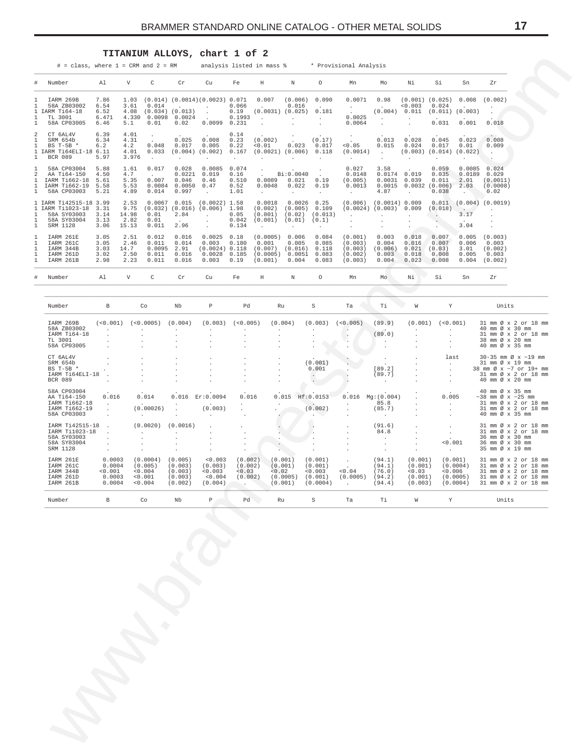## TITANIUM ALLOYS, chart 1 of 2

# = class, where 1 = CRM and 2 = RM      analysis listed in mass %      * Provisional Analysis

| # | Number | Al | V | C | Cr | Cu | Fe | H | N | O | Mn | Mo | Ni | Si | Sn | Zr |
|---|---|---|---|---|---|---|---|---|---|---|---|---|---|---|---|---|
| 1 | IARM 269B | 7.86 | 1.03 | (0.014) | (0.0014) | (0.0023) | 0.071 | 0.007 | (0.006) | 0.090 | 0.0071 | 0.98 | (0.001) | (0.025) | 0.008 | (0.002) |
| 1 | 58A ZB03002 | 6.54 | 3.61 | 0.014 | . | . | 0.066 | . | 0.016 | . | . | . | <0.003 | 0.024 | . | . |
| 1 | IARM Ti64-18 | 6.52 | 4.08 | (0.034) | (0.013) | . | 0.19 | (0.0031) | (0.025) | 0.181 | . | (0.004) | 0.011 | (0.011) | (0.003) | . |
| 1 | TL 3001 | 6.471 | 4.330 | 0.0098 | 0.0024 | . | 0.1993 | . | . | . | 0.0025 | . | . | . | . | . |
| 1 | 58A CP03005 | 6.46 | 5.1 | 0.01 | 0.02 | 0.0099 | 0.231 | . | . | . | 0.0064 | . | . | 0.031 | 0.001 | 0.018 |
| 2 | CT 6AL4V | 6.39 | 4.01 | . | . | . | 0.14 | . | . | . | . | . | . | . | . | . |
| 1 | SRM 654b | 6.34 | 4.31 | . | 0.025 | 0.008 | 0.23 | (0.002) | . | (0.17) | . | 0.013 | 0.028 | 0.045 | 0.023 | 0.008 |
| 1 | BS T-5B * | 6.2 | 4.2 | 0.048 | 0.017 | 0.005 | 0.22 | <0.01 | 0.023 | 0.017 | <0.05 | 0.015 | 0.024 | 0.017 | 0.01 | 0.009 |
| 1 | IARM Ti64ELI-18 | 6.11 | 4.01 | 0.033 | (0.004) | (0.002) | 0.167 | (0.0021) | (0.006) | 0.118 | (0.0014) | . | (0.003) | (0.014) | (0.022) | . |
| 1 | BCR 089 | 5.97 | 3.976 | . | . | . | . | . | . | . | . | . | . | . | . | . |
| 1 | 58A CP03004 | 5.88 | 1.61 | 0.017 | 0.028 | 0.0085 | 0.074 | . | . | . | 0.027 | 3.58 | . | 0.059 | 0.0085 | 0.024 |
| 2 | AA Ti64-150 | 4.50 | 4.7 | . | 0.0221 | 0.019 | 0.16 | . | Bi:0.0040 | . | 0.0148 | 0.0174 | 0.019 | 0.035 | 0.0189 | 0.029 |
| 1 | IARM Ti662-18 | 5.61 | 5.35 | 0.007 | 0.046 | 0.46 | 0.510 | 0.0089 | 0.021 | 0.19 | (0.005) | 0.0031 | 0.039 | 0.011 | 2.01 | (0.0011) |
| 1 | IARM Ti662-19 | 5.58 | 5.53 | 0.0084 | 0.0050 | 0.47 | 0.52 | 0.0048 | 0.022 | 0.19 | 0.0013 | 0.0015 | 0.0032 | (0.006) | 2.03 | (0.0008) |
| 1 | 58A CP03003 | 5.21 | 4.89 | 0.014 | 0.997 | . | 1.01 | . | . | . | . | 4.87 | . | 0.038 | . | 0.02 |
| 1 | IARM Ti42515-18 | 3.99 | 2.53 | 0.0067 | 0.015 | (0.0022) | 1.58 | 0.0018 | 0.0026 | 0.25 | (0.006) | (0.0014) | 0.009 | 0.011 | (0.004) | (0.0019) |
| 1 | IARM Ti1023-18 | 3.31 | 9.75 | (0.032) | (0.016) | (0.006) | 1.98 | (0.002) | (0.005) | 0.109 | (0.0024) | (0.003) | 0.009 | (0.018) | . | . |
| 1 | 58A SY03003 | 3.14 | 14.98 | 0.01 | 2.84 | . | 0.05 | (0.001) | (0.02) | (0.013) | . | . | . | . | 3.17 | . |
| 1 | 58A SY03004 | 3.13 | 2.82 | 0.01 | . | . | 0.042 | (0.001) | (0.01) | (0.1) | . | . | . | . | . | . |
| 1 | SRM 1128 | 3.06 | 15.13 | 0.011 | 2.96 | . | 0.134 | . | . | . | . | . | . | . | 3.04 | . |
| 1 | IARM 261E | 3.05 | 2.51 | 0.012 | 0.016 | 0.0025 | 0.18 | (0.0005) | 0.006 | 0.084 | (0.001) | 0.003 | 0.018 | 0.007 | 0.005 | (0.003) |
| 1 | IARM 261C | 3.05 | 2.46 | 0.011 | 0.014 | 0.003 | 0.180 | 0.001 | 0.005 | 0.085 | (0.003) | 0.004 | 0.016 | 0.007 | 0.006 | 0.003 |
| 1 | IARM 344B | 3.03 | 14.7 | 0.0095 | 2.91 | (0.0024) | 0.118 | (0.007) | (0.016) | 0.118 | (0.003) | (0.006) | 0.021 | (0.03) | 3.01 | (0.002) |
| 1 | IARM 261D | 3.02 | 2.50 | 0.011 | 0.016 | 0.0028 | 0.185 | (0.0005) | 0.0051 | 0.083 | (0.002) | 0.003 | 0.018 | 0.008 | 0.005 | 0.003 |
| 1 | IARM 261B | 2.98 | 2.23 | 0.011 | 0.016 | 0.003 | 0.19 | (0.001) | 0.004 | 0.083 | (0.003) | 0.004 | 0.023 | 0.008 | 0.004 | (0.002) |

| Number | B | Co | Nb | P | Pd | Ru | S | Ta | Ti | W | Y | Units |
|---|---|---|---|---|---|---|---|---|---|---|---|---|
| IARM 269B | (<0.001) | (<0.0005) | (0.004) | (0.003) | (<0.005) | (0.004) | (0.003) | (<0.005) | (89.9) | (0.001) | (<0.001) | 31 mm Ø x 2 or 18 mm |
| 58A ZB03002 | . | . | . | . | . | . | . | . | . | . | . | 40 mm Ø x 30 mm |
| IARM Ti64-18 | . | . | . | . | . | . | . | . | (89.0) | . | . | 31 mm Ø x 2 or 18 mm |
| TL 3001 | . | . | . | . | . | . | . | . | . | . | . | 38 mm Ø x 20 mm |
| 58A CP03005 | . | . | . | . | . | . | . | . | . | . | . | 40 mm Ø x 35 mm |
| CT 6AL4V | . | . | . | . | . | . | . | . | . | . | last | 30-35 mm Ø x ~19 mm |
| SRM 654b | . | . | . | . | . | . | (0.001) | . | . | . | . | 31 mm Ø x 19 mm |
| BS T-5B * | . | . | . | . | . | . | 0.001 | . | [89.2] | . | . | 38 mm Ø x ~7 or 19+ mm |
| IARM Ti64ELI-18 | . | . | . | . | . | . | . | . | (89.7) | . | . | 31 mm Ø x 2 or 18 mm |
| BCR 089 | . | . | . | . | . | . | . | . | . | . | . | 40 mm Ø x 20 mm |
| 58A CP03004 | . | . | . | . | . | . | . | . | . | . | . | 40 mm Ø x 35 mm |
| AA Ti64-150 | 0.016 | 0.014 | 0.016 | Er:0.0094 | 0.016 | 0.015 | Hf:0.0153 | 0.016 | Mg:(0.004) | . | 0.005 | ~38 mm Ø x ~25 mm |
| IARM Ti662-18 | . | . | . | . | . | . | . | . | 85.8 | . | . | 31 mm Ø x 2 or 18 mm |
| IARM Ti662-19 | . | (0.00026) | . | (0.003) | . | . | (0.002) | . | (85.7) | . | . | 31 mm Ø x 2 or 18 mm |
| 58A CP03003 | . | . | . | . | . | . | . | . | . | . | . | 40 mm Ø x 35 mm |
| IARM Ti42515-18 | . | (0.0020) | (0.0016) | . | . | . | . | . | (91.6) | . | . | 31 mm Ø x 2 or 18 mm |
| IARM Ti1023-18 | . | . | . | . | . | . | . | . | 84.8 | . | . | 31 mm Ø x 2 or 18 mm |
| 58A SY03003 | . | . | . | . | . | . | . | . | . | . | . | 36 mm Ø x 30 mm |
| 58A SY03004 | . | . | . | . | . | . | . | . | . | . | <0.001 | 36 mm Ø x 30 mm |
| SRM 1128 | . | . | . | . | . | . | . | . | . | . | . | 35 mm Ø x 19 mm |
| IARM 261E | 0.0003 | (0.0004) | (0.005) | <0.003 | (0.002) | (0.001) | (0.001) | . | (94.1) | (0.001) | (0.001) | 31 mm Ø x 2 or 18 mm |
| IARM 261C | 0.0004 | (0.005) | (0.003) | (0.003) | (0.002) | (0.001) | (0.001) | . | (94.1) | (0.001) | (0.0004) | 31 mm Ø x 2 or 18 mm |
| IARM 344B | <0.001 | <0.004 | (0.003) | <0.003 | <0.03 | <0.02 | <0.003 | <0.04 | (76.0) | <0.03 | <0.006 | 31 mm Ø x 2 or 18 mm |
| IARM 261D | 0.0003 | <0.001 | (0.003) | <0.004 | (0.002) | (0.0005) | (0.001) | (0.0005) | (94.2) | (0.001) | (0.0005) | 31 mm Ø x 2 or 18 mm |
| IARM 261B | 0.0004 | <0.004 | (0.002) | (0.004) | . | (0.001) | (0.0004) | . | (94.4) | (0.003) | (0.0004) | 31 mm Ø x 2 or 18 mm |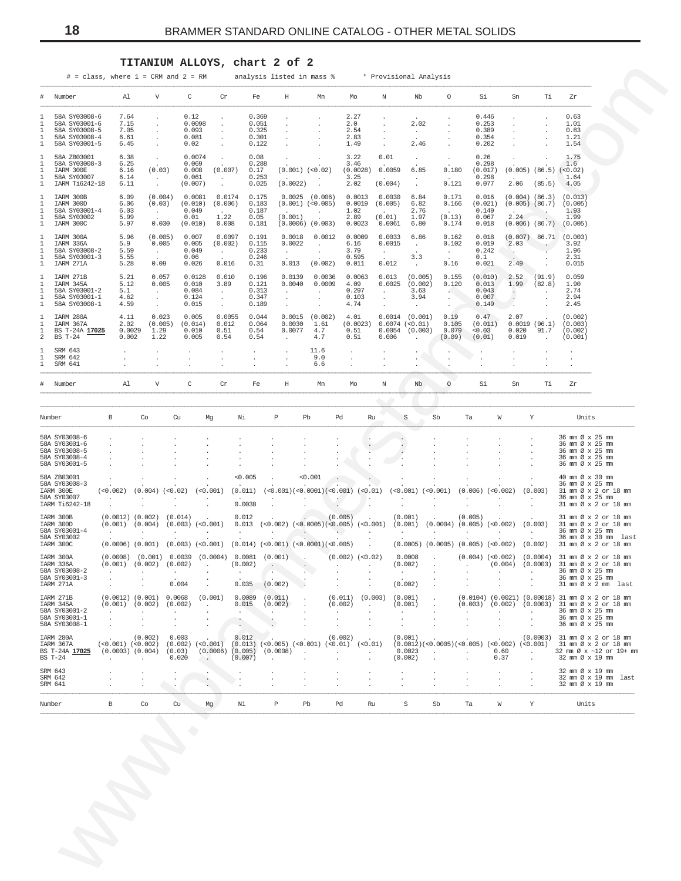## TITANIUM ALLOYS, chart 2 of 2

# = class, where 1 = CRM and 2 = RM     analysis listed in mass %     * Provisional Analysis

| # | Number | Al | V | C | Cr | Fe | H | Mn | Mo | N | Nb | O | Si | Sn | Ti | Zr |
|---|---|---|---|---|---|---|---|---|---|---|---|---|---|---|---|---|
| 1 | 58A SY03008-6 | 7.64 | . | 0.12 | . | 0.369 | . | . | 2.27 | . | . | . | 0.446 | . | . | 0.63 |
| 1 | 58A SY03001-6 | 7.15 | . | 0.0098 | . | 0.051 | . | . | 2.0 | . | 2.02 | . | 0.253 | . | . | 1.01 |
| 1 | 58A SY03008-5 | 7.05 | . | 0.093 | . | 0.325 | . | . | 2.54 | . | . | . | 0.389 | . | . | 0.83 |
| 1 | 58A SY03008-4 | 6.61 | . | 0.081 | . | 0.301 | . | . | 2.83 | . | . | . | 0.354 | . | . | 1.21 |
| 1 | 58A SY03001-5 | 6.45 | . | 0.02 | . | 0.122 | . | . | 1.49 | . | 2.46 | . | 0.202 | . | . | 1.54 |
| 1 | 58A ZB03001 | 6.38 | . | 0.0074 | . | 0.08 | . | . | 3.22 | 0.01 | . | . | 0.26 | . | . | 1.75 |
| 1 | 58A SY03008-3 | 6.25 | . | 0.069 | . | 0.288 | . | . | 3.46 | . | . | . | 0.298 | . | . | 1.6 |
| 1 | IARM 300E | 6.16 | (0.03) | 0.008 | (0.007) | 0.17 | (0.001) | (<0.02) | (0.0028) | 0.0059 | 6.85 | 0.180 | (0.017) | (0.005) | (86.5) | (<0.02) |
| 1 | 58A SY03007 | 6.14 | . | 0.061 | . | 0.253 | . | . | 3.25 | . | . | . | 0.298 | . | . | 1.64 |
| 1 | IARM Ti6242-18 | 6.11 | . | (0.007) | . | 0.025 | (0.0022) | . | 2.02 | (0.004) | . | 0.121 | 0.077 | 2.06 | (85.5) | 4.05 |
| 1 | IARM 300B | 6.09 | (0.004) | 0.0081 | 0.0174 | 0.175 | 0.0025 | (0.006) | 0.0013 | 0.0030 | 6.84 | 0.171 | 0.016 | (0.004) | (86.3) | (0.013) |
| 1 | IARM 300D | 6.06 | (0.03) | (0.010) | (0.006) | 0.183 | (0.001) | (<0.005) | 0.0019 | (0.005) | 6.82 | 0.166 | (0.021) | (0.005) | (86.7) | (0.005) |
| 1 | 58A SY03001-4 | 6.03 | . | 0.049 | . | 0.187 | . | . | 1.02 | . | 2.76 | . | 0.149 | . | . | 1.93 |
| 1 | 58A SY03002 | 5.99 | . | 0.01 | 1.22 | 0.05 | (0.001) | . | 2.89 | (0.01) | 1.97 | (0.13) | 0.067 | 2.24 | . | 1.99 |
| 1 | IARM 300C | 5.97 | 0.030 | (0.010) | 0.008 | 0.181 | (0.0006) | (0.003) | 0.0023 | 0.0061 | 6.80 | 0.174 | 0.018 | (0.006) | (86.7) | (0.005) |
| 1 | IARM 300A | 5.96 | (0.005) | 0.007 | 0.0097 | 0.191 | 0.0018 | 0.0012 | 0.0009 | 0.0033 | 6.86 | 0.162 | 0.018 | (0.007) | 86.71 | (0.003) |
| 1 | IARM 336A | 5.9 | 0.005 | 0.005 | (0.002) | 0.115 | 0.0022 | . | 6.16 | 0.0015 | . | 0.102 | 0.019 | 2.03 | . | 3.92 |
| 1 | 58A SY03008-2 | 5.59 | . | 0.049 | . | 0.233 | . | . | 3.79 | . | . | . | 0.242 | . | . | 1.96 |
| 1 | 58A SY03001-3 | 5.55 | . | 0.06 | . | 0.246 | . | . | 0.595 | . | 3.3 | . | 0.1 | . | . | 2.31 |
| 1 | IARM 271A | 5.28 | 0.09 | 0.026 | 0.016 | 0.31 | 0.013 | (0.002) | 0.011 | 0.012 | . | 0.16 | 0.021 | 2.49 | . | 0.015 |
| 1 | IARM 271B | 5.21 | 0.057 | 0.0128 | 0.010 | 0.196 | 0.0139 | 0.0036 | 0.0063 | 0.013 | (0.005) | 0.155 | (0.010) | 2.52 | (91.9) | 0.059 |
| 1 | IARM 345A | 5.12 | 0.005 | 0.010 | 3.89 | 0.121 | 0.0040 | 0.0009 | 4.09 | 0.0025 | (0.002) | 0.120 | 0.013 | 1.99 | (82.8) | 1.90 |
| 1 | 58A SY03001-2 | 5.1 | . | 0.084 | . | 0.313 | . | . | 0.297 | . | 3.63 | . | 0.043 | . | . | 2.74 |
| 1 | 58A SY03001-1 | 4.62 | . | 0.124 | . | 0.347 | . | . | 0.103 | . | 3.94 | . | 0.007 | . | . | 2.94 |
| 1 | 58A SY03008-1 | 4.59 | . | 0.015 | . | 0.189 | . | . | 4.74 | . | . | . | 0.149 | . | . | 2.45 |
| 1 | IARM 280A | 4.11 | 0.023 | 0.005 | 0.0055 | 0.044 | 0.0015 | (0.002) | 4.01 | 0.0014 | (0.001) | 0.19 | 0.47 | 2.07 | . | (0.002) |
| 1 | IARM 367A | 2.02 | (0.005) | (0.014) | 0.012 | 0.064 | 0.0030 | 1.61 | (0.0023) | 0.0074 | (<0.01) | 0.105 | (0.011) | 0.0019 | (96.1) | (0.003) |
| 1 | BS T-24A **17025** | 0.0029 | 1.29 | 0.010 | 0.51 | 0.54 | 0.0077 | 4.7 | 0.51 | 0.0054 | (0.003) | 0.079 | <0.03 | 0.020 | 91.7 | (0.002) |
| 2 | BS T-24 | 0.002 | 1.22 | 0.005 | 0.54 | 0.54 | . | 4.7 | 0.51 | 0.006 | . | (0.09) | (0.01) | 0.019 | . | (0.001) |
| 1 | SRM 643 | . | . | . | . | . | . | 11.6 | . | . | . | . | . | . | . | . |
| 1 | SRM 642 | . | . | . | . | . | . | 9.0 | . | . | . | . | . | . | . | . |
| 1 | SRM 641 | . | . | . | . | . | . | 6.6 | . | . | . | . | . | . | . | . |

| Number | B | Co | Cu | Mg | Ni | P | Pb | Pd | Ru | S | Sb | Ta | W | Y | Units |
|---|---|---|---|---|---|---|---|---|---|---|---|---|---|---|---|
| 58A SY03008-6 | . | . | . | . | . | . | . | . | . | . | . | . | . | . | 36 mm Ø x 25 mm |
| 58A SY03001-6 | . | . | . | . | . | . | . | . | . | . | . | . | . | . | 36 mm Ø x 25 mm |
| 58A SY03008-5 | . | . | . | . | . | . | . | . | . | . | . | . | . | . | 36 mm Ø x 25 mm |
| 58A SY03008-4 | . | . | . | . | . | . | . | . | . | . | . | . | . | . | 36 mm Ø x 25 mm |
| 58A SY03001-5 | . | . | . | . | . | . | . | . | . | . | . | . | . | . | 36 mm Ø x 25 mm |
| 58A ZB03001 | . | . | . | . | <0.005 | . | <0.001 | . | . | . | . | . | . | . | 40 mm Ø x 30 mm |
| 58A SY03008-3 | . | . | . | . | . | . | . | . | . | . | . | . | . | . | 36 mm Ø x 25 mm |
| IARM 300E | (<0.002) | (0.004) | (<0.02) | (<0.001) | (0.011) | (<0.001) | (<0.0001) | (<0.001) | (<0.01) | (<0.001) | (<0.001) | (0.006) | (<0.002) | (0.003) | 31 mm Ø x 2 or 18 mm |
| 58A SY03007 | . | . | . | . | . | . | . | . | . | . | . | . | . | . | 36 mm Ø x 25 mm |
| IARM Ti6242-18 | . | . | . | . | 0.0038 | . | . | . | . | . | . | . | . | . | 31 mm Ø x 2 or 18 mm |
| IARM 300B | (0.0012) | (0.002) | (0.014) | . | 0.012 | . | . | (0.005) | . | (0.001) | . | (0.005) | . | . | 31 mm Ø x 2 or 18 mm |
| IARM 300D | (0.001) | (0.004) | (0.003) | (<0.001) | 0.013 | (<0.002) | (<0.0005) | (<0.005) | (<0.001) | (0.001) | (0.0004) | (0.005) | (<0.002) | (0.003) | 31 mm Ø x 2 or 18 mm |
| 58A SY03001-4 | . | . | . | . | . | . | . | . | . | . | . | . | . | . | 36 mm Ø x 25 mm |
| 58A SY03002 | . | . | . | . | . | . | . | . | . | . | . | . | . | . | 36 mm Ø x 30 mm last |
| IARM 300C | (0.0006) | (0.001) | (0.003) | (<0.001) | (0.014) | (<0.001) | (<0.0001) | (<0.005) | . | (0.0005) | (0.0005) | (0.005) | (<0.002) | (0.002) | 31 mm Ø x 2 or 18 mm |
| IARM 300A | (0.0008) | (0.001) | 0.0039 | (0.0004) | 0.0081 | (0.001) | . | (0.002) | (<0.02) | 0.0008 | . | (0.004) | (<0.002) | (0.0004) | 31 mm Ø x 2 or 18 mm |
| IARM 336A | (0.001) | (0.002) | (0.002) | . | (0.002) | . | . | . | . | (0.002) | . | . | (0.004) | (0.0003) | 31 mm Ø x 2 or 18 mm |
| 58A SY03008-2 | . | . | . | . | . | . | . | . | . | . | . | . | . | . | 36 mm Ø x 25 mm |
| 58A SY03001-3 | . | . | . | . | . | . | . | . | . | . | . | . | . | . | 36 mm Ø x 25 mm |
| IARM 271A | . | . | 0.004 | . | 0.035 | (0.002) | . | . | . | (0.002) | . | . | . | . | 31 mm Ø x 2 mm last |
| IARM 271B | (0.0012) | (0.001) | 0.0068 | (0.001) | 0.0089 | (0.011) | . | (0.011) | (0.003) | (0.001) | . | (0.0104) | (0.0021) | (0.00018) | 31 mm Ø x 2 or 18 mm |
| IARM 345A | (0.001) | (0.002) | (0.002) | . | 0.015 | (0.002) | . | (0.002) | . | (0.001) | . | (0.003) | (0.002) | (0.0003) | 31 mm Ø x 2 or 18 mm |
| 58A SY03001-2 | . | . | . | . | . | . | . | . | . | . | . | . | . | . | 36 mm Ø x 25 mm |
| 58A SY03001-1 | . | . | . | . | . | . | . | . | . | . | . | . | . | . | 36 mm Ø x 25 mm |
| 58A SY03008-1 | . | . | . | . | . | . | . | . | . | . | . | . | . | . | 36 mm Ø x 25 mm |
| IARM 280A | . | (0.002) | 0.003 | . | 0.012 | . | . | (0.002) | . | (0.001) | . | . | . | (0.0003) | 31 mm Ø x 2 or 18 mm |
| IARM 367A | (<0.001) | (<0.002) | (0.002) | (<0.001) | (0.013) | (<0.005) | (<0.001) | (<0.01) | (<0.01) | (0.0012) | (<0.0005) | (<0.005) | (<0.002) | (<0.001) | 31 mm Ø x 2 or 18 mm |
| BS T-24A **17025** | (0.0003) | (0.004) | (0.03) | (0.0006) | (0.005) | (0.0008) | . | . | . | 0.0023 | . | . | 0.60 | . | 32 mm Ø x ~12 or 19+ mm |
| BS T-24 | . | . | 0.020 | . | (0.007) | . | . | . | . | (0.002) | . | . | 0.37 | . | 32 mm Ø x 19 mm |
| SRM 643 | . | . | . | . | . | . | . | . | . | . | . | . | . | . | 32 mm Ø x 19 mm |
| SRM 642 | . | . | . | . | . | . | . | . | . | . | . | . | . | . | 32 mm Ø x 19 mm last |
| SRM 641 | . | . | . | . | . | . | . | . | . | . | . | . | . | . | 32 mm Ø x 19 mm |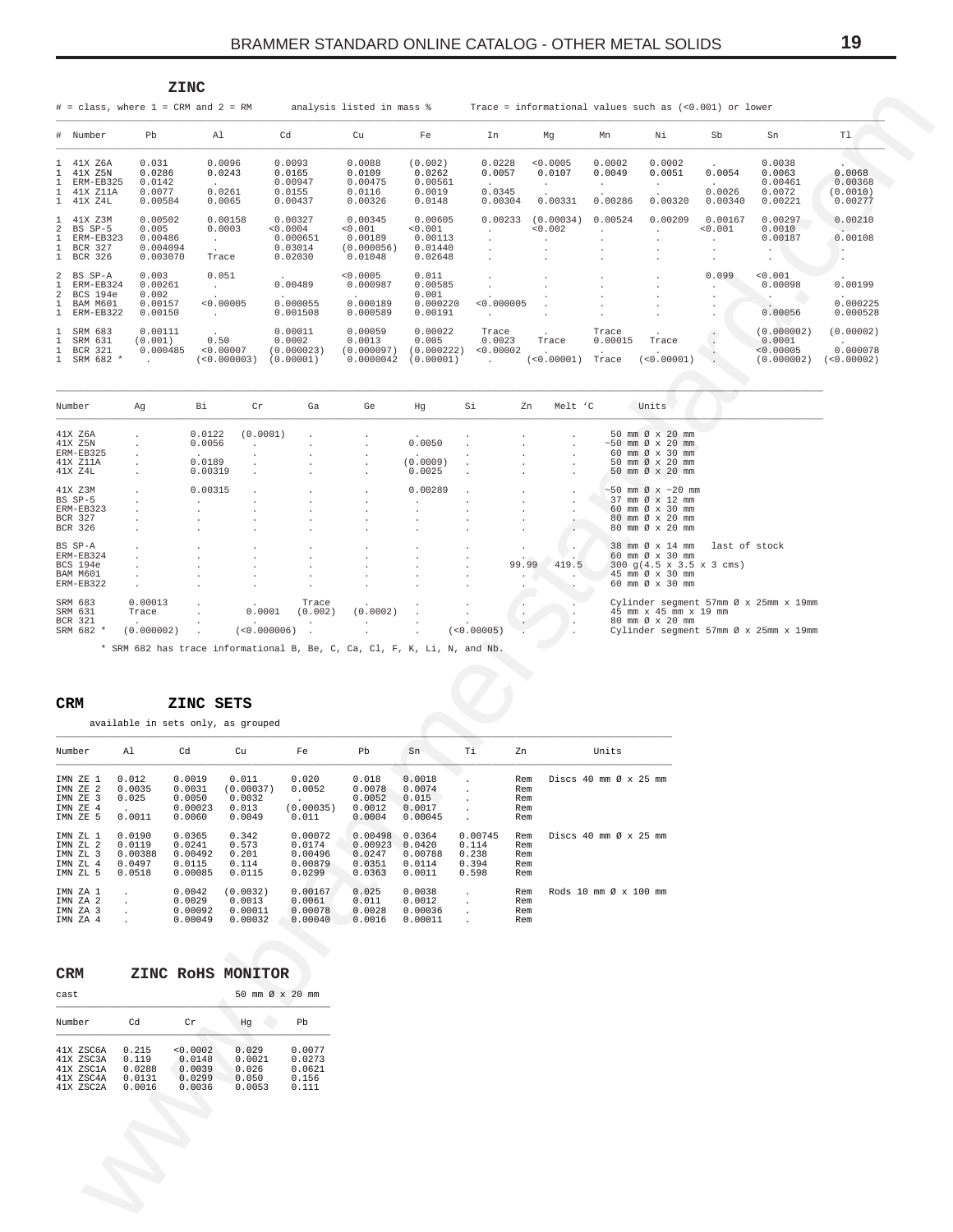## ZINC

# = class, where 1 = CRM and 2 = RM     analysis listed in mass %     Trace = informational values such as (<0.001) or lower

| # | Number | Pb | Al | Cd | Cu | Fe | In | Mg | Mn | Ni | Sb | Sn | Tl |
|---|---|---|---|---|---|---|---|---|---|---|---|---|---|
| 1 | 41X Z6A | 0.031 | 0.0096 | 0.0093 | 0.0088 | (0.002) | 0.0228 | <0.0005 | 0.0002 | 0.0002 | . | 0.0038 | . |
| 1 | 41X Z5N | 0.0286 | 0.0243 | 0.0165 | 0.0109 | 0.0262 | 0.0057 | 0.0107 | 0.0049 | 0.0051 | 0.0054 | 0.0063 | 0.0068 |
| 1 | ERM-EB325 | 0.0142 | . | 0.00947 | 0.00475 | 0.00561 | . | . | . | . | . | 0.00461 | 0.00368 |
| 1 | 41X Z11A | 0.0077 | 0.0261 | 0.0155 | 0.0116 | 0.0019 | 0.0345 | . | . | . | 0.0026 | 0.0072 | (0.0010) |
| 1 | 41X Z4L | 0.00584 | 0.0065 | 0.00437 | 0.00326 | 0.0148 | 0.00304 | 0.00331 | 0.00286 | 0.00320 | 0.00340 | 0.00221 | 0.00277 |
| 1 | 41X Z3M | 0.00502 | 0.00158 | 0.00327 | 0.00345 | 0.00605 | 0.00233 | (0.00034) | 0.00524 | 0.00209 | 0.00167 | 0.00297 | 0.00210 |
| 2 | BS SP-5 | 0.005 | 0.0003 | <0.0004 | <0.001 | <0.001 | . | <0.002 | . | . | <0.001 | 0.0010 | . |
| 1 | ERM-EB323 | 0.00486 | . | 0.000651 | 0.00189 | 0.00113 | . | . | . | . | . | 0.00187 | 0.00108 |
| 1 | BCR 327 | 0.004094 | . | 0.03014 | (0.000056) | 0.01440 | . | . | . | . | . | . | . |
| 1 | BCR 326 | 0.003070 | Trace | 0.02030 | 0.01048 | 0.02648 | . | . | . | . | . | . | . |
| 2 | BS SP-A | 0.003 | 0.051 | . | <0.0005 | 0.011 | . | . | . | . | 0.099 | <0.001 | . |
| 1 | ERM-EB324 | 0.00261 | . | 0.00489 | 0.000987 | 0.00585 | . | . | . | . | . | 0.00098 | 0.00199 |
| 2 | BCS 194e | 0.002 | . | . | . | 0.001 | . | . | . | . | . | . | . |
| 1 | BAM M601 | 0.00157 | <0.00005 | 0.000055 | 0.000189 | 0.000220 | <0.000005 | . | . | . | . | . | 0.000225 |
| 1 | ERM-EB322 | 0.00150 | . | 0.001508 | 0.000589 | 0.00191 | . | . | . | . | . | 0.00056 | 0.000528 |
| 1 | SRM 683 | 0.00111 | . | 0.00011 | 0.00059 | 0.00022 | Trace | . | Trace | . | . | (0.000002) | (0.00002) |
| 1 | SRM 631 | (0.001) | 0.50 | 0.0002 | 0.0013 | 0.005 | 0.0023 | Trace | 0.00015 | Trace | . | 0.0001 | . |
| 1 | BCR 321 | 0.000485 | <0.00007 | (0.000023) | (0.000097) | (0.000222) | <0.00002 | . | . | . | . | <0.00005 | 0.000078 |
| 1 | SRM 682 * | . | (<0.000003) | (0.00001) | 0.0000042 | (0.00001) | . | (<0.00001) | Trace | (<0.00001) | . | (0.000002) | (<0.00002) |

| Number | Ag | Bi | Cr | Ga | Ge | Hg | Si | Zn | Melt 'C | Units |
|---|---|---|---|---|---|---|---|---|---|---|
| 41X Z6A | . | 0.0122 | (0.0001) | . | . | . | . | . | . | 50 mm Ø x 20 mm |
| 41X Z5N | . | 0.0056 | . | . | . | 0.0050 | . | . | . | ~50 mm Ø x 20 mm |
| ERM-EB325 | . | . | . | . | . | . | . | . | . | 60 mm Ø x 30 mm |
| 41X Z11A | . | 0.0189 | . | . | . | (0.0009) | . | . | . | 50 mm Ø x 20 mm |
| 41X Z4L | . | 0.00319 | . | . | . | 0.0025 | . | . | . | 50 mm Ø x 20 mm |
| 41X Z3M | . | 0.00315 | . | . | . | 0.00289 | . | . | . | ~50 mm Ø x ~20 mm |
| BS SP-5 | . | . | . | . | . | . | . | . | . | 37 mm Ø x 12 mm |
| ERM-EB323 | . | . | . | . | . | . | . | . | . | 60 mm Ø x 30 mm |
| BCR 327 | . | . | . | . | . | . | . | . | . | 80 mm Ø x 20 mm |
| BCR 326 | . | . | . | . | . | . | . | . | . | 80 mm Ø x 20 mm |
| BS SP-A | . | . | . | . | . | . | . | . | . | 38 mm Ø x 14 mm   last of stock |
| ERM-EB324 | . | . | . | . | . | . | . | . | . | 60 mm Ø x 30 mm |
| BCS 194e | . | . | . | . | . | . | . | 99.99 | 419.5 | 300 g(4.5 x 3.5 x 3 cms) |
| BAM M601 | . | . | . | . | . | . | . | . | . | 45 mm Ø x 30 mm |
| ERM-EB322 | . | . | . | . | . | . | . | . | . | 60 mm Ø x 30 mm |
| SRM 683 | 0.00013 | . | . | Trace | . | . | . | . | . | Cylinder segment 57mm Ø x 25mm x 19mm |
| SRM 631 | Trace | . | 0.0001 | (0.002) | (0.0002) | . | . | . | . | 45 mm x 45 mm x 19 mm |
| BCR 321 | . | . | . | . | . | . | . | . | . | 80 mm Ø x 20 mm |
| SRM 682 * | (0.000002) | . | (<0.000006) | . | . | . | (<0.00005) | . | . | Cylinder segment 57mm Ø x 25mm x 19mm |

\* SRM 682 has trace informational B, Be, C, Ca, Cl, F, K, Li, N, and Nb.

## CRM ZINC SETS

available in sets only, as grouped

| Number | Al | Cd | Cu | Fe | Pb | Sn | Ti | Zn | Units |
|---|---|---|---|---|---|---|---|---|---|
| IMN ZE 1 | 0.012 | 0.0019 | 0.011 | 0.020 | 0.018 | 0.0018 | . | Rem | Discs 40 mm Ø x 25 mm |
| IMN ZE 2 | 0.0035 | 0.0031 | (0.00037) | 0.0052 | 0.0078 | 0.0074 | . | Rem | |
| IMN ZE 3 | 0.025 | 0.0050 | 0.0032 | . | 0.0052 | 0.015 | . | Rem | |
| IMN ZE 4 | . | 0.00023 | 0.013 | (0.00035) | 0.0012 | 0.0017 | . | Rem | |
| IMN ZE 5 | 0.0011 | 0.0060 | 0.0049 | 0.011 | 0.0004 | 0.00045 | . | Rem | |
| IMN ZL 1 | 0.0190 | 0.0365 | 0.342 | 0.00072 | 0.00498 | 0.0364 | 0.00745 | Rem | Discs 40 mm Ø x 25 mm |
| IMN ZL 2 | 0.0119 | 0.0241 | 0.573 | 0.0174 | 0.00923 | 0.0420 | 0.114 | Rem | |
| IMN ZL 3 | 0.00388 | 0.00492 | 0.201 | 0.00496 | 0.0247 | 0.00788 | 0.238 | Rem | |
| IMN ZL 4 | 0.0497 | 0.0115 | 0.114 | 0.00879 | 0.0351 | 0.0114 | 0.394 | Rem | |
| IMN ZL 5 | 0.0518 | 0.00085 | 0.0115 | 0.0299 | 0.0363 | 0.0011 | 0.598 | Rem | |
| IMN ZA 1 | . | 0.0042 | (0.0032) | 0.00167 | 0.025 | 0.0038 | . | Rem | Rods 10 mm Ø x 100 mm |
| IMN ZA 2 | . | 0.0029 | 0.0013 | 0.0061 | 0.011 | 0.0012 | . | Rem | |
| IMN ZA 3 | . | 0.00092 | 0.00011 | 0.00078 | 0.0028 | 0.00036 | . | Rem | |
| IMN ZA 4 | . | 0.00049 | 0.00032 | 0.00040 | 0.0016 | 0.00011 | . | Rem | |

## CRM ZINC RoHS MONITOR

cast     50 mm Ø x 20 mm

| Number | Cd | Cr | Hg | Pb |
|---|---|---|---|---|
| 41X ZSC6A | 0.215 | <0.0002 | 0.029 | 0.0077 |
| 41X ZSC3A | 0.119 | 0.0148 | 0.0021 | 0.0273 |
| 41X ZSC1A | 0.0288 | 0.0039 | 0.026 | 0.0621 |
| 41X ZSC4A | 0.0131 | 0.0299 | 0.050 | 0.156 |
| 41X ZSC2A | 0.0016 | 0.0036 | 0.0053 | 0.111 |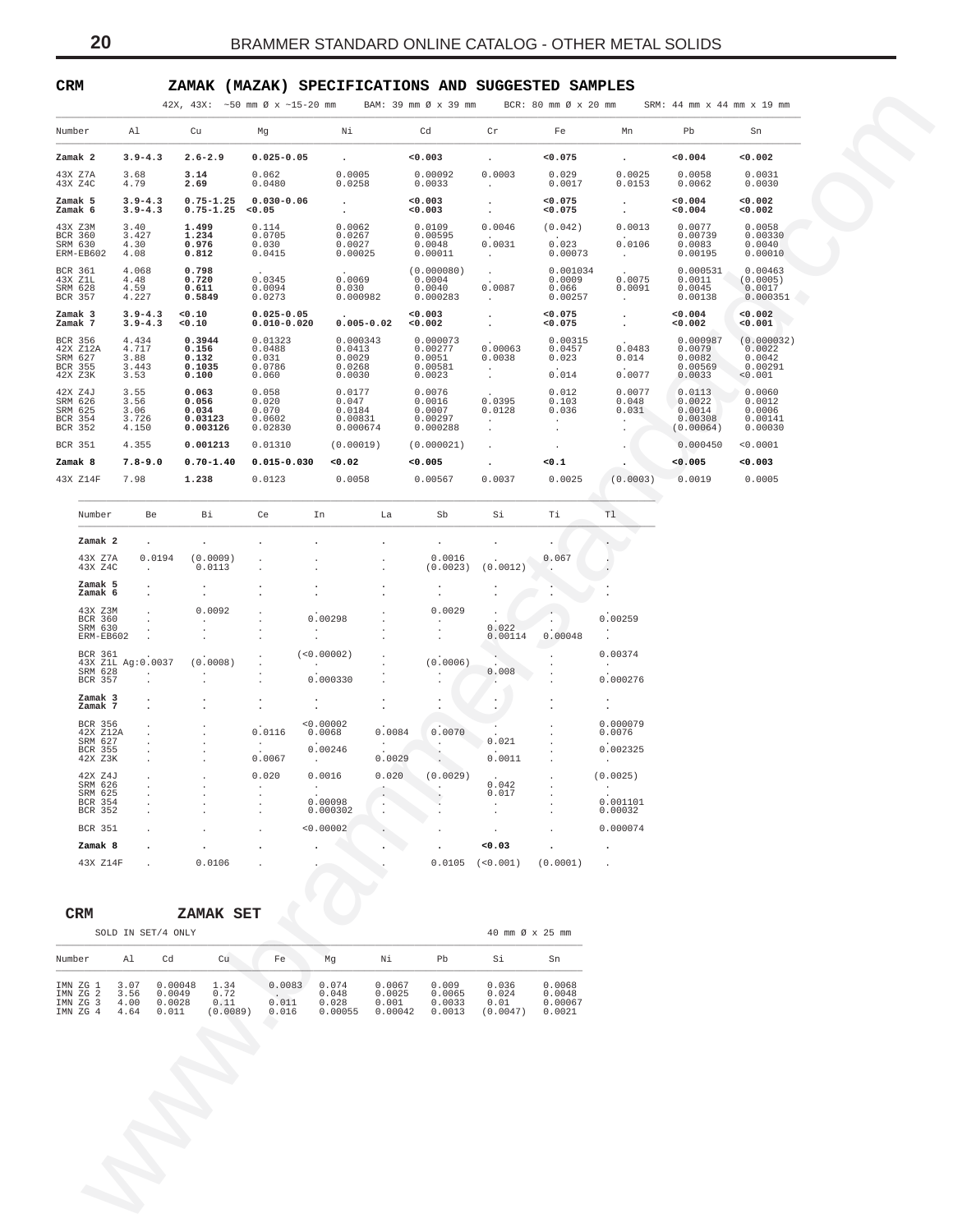## CRM ZAMAK (MAZAK) SPECIFICATIONS AND SUGGESTED SAMPLES

42X, 43X: ~50 mm Ø x ~15-20 mm BAM: 39 mm Ø x 39 mm BCR: 80 mm Ø x 20 mm SRM: 44 mm x 44 mm x 19 mm

| Number | Al | Cu | Mg | Ni | Cd | Cr | Fe | Mn | Pb | Sn |
|---|---|---|---|---|---|---|---|---|---|---|
| **Zamak 2** | **3.9-4.3** | **2.6-2.9** | **0.025-0.05** | . | **<0.003** | . | **<0.075** | . | **<0.004** | **<0.002** |
| 43X Z7A | 3.68 | **3.14** | 0.062 | 0.0005 | 0.00092 | 0.0003 | 0.029 | 0.0025 | 0.0058 | 0.0031 |
| 43X Z4C | 4.79 | **2.69** | 0.0480 | 0.0258 | 0.0033 | . | 0.0017 | 0.0153 | 0.0062 | 0.0030 |
| **Zamak 5** | **3.9-4.3** | **0.75-1.25** | **0.030-0.06** | . | **<0.003** | . | **<0.075** | . | **<0.004** | **<0.002** |
| **Zamak 6** | **3.9-4.3** | **0.75-1.25** | **<0.05** | . | **<0.003** | . | **<0.075** | . | **<0.004** | **<0.002** |
| 43X Z3M | 3.40 | **1.499** | 0.114 | 0.0062 | 0.0109 | 0.0046 | (0.042) | 0.0013 | 0.0077 | 0.0058 |
| BCR 360 | 3.427 | **1.234** | 0.0705 | 0.0267 | 0.00595 | . | . | . | 0.00739 | 0.00330 |
| SRM 630 | 4.30 | **0.976** | 0.030 | 0.0027 | 0.0048 | 0.0031 | 0.023 | 0.0106 | 0.0083 | 0.0040 |
| ERM-EB602 | 4.08 | **0.812** | 0.0415 | 0.00025 | 0.00011 | . | 0.00073 | . | 0.00195 | 0.00010 |
| BCR 361 | 4.068 | **0.798** | . | . | (0.000080) | . | 0.001034 | . | 0.000531 | 0.00463 |
| 43X Z1L | 4.48 | **0.720** | 0.0345 | 0.0069 | 0.0004 | . | 0.0009 | 0.0075 | 0.0011 | (0.0005) |
| SRM 628 | 4.59 | **0.611** | 0.0094 | 0.030 | 0.0040 | 0.0087 | 0.066 | 0.0091 | 0.0045 | 0.0017 |
| BCR 357 | 4.227 | **0.5849** | 0.0273 | 0.000982 | 0.000283 | . | 0.00257 | . | 0.00138 | 0.000351 |
| **Zamak 3** | **3.9-4.3** | **<0.10** | **0.025-0.05** | . | **<0.003** | . | **<0.075** | . | **<0.004** | **<0.002** |
| **Zamak 7** | **3.9-4.3** | **<0.10** | **0.010-0.020** | **0.005-0.02** | **<0.002** | . | **<0.075** | . | **<0.002** | **<0.001** |
| BCR 356 | 4.434 | **0.3944** | 0.01323 | 0.000343 | 0.000073 | . | 0.00315 | . | 0.000987 | (0.000032) |
| 42X Z12A | 4.717 | **0.156** | 0.0488 | 0.0413 | 0.00277 | 0.00063 | 0.0457 | 0.0483 | 0.0079 | 0.0022 |
| SRM 627 | 3.88 | **0.132** | 0.031 | 0.0029 | 0.0051 | 0.0038 | 0.023 | 0.014 | 0.0082 | 0.0042 |
| BCR 355 | 3.443 | **0.1035** | 0.0786 | 0.0268 | 0.00581 | . | . | . | 0.00569 | 0.00291 |
| 42X Z3K | 3.53 | **0.100** | 0.060 | 0.0030 | 0.0023 | . | 0.014 | 0.0077 | 0.0033 | <0.001 |
| 42X Z4J | 3.55 | **0.063** | 0.058 | 0.0177 | 0.0076 | . | 0.012 | 0.0077 | 0.0113 | 0.0060 |
| SRM 626 | 3.56 | **0.056** | 0.020 | 0.047 | 0.0016 | 0.0395 | 0.103 | 0.048 | 0.0022 | 0.0012 |
| SRM 625 | 3.06 | **0.034** | 0.070 | 0.0184 | 0.0007 | 0.0128 | 0.036 | 0.031 | 0.0014 | 0.0006 |
| BCR 354 | 3.726 | **0.03123** | 0.0602 | 0.00831 | 0.00297 | . | . | . | 0.00308 | 0.00141 |
| BCR 352 | 4.150 | **0.003126** | 0.02830 | 0.000674 | 0.000288 | . | . | . | (0.00064) | 0.00030 |
| BCR 351 | 4.355 | **0.001213** | 0.01310 | (0.00019) | (0.000021) | . | . | . | 0.000450 | <0.0001 |
| **Zamak 8** | **7.8-9.0** | **0.70-1.40** | **0.015-0.030** | **<0.02** | **<0.005** | . | **<0.1** | . | **<0.005** | **<0.003** |
| 43X Z14F | 7.98 | **1.238** | 0.0123 | 0.0058 | 0.00567 | 0.0037 | 0.0025 | (0.0003) | 0.0019 | 0.0005 |

| Number | Be | Bi | Ce | In | La | Sb | Si | Ti | Tl |
|---|---|---|---|---|---|---|---|---|---|
| **Zamak 2** | . | . | . | . | . | . | . | . | . |
| 43X Z7A | 0.0194 | (0.0009) | . | . | . | 0.0016 | . | 0.067 | . |
| 43X Z4C | . | 0.0113 | . | . | . | (0.0023) | (0.0012) | . | . |
| **Zamak 5** | . | . | . | . | . | . | . | . | . |
| **Zamak 6** | . | . | . | . | . | . | . | . | . |
| 43X Z3M | . | 0.0092 | . | . | . | 0.0029 | . | . | . |
| BCR 360 | . | . | . | 0.00298 | . | . | . | . | 0.00259 |
| SRM 630 | . | . | . | . | . | . | 0.022 | . | . |
| ERM-EB602 | . | . | . | . | . | . | 0.00114 | 0.00048 | . |
| BCR 361 | . | . | . | (<0.00002) | . | . | . | . | 0.00374 |
| 43X Z1L | Ag:0.0037 | (0.0008) | . | . | . | (0.0006) | . | . | . |
| SRM 628 | . | . | . | . | . | . | 0.008 | . | . |
| BCR 357 | . | . | . | 0.000330 | . | . | . | . | 0.000276 |
| **Zamak 3** | . | . | . | . | . | . | . | . | . |
| **Zamak 7** | . | . | . | . | . | . | . | . | . |
| BCR 356 | . | . | . | <0.00002 | . | . | . | . | 0.000079 |
| 42X Z12A | . | . | 0.0116 | 0.0068 | 0.0084 | 0.0070 | . | . | 0.0076 |
| SRM 627 | . | . | . | . | . | . | 0.021 | . | . |
| BCR 355 | . | . | . | 0.00246 | . | . | . | . | 0.002325 |
| 42X Z3K | . | . | 0.0067 | . | 0.0029 | . | 0.0011 | . | . |
| 42X Z4J | . | . | 0.020 | 0.0016 | 0.020 | (0.0029) | . | . | (0.0025) |
| SRM 626 | . | . | . | . | . | . | 0.042 | . | . |
| SRM 625 | . | . | . | . | . | . | 0.017 | . | . |
| BCR 354 | . | . | . | 0.00098 | . | . | . | . | 0.001101 |
| BCR 352 | . | . | . | 0.000302 | . | . | . | . | 0.00032 |
| BCR 351 | . | . | . | <0.00002 | . | . | . | . | 0.000074 |
| **Zamak 8** | . | . | . | . | . | . | **<0.03** | . | . |
| 43X Z14F | . | 0.0106 | . | . | . | 0.0105 | (<0.001) | (0.0001) | . |

## CRM ZAMAK SET

SOLD IN SET/4 ONLY 40 mm Ø x 25 mm

| Number | Al | Cd | Cu | Fe | Mg | Ni | Pb | Si | Sn |
|---|---|---|---|---|---|---|---|---|---|
| IMN ZG 1 | 3.07 | 0.00048 | 1.34 | 0.0083 | 0.074 | 0.0067 | 0.009 | 0.036 | 0.0068 |
| IMN ZG 2 | 3.56 | 0.0049 | 0.72 | . | 0.048 | 0.0025 | 0.0065 | 0.024 | 0.0048 |
| IMN ZG 3 | 4.00 | 0.0028 | 0.11 | 0.011 | 0.028 | 0.001 | 0.0033 | 0.01 | 0.00067 |
| IMN ZG 4 | 4.64 | 0.011 | (0.0089) | 0.016 | 0.00055 | 0.00042 | 0.0013 | (0.0047) | 0.0021 |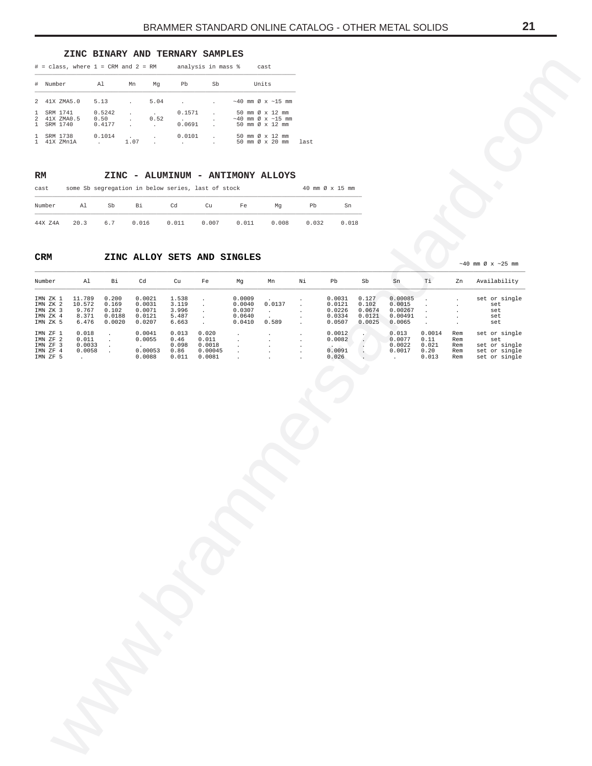## ZINC BINARY AND TERNARY SAMPLES

# = class, where 1 = CRM and 2 = RM     analysis in mass %     cast

| # | Number | Al | Mn | Mg | Pb | Sb | Units | |
|---|---|---|---|---|---|---|---|---|
| 2 | 41X ZMA5.0 | 5.13 | . | 5.04 | . | . | ~40 mm Ø x ~15 mm | |
| 1 | SRM 1741 | 0.5242 | . | . | 0.1571 | . | 50 mm Ø x 12 mm | |
| 2 | 41X ZMA0.5 | 0.50 | . | 0.52 | . | . | ~40 mm Ø x ~15 mm | |
| 1 | SRM 1740 | 0.4177 | . | . | 0.0691 | . | 50 mm Ø x 12 mm | |
| 1 | SRM 1738 | 0.1014 | . | . | 0.0101 | . | 50 mm Ø x 12 mm | |
| 1 | 41X ZMn1A | . | 1.07 | . | . | . | 50 mm Ø x 20 mm | last |

## RM     ZINC - ALUMINUM - ANTIMONY ALLOYS

cast     some Sb segregation in below series, last of stock     40 mm Ø x 15 mm

| Number | Al | Sb | Bi | Cd | Cu | Fe | Mg | Pb | Sn |
|---|---|---|---|---|---|---|---|---|---|
| 44X Z4A | 20.3 | 6.7 | 0.016 | 0.011 | 0.007 | 0.011 | 0.008 | 0.032 | 0.018 |

## CRM     ZINC ALLOY SETS AND SINGLES

~40 mm Ø x ~25 mm

| Number | Al | Bi | Cd | Cu | Fe | Mg | Mn | Ni | Pb | Sb | Sn | Ti | Zn | Availability |
|---|---|---|---|---|---|---|---|---|---|---|---|---|---|---|
| IMN ZK 1 | 11.789 | 0.200 | 0.0021 | 1.538 | . | 0.0009 | . | . | 0.0031 | 0.127 | 0.00085 | . | . | set or single |
| IMN ZK 2 | 10.572 | 0.169 | 0.0031 | 3.119 | . | 0.0040 | 0.0137 | . | 0.0121 | 0.102 | 0.0015 | . | . | set |
| IMN ZK 3 | 9.767 | 0.102 | 0.0071 | 3.996 | . | 0.0307 | . | . | 0.0226 | 0.0674 | 0.00267 | . | . | set |
| IMN ZK 4 | 8.371 | 0.0188 | 0.0121 | 5.487 | . | 0.0640 | . | . | 0.0334 | 0.0121 | 0.00491 | . | . | set |
| IMN ZK 5 | 6.476 | 0.0020 | 0.0207 | 6.663 | . | 0.0410 | 0.589 | . | 0.0507 | 0.0025 | 0.0065 | . | . | set |
| IMN ZF 1 | 0.018 | . | 0.0041 | 0.013 | 0.020 | . | . | . | 0.0012 | . | 0.013 | 0.0014 | Rem | set or single |
| IMN ZF 2 | 0.011 | . | 0.0055 | 0.46 | 0.011 | . | . | . | 0.0082 | . | 0.0077 | 0.11 | Rem | set |
| IMN ZF 3 | 0.0033 | . | . | 0.098 | 0.0018 | . | . | . | . | . | 0.0022 | 0.021 | Rem | set or single |
| IMN ZF 4 | 0.0058 | . | 0.00053 | 0.86 | 0.00045 | . | . | . | 0.0091 | . | 0.0017 | 0.20 | Rem | set or single |
| IMN ZF 5 | . | | 0.0088 | 0.011 | 0.0081 | . | . | . | 0.026 | . | . | 0.013 | Rem | set or single |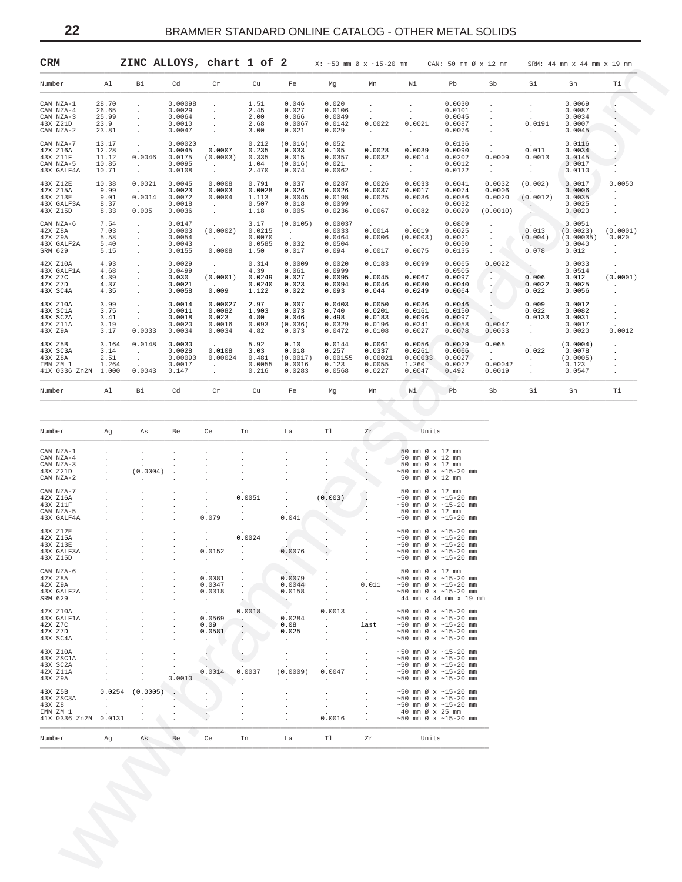## CRM — ZINC ALLOYS, chart 1 of 2

X: ~50 mm Ø x ~15-20 mm  CAN: 50 mm Ø x 12 mm  SRM: 44 mm x 44 mm x 19 mm

| Number | Al | Bi | Cd | Cr | Cu | Fe | Mg | Mn | Ni | Pb | Sb | Si | Sn | Ti |
|---|---|---|---|---|---|---|---|---|---|---|---|---|---|---|
| CAN NZA-1 | 28.70 | . | 0.00098 | . | 1.51 | 0.046 | 0.020 | . | . | 0.0030 | . | . | 0.0069 | . |
| CAN NZA-4 | 26.65 | . | 0.0029 | . | 2.45 | 0.027 | 0.0106 | . | . | 0.0101 | . | . | 0.0087 | . |
| CAN NZA-3 | 25.99 | . | 0.0064 | . | 2.00 | 0.066 | 0.0049 | . | . | 0.0045 | . | . | 0.0034 | . |
| 43X Z21D | 23.9 | . | 0.0010 | . | 2.68 | 0.0067 | 0.0142 | 0.0022 | 0.0021 | 0.0087 | . | 0.0191 | 0.0007 | . |
| CAN NZA-2 | 23.81 | . | 0.0047 | . | 3.00 | 0.021 | 0.029 | . | . | 0.0076 | . | . | 0.0045 | . |
| CAN NZA-7 | 13.17 | . | 0.00020 | . | 0.212 | (0.016) | 0.052 | . | . | 0.0136 | . | . | 0.0116 | . |
| 42X Z16A | 12.28 | . | 0.0045 | 0.0007 | 0.235 | 0.033 | 0.105 | 0.0028 | 0.0039 | 0.0090 | . | 0.011 | 0.0034 | . |
| 43X Z11F | 11.12 | 0.0046 | 0.0175 | (0.0003) | 0.335 | 0.015 | 0.0357 | 0.0032 | 0.0014 | 0.0202 | 0.0009 | 0.0013 | 0.0145 | . |
| CAN NZA-5 | 10.85 | . | 0.0095 | . | 1.04 | (0.016) | 0.021 | . | . | 0.0012 | . | . | 0.0017 | . |
| 43X GALF4A | 10.71 | . | 0.0108 | . | 2.470 | 0.074 | 0.0062 | . | . | 0.0122 | . | . | 0.0110 | . |
| 43X Z12E | 10.38 | 0.0021 | 0.0045 | 0.0008 | 0.791 | 0.037 | 0.0287 | 0.0026 | 0.0033 | 0.0041 | 0.0032 | (0.002) | 0.0017 | 0.0050 |
| 42X Z15A | 9.99 | . | 0.0023 | 0.0003 | 0.0028 | 0.026 | 0.0026 | 0.0037 | 0.0017 | 0.0074 | 0.0006 | . | 0.0006 | . |
| 43X Z13E | 9.01 | 0.0014 | 0.0072 | 0.0004 | 1.113 | 0.0045 | 0.0198 | 0.0025 | 0.0036 | 0.0086 | 0.0020 | (0.0012) | 0.0035 | . |
| 43X GALF3A | 8.37 | . | 0.0018 | . | 0.507 | 0.018 | 0.0099 | . | . | 0.0032 | . | . | 0.0025 | . |
| 43X Z15D | 8.33 | 0.005 | 0.0036 | . | 1.18 | 0.005 | 0.0236 | 0.0067 | 0.0082 | 0.0029 | (0.0010) | . | 0.0020 | . |
| CAN NZA-6 | 7.54 | . | 0.0147 | . | 3.17 | (0.0105) | 0.00037 | . | . | 0.0809 | . | . | 0.0051 | . |
| 42X Z8A | 7.03 | . | 0.0003 | (0.0002) | 0.0215 | . | 0.0033 | 0.0014 | 0.0019 | 0.0025 | . | 0.013 | (0.0023) | (0.0001) |
| 42X Z9A | 5.58 | . | 0.0054 | . | 0.0070 | . | 0.0464 | 0.0006 | (0.0003) | 0.0021 | . | (0.004) | (0.00035) | 0.020 |
| 43X GALF2A | 5.40 | . | 0.0043 | . | 0.0585 | 0.032 | 0.0504 | . | . | 0.0050 | . | . | 0.0040 | . |
| SRM 629 | 5.15 | . | 0.0155 | 0.0008 | 1.50 | 0.017 | 0.094 | 0.0017 | 0.0075 | 0.0135 | . | 0.078 | 0.012 | . |
| 42X Z10A | 4.93 | . | 0.0029 | . | 0.314 | 0.0009 | 0.0020 | 0.0183 | 0.0099 | 0.0065 | 0.0022 | . | 0.0033 | . |
| 43X GALF1A | 4.68 | . | 0.0499 | . | 4.39 | 0.061 | 0.0999 | . | . | 0.0505 | . | . | 0.0514 | . |
| 42X Z7C | 4.39 | . | 0.030 | (0.0001) | 0.0249 | 0.027 | 0.0095 | 0.0045 | 0.0067 | 0.0097 | . | 0.006 | 0.012 | (0.0001) |
| 42X Z7D | 4.37 | . | 0.0021 | . | 0.0240 | 0.023 | 0.0094 | 0.0046 | 0.0080 | 0.0040 | . | 0.0022 | 0.0025 | . |
| 43X SC4A | 4.35 | . | 0.0058 | 0.009 | 1.122 | 0.022 | 0.093 | 0.044 | 0.0249 | 0.0064 | . | 0.022 | 0.0056 | . |
| 43X Z10A | 3.99 | . | 0.0014 | 0.00027 | 2.97 | 0.007 | 0.0403 | 0.0050 | 0.0036 | 0.0046 | . | 0.009 | 0.0012 | . |
| 43X SC1A | 3.75 | . | 0.0011 | 0.0082 | 1.903 | 0.073 | 0.740 | 0.0201 | 0.0161 | 0.0150 | . | 0.022 | 0.0082 | . |
| 43X SC2A | 3.41 | . | 0.0018 | 0.023 | 4.80 | 0.046 | 0.498 | 0.0183 | 0.0096 | 0.0097 | . | 0.0133 | 0.0031 | . |
| 42X Z11A | 3.19 | . | 0.0020 | 0.0016 | 0.093 | (0.036) | 0.0329 | 0.0196 | 0.0241 | 0.0058 | 0.0047 | . | 0.0017 | . |
| 43X Z9A | 3.17 | 0.0033 | 0.0034 | 0.0034 | 4.82 | 0.073 | 0.0472 | 0.0108 | 0.0027 | 0.0078 | 0.0033 | . | 0.0020 | 0.0012 |
| 43X Z5B | 3.164 | 0.0148 | 0.0030 | . | 5.92 | 0.10 | 0.0144 | 0.0061 | 0.0056 | 0.0029 | 0.065 | . | (0.0004) | . |
| 43X SC3A | 3.14 | . | 0.0028 | 0.0108 | 3.03 | 0.018 | 0.257 | 0.0337 | 0.0261 | 0.0066 | . | 0.022 | 0.0078 | . |
| 43X Z8A | 2.51 | . | 0.00090 | 0.00024 | 0.481 | (0.0017) | 0.00155 | 0.00021 | 0.00033 | 0.0027 | . | . | (0.0005) | . |
| IMN ZM 1 | 1.264 | . | 0.0017 | . | 0.0055 | 0.0016 | 0.123 | 0.0055 | 1.260 | 0.0072 | 0.00042 | . | 0.123 | . |
| 41X 0336 Zn2N | 1.000 | 0.0043 | 0.147 | . | 0.216 | 0.0283 | 0.0568 | 0.0227 | 0.0047 | 0.492 | 0.0019 | . | 0.0547 | . |

| Number | Ag | As | Be | Ce | In | La | Tl | Zr | Units |
|---|---|---|---|---|---|---|---|---|---|
| CAN NZA-1 | . | . | . | . | . | . | . | . | 50 mm Ø x 12 mm |
| CAN NZA-4 | . | . | . | . | . | . | . | . | 50 mm Ø x 12 mm |
| CAN NZA-3 | . | . | . | . | . | . | . | . | 50 mm Ø x 12 mm |
| 43X Z21D | . | (0.0004) | . | . | . | . | . | . | ~50 mm Ø x ~15-20 mm |
| CAN NZA-2 | . | . | . | . | . | . | . | . | 50 mm Ø x 12 mm |
| CAN NZA-7 | . | . | . | . | . | . | . | . | 50 mm Ø x 12 mm |
| 42X Z16A | . | . | . | . | 0.0051 | . | (0.003) | . | ~50 mm Ø x ~15-20 mm |
| 43X Z11F | . | . | . | . | . | . | . | . | ~50 mm Ø x ~15-20 mm |
| CAN NZA-5 | . | . | . | . | . | . | . | . | 50 mm Ø x 12 mm |
| 43X GALF4A | . | . | . | 0.079 | . | 0.041 | . | . | ~50 mm Ø x ~15-20 mm |
| 43X Z12E | . | . | . | . | . | . | . | . | ~50 mm Ø x ~15-20 mm |
| 42X Z15A | . | . | . | . | 0.0024 | . | . | . | ~50 mm Ø x ~15-20 mm |
| 43X Z13E | . | . | . | . | . | . | . | . | ~50 mm Ø x ~15-20 mm |
| 43X GALF3A | . | . | . | 0.0152 | . | 0.0076 | . | . | ~50 mm Ø x ~15-20 mm |
| 43X Z15D | . | . | . | . | . | . | . | . | ~50 mm Ø x ~15-20 mm |
| CAN NZA-6 | . | . | . | . | . | . | . | . | 50 mm Ø x 12 mm |
| 42X Z8A | . | . | . | 0.0081 | . | 0.0079 | . | . | ~50 mm Ø x ~15-20 mm |
| 42X Z9A | . | . | . | 0.0047 | . | 0.0044 | . | 0.011 | ~50 mm Ø x ~15-20 mm |
| 43X GALF2A | . | . | . | 0.0318 | . | 0.0158 | . | . | ~50 mm Ø x ~15-20 mm |
| SRM 629 | . | . | . | . | . | . | . | . | 44 mm x 44 mm x 19 mm |
| 42X Z10A | . | . | . | . | 0.0018 | . | 0.0013 | . | ~50 mm Ø x ~15-20 mm |
| 43X GALF1A | . | . | . | 0.0569 | . | 0.0284 | . | last | ~50 mm Ø x ~15-20 mm |
| 42X Z7C | . | . | . | 0.09 | . | 0.08 | . | . | ~50 mm Ø x ~15-20 mm |
| 42X Z7D | . | . | . | 0.0581 | . | 0.025 | . | . | ~50 mm Ø x ~15-20 mm |
| 43X SC4A | . | . | . | . | . | . | . | . | ~50 mm Ø x ~15-20 mm |
| 43X Z10A | . | . | . | . | . | . | . | . | ~50 mm Ø x ~15-20 mm |
| 43X ZSC1A | . | . | . | . | . | . | . | . | ~50 mm Ø x ~15-20 mm |
| 43X SC2A | . | . | . | . | . | . | . | . | ~50 mm Ø x ~15-20 mm |
| 42X Z11A | . | . | . | 0.0014 | 0.0037 | (0.0009) | 0.0047 | . | ~50 mm Ø x ~15-20 mm |
| 43X Z9A | . | . | 0.0010 | . | . | . | . | . | ~50 mm Ø x ~15-20 mm |
| 43X Z5B | 0.0254 | (0.0005) | . | . | . | . | . | . | ~50 mm Ø x ~15-20 mm |
| 43X ZSC3A | . | . | . | . | . | . | . | . | ~50 mm Ø x ~15-20 mm |
| 43X Z8 | . | . | . | . | . | . | . | . | ~50 mm Ø x ~15-20 mm |
| IMN ZM 1 | . | . | . | . | . | . | . | . | 40 mm Ø x 25 mm |
| 41X 0336 Zn2N | 0.0131 | . | . | . | . | . | 0.0016 | . | ~50 mm Ø x ~15-20 mm |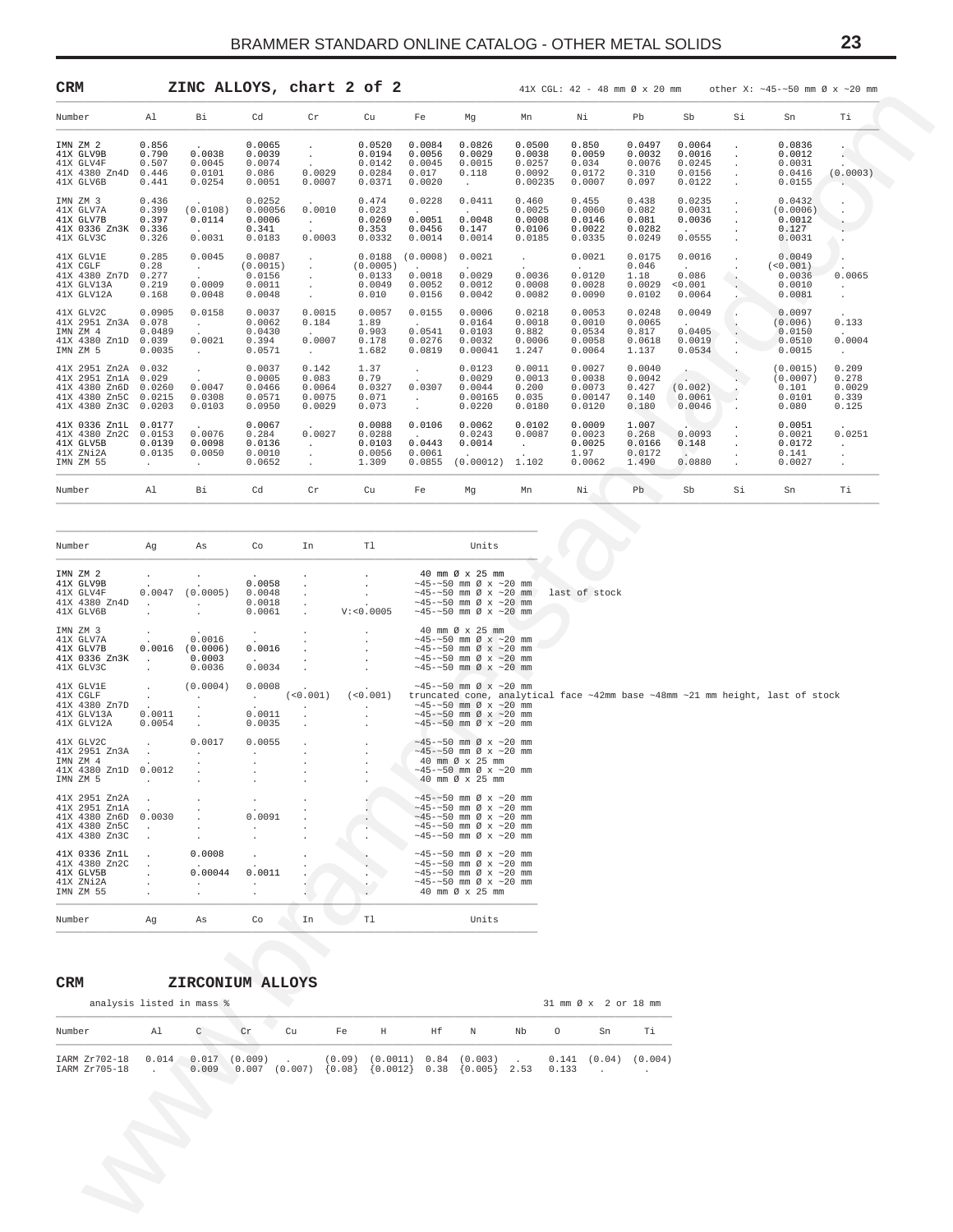## CRM ZINC ALLOYS, chart 2 of 2

41X CGL: 42 - 48 mm Ø x 20 mm other X: ~45-~50 mm Ø x ~20 mm

| Number | Al | Bi | Cd | Cr | Cu | Fe | Mg | Mn | Ni | Pb | Sb | Si | Sn | Ti |
|---|---|---|---|---|---|---|---|---|---|---|---|---|---|---|
| IMN ZM 2 | 0.856 | . | 0.0065 | . | 0.0520 | 0.0084 | 0.0826 | 0.0500 | 0.850 | 0.0497 | 0.0064 | . | 0.0836 | . |
| 41X GLV9B | 0.790 | 0.0038 | 0.0039 | . | 0.0194 | 0.0056 | 0.0029 | 0.0038 | 0.0059 | 0.0032 | 0.0016 | . | 0.0012 | . |
| 41X GLV4F | 0.507 | 0.0045 | 0.0074 | . | 0.0142 | 0.0045 | 0.0015 | 0.0257 | 0.034 | 0.0076 | 0.0245 | . | 0.0031 | . |
| 41X 4380 Zn4D | 0.446 | 0.0101 | 0.086 | 0.0029 | 0.0284 | 0.017 | 0.118 | 0.0092 | 0.0172 | 0.310 | 0.0156 | . | 0.0416 | (0.0003) |
| 41X GLV6B | 0.441 | 0.0254 | 0.0051 | 0.0007 | 0.0371 | 0.0020 | . | 0.00235 | 0.0007 | 0.097 | 0.0122 | . | 0.0155 | . |
| IMN ZM 3 | 0.436 | . | 0.0252 | . | 0.474 | 0.0228 | 0.0411 | 0.460 | 0.455 | 0.438 | 0.0235 | . | 0.0432 | . |
| 41X GLV7A | 0.399 | (0.0108) | 0.00056 | 0.0010 | 0.023 | . | . | 0.0025 | 0.0060 | 0.082 | 0.0031 | . | (0.0006) | . |
| 41X GLV7B | 0.397 | 0.0114 | 0.0006 | . | 0.0269 | 0.0051 | 0.0048 | 0.0008 | 0.0146 | 0.081 | 0.0036 | . | 0.0012 | . |
| 41X 0336 Zn3K | 0.336 | . | 0.341 | . | 0.353 | 0.0456 | 0.147 | 0.0106 | 0.0022 | 0.0282 | . | . | 0.127 | . |
| 41X GLV3C | 0.326 | 0.0031 | 0.0183 | 0.0003 | 0.0332 | 0.0014 | 0.0014 | 0.0185 | 0.0335 | 0.0249 | 0.0555 | . | 0.0031 | . |
| 41X GLV1E | 0.285 | 0.0045 | 0.0087 | . | 0.0188 | (0.0008) | 0.0021 | . | 0.0021 | 0.0175 | 0.0016 | . | 0.0049 | . |
| 41X CGLF | 0.28 | . | (0.0015) | . | (0.0005) | . | . | . | . | 0.046 | . | . | (<0.001) | . |
| 41X 4380 Zn7D | 0.277 | . | 0.0156 | . | 0.0133 | 0.0018 | 0.0029 | 0.0036 | 0.0120 | 1.18 | 0.086 | . | 0.0036 | 0.0065 |
| 41X GLV13A | 0.219 | 0.0009 | 0.0011 | . | 0.0049 | 0.0052 | 0.0012 | 0.0008 | 0.0028 | 0.0029 | <0.001 | . | 0.0010 | . |
| 41X GLV12A | 0.168 | 0.0048 | 0.0048 | . | 0.010 | 0.0156 | 0.0042 | 0.0082 | 0.0090 | 0.0102 | 0.0064 | . | 0.0081 | . |
| 41X GLV2C | 0.0905 | 0.0158 | 0.0037 | 0.0015 | 0.0057 | 0.0155 | 0.0006 | 0.0218 | 0.0053 | 0.0248 | 0.0049 | . | 0.0097 | . |
| 41X 2951 Zn3A | 0.078 | . | 0.0062 | 0.184 | 1.89 | . | 0.0164 | 0.0018 | 0.0010 | 0.0065 | . | . | (0.006) | 0.133 |
| IMN ZM 4 | 0.0489 | . | 0.0430 | . | 0.003 | 0.0541 | 0.0103 | 0.882 | 0.0534 | 0.817 | 0.0405 | . | 0.0150 | . |
| 41X 4380 Zn1D | 0.039 | 0.0021 | 0.394 | 0.0007 | 0.178 | 0.0276 | 0.0032 | 0.0006 | 0.0058 | 0.0618 | 0.0019 | . | 0.0510 | 0.0004 |
| IMN ZM 5 | 0.0035 | . | 0.0571 | . | 1.682 | 0.0819 | 0.00041 | 1.247 | 0.0064 | 1.137 | 0.0534 | . | 0.0015 | . |
| 41X 2951 Zn2A | 0.032 | . | 0.0037 | 0.142 | 1.37 | . | 0.0123 | 0.0011 | 0.0027 | 0.0040 | . | . | (0.0015) | 0.209 |
| 41X 2951 Zn1A | 0.029 | . | 0.0005 | 0.083 | 0.79 | . | 0.0029 | 0.0013 | 0.0038 | 0.0042 | . | . | (0.0007) | 0.278 |
| 41X 4380 Zn6D | 0.0260 | 0.0047 | 0.0466 | 0.0064 | 0.0327 | 0.0307 | 0.0044 | 0.200 | 0.0073 | 0.427 | (0.002) | . | 0.101 | 0.0029 |
| 41X 4380 Zn5C | 0.0215 | 0.0308 | 0.0571 | 0.0075 | 0.071 | . | 0.00165 | 0.035 | 0.00147 | 0.140 | 0.0061 | . | 0.0101 | 0.339 |
| 41X 4380 Zn3C | 0.0203 | 0.0103 | 0.0950 | 0.0029 | 0.073 | . | 0.0220 | 0.0180 | 0.0120 | 0.180 | 0.0046 | . | 0.080 | 0.125 |
| 41X 0336 Zn1L | 0.0177 | . | 0.0067 | . | 0.0088 | 0.0106 | 0.0062 | 0.0102 | 0.0009 | 1.007 | . | . | 0.0051 | . |
| 41X 4380 Zn2C | 0.0153 | 0.0076 | 0.284 | 0.0027 | 0.0288 | . | 0.0243 | 0.0087 | 0.0023 | 0.268 | 0.0093 | . | 0.0021 | 0.0251 |
| 41X GLV5B | 0.0139 | 0.0098 | 0.0136 | . | 0.0103 | 0.0443 | 0.0014 | . | 0.0025 | 0.0166 | 0.148 | . | 0.0172 | . |
| 41X ZNi2A | 0.0135 | 0.0050 | 0.0010 | . | 0.0056 | 0.0061 | . | . | 1.97 | 0.0172 | . | . | 0.141 | . |
| IMN ZM 55 | . | . | 0.0652 | . | 1.309 | 0.0855 | (0.00012) | 1.102 | 0.0062 | 1.490 | 0.0880 | . | 0.0027 | . |
| Number | Al | Bi | Cd | Cr | Cu | Fe | Mg | Mn | Ni | Pb | Sb | Si | Sn | Ti |

| Number | Ag | As | Co | In | Tl | Units |
|---|---|---|---|---|---|---|
| IMN ZM 2 | . | . | . | . | . | 40 mm Ø x 25 mm |
| 41X GLV9B | . | . | 0.0058 | . | . | ~45-~50 mm Ø x ~20 mm |
| 41X GLV4F | 0.0047 | (0.0005) | 0.0048 | . | . | ~45-~50 mm Ø x ~20 mm last of stock |
| 41X 4380 Zn4D | . | . | 0.0018 | . | . | ~45-~50 mm Ø x ~20 mm |
| 41X GLV6B | . | . | 0.0061 | . | V:<0.0005 | ~45-~50 mm Ø x ~20 mm |
| IMN ZM 3 | . | . | . | . | . | 40 mm Ø x 25 mm |
| 41X GLV7A | . | 0.0016 | . | . | . | ~45-~50 mm Ø x ~20 mm |
| 41X GLV7B | 0.0016 | (0.0006) | 0.0016 | . | . | ~45-~50 mm Ø x ~20 mm |
| 41X 0336 Zn3K | . | 0.0003 | . | . | . | ~45-~50 mm Ø x ~20 mm |
| 41X GLV3C | . | 0.0036 | 0.0034 | . | . | ~45-~50 mm Ø x ~20 mm |
| 41X GLV1E | . | (0.0004) | 0.0008 | . | . | ~45-~50 mm Ø x ~20 mm |
| 41X CGLF | . | . | . | (<0.001) | (<0.001) | truncated cone, analytical face ~42mm base ~48mm ~21 mm height, last of stock |
| 41X 4380 Zn7D | . | . | . | . | . | ~45-~50 mm Ø x ~20 mm |
| 41X GLV13A | 0.0011 | . | 0.0011 | . | . | ~45-~50 mm Ø x ~20 mm |
| 41X GLV12A | 0.0054 | . | 0.0035 | . | . | ~45-~50 mm Ø x ~20 mm |
| 41X GLV2C | . | 0.0017 | 0.0055 | . | . | ~45-~50 mm Ø x ~20 mm |
| 41X 2951 Zn3A | . | . | . | . | . | ~45-~50 mm Ø x ~20 mm |
| IMN ZM 4 | . | . | . | . | . | 40 mm Ø x 25 mm |
| 41X 4380 Zn1D | 0.0012 | . | . | . | . | ~45-~50 mm Ø x ~20 mm |
| IMN ZM 5 | . | . | . | . | . | 40 mm Ø x 25 mm |
| 41X 2951 Zn2A | . | . | . | . | . | ~45-~50 mm Ø x ~20 mm |
| 41X 2951 Zn1A | . | . | . | . | . | ~45-~50 mm Ø x ~20 mm |
| 41X 4380 Zn6D | 0.0030 | . | 0.0091 | . | . | ~45-~50 mm Ø x ~20 mm |
| 41X 4380 Zn5C | . | . | . | . | . | ~45-~50 mm Ø x ~20 mm |
| 41X 4380 Zn3C | . | . | . | . | . | ~45-~50 mm Ø x ~20 mm |
| 41X 0336 Zn1L | . | 0.0008 | . | . | . | ~45-~50 mm Ø x ~20 mm |
| 41X 4380 Zn2C | . | . | . | . | . | ~45-~50 mm Ø x ~20 mm |
| 41X GLV5B | . | 0.00044 | 0.0011 | . | . | ~45-~50 mm Ø x ~20 mm |
| 41X ZNi2A | . | . | . | . | . | ~45-~50 mm Ø x ~20 mm |
| IMN ZM 55 | . | . | . | . | . | 40 mm Ø x 25 mm |
| Number | Ag | As | Co | In | Tl | Units |

## CRM ZIRCONIUM ALLOYS

analysis listed in mass % 31 mm Ø x 2 or 18 mm

| Number | Al | C | Cr | Cu | Fe | H | Hf | N | Nb | O | Sn | Ti |
|---|---|---|---|---|---|---|---|---|---|---|---|---|
| IARM Zr702-18 | 0.014 | 0.017 | (0.009) | . | (0.09) | (0.0011) | 0.84 | (0.003) | . | 0.141 | (0.04) | (0.004) |
| IARM Zr705-18 | . | 0.009 | 0.007 | (0.007) | {0.08} | {0.0012} | 0.38 | {0.005} | 2.53 | 0.133 | . | . |